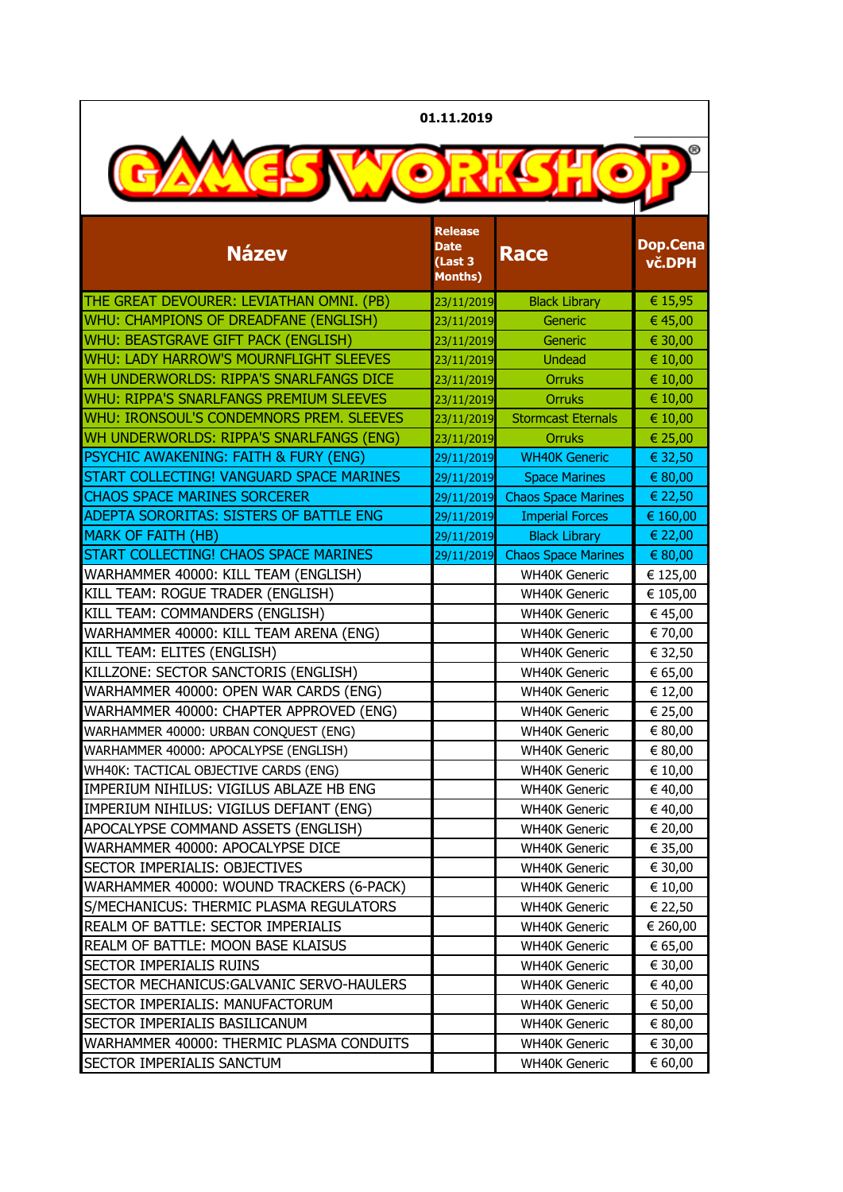01.11.2019

GAMES WORKSHOP

| Název | Release Date (Last 3 Months) | Race | Dop.Cena vč.DPH |
|---|---|---|---|
| THE GREAT DEVOURER: LEVIATHAN OMNI. (PB) | 23/11/2019 | Black Library | € 15,95 |
| WHU: CHAMPIONS OF DREADFANE (ENGLISH) | 23/11/2019 | Generic | € 45,00 |
| WHU: BEASTGRAVE GIFT PACK (ENGLISH) | 23/11/2019 | Generic | € 30,00 |
| WHU: LADY HARROW'S MOURNFLIGHT SLEEVES | 23/11/2019 | Undead | € 10,00 |
| WH UNDERWORLDS: RIPPA'S SNARLFANGS DICE | 23/11/2019 | Orruks | € 10,00 |
| WHU: RIPPA'S SNARLFANGS PREMIUM SLEEVES | 23/11/2019 | Orruks | € 10,00 |
| WHU: IRONSOUL'S CONDEMNORS PREM. SLEEVES | 23/11/2019 | Stormcast Eternals | € 10,00 |
| WH UNDERWORLDS: RIPPA'S SNARLFANGS (ENG) | 23/11/2019 | Orruks | € 25,00 |
| PSYCHIC AWAKENING: FAITH & FURY (ENG) | 29/11/2019 | WH40K Generic | € 32,50 |
| START COLLECTING! VANGUARD SPACE MARINES | 29/11/2019 | Space Marines | € 80,00 |
| CHAOS SPACE MARINES SORCERER | 29/11/2019 | Chaos Space Marines | € 22,50 |
| ADEPTA SORORITAS: SISTERS OF BATTLE ENG | 29/11/2019 | Imperial Forces | € 160,00 |
| MARK OF FAITH (HB) | 29/11/2019 | Black Library | € 22,00 |
| START COLLECTING! CHAOS SPACE MARINES | 29/11/2019 | Chaos Space Marines | € 80,00 |
| WARHAMMER 40000: KILL TEAM (ENGLISH) | | WH40K Generic | € 125,00 |
| KILL TEAM: ROGUE TRADER (ENGLISH) | | WH40K Generic | € 105,00 |
| KILL TEAM: COMMANDERS (ENGLISH) | | WH40K Generic | € 45,00 |
| WARHAMMER 40000: KILL TEAM ARENA (ENG) | | WH40K Generic | € 70,00 |
| KILL TEAM: ELITES (ENGLISH) | | WH40K Generic | € 32,50 |
| KILLZONE: SECTOR SANCTORIS (ENGLISH) | | WH40K Generic | € 65,00 |
| WARHAMMER 40000: OPEN WAR CARDS (ENG) | | WH40K Generic | € 12,00 |
| WARHAMMER 40000: CHAPTER APPROVED (ENG) | | WH40K Generic | € 25,00 |
| WARHAMMER 40000: URBAN CONQUEST (ENG) | | WH40K Generic | € 80,00 |
| WARHAMMER 40000: APOCALYPSE (ENGLISH) | | WH40K Generic | € 80,00 |
| WH40K: TACTICAL OBJECTIVE CARDS (ENG) | | WH40K Generic | € 10,00 |
| IMPERIUM NIHILUS: VIGILUS ABLAZE HB ENG | | WH40K Generic | € 40,00 |
| IMPERIUM NIHILUS: VIGILUS DEFIANT (ENG) | | WH40K Generic | € 40,00 |
| APOCALYPSE COMMAND ASSETS (ENGLISH) | | WH40K Generic | € 20,00 |
| WARHAMMER 40000: APOCALYPSE DICE | | WH40K Generic | € 35,00 |
| SECTOR IMPERIALIS: OBJECTIVES | | WH40K Generic | € 30,00 |
| WARHAMMER 40000: WOUND TRACKERS (6-PACK) | | WH40K Generic | € 10,00 |
| S/MECHANICUS: THERMIC PLASMA REGULATORS | | WH40K Generic | € 22,50 |
| REALM OF BATTLE: SECTOR IMPERIALIS | | WH40K Generic | € 260,00 |
| REALM OF BATTLE: MOON BASE KLAISUS | | WH40K Generic | € 65,00 |
| SECTOR IMPERIALIS RUINS | | WH40K Generic | € 30,00 |
| SECTOR MECHANICUS:GALVANIC SERVO-HAULERS | | WH40K Generic | € 40,00 |
| SECTOR IMPERIALIS: MANUFACTORUM | | WH40K Generic | € 50,00 |
| SECTOR IMPERIALIS BASILICANUM | | WH40K Generic | € 80,00 |
| WARHAMMER 40000: THERMIC PLASMA CONDUITS | | WH40K Generic | € 30,00 |
| SECTOR IMPERIALIS SANCTUM | | WH40K Generic | € 60,00 |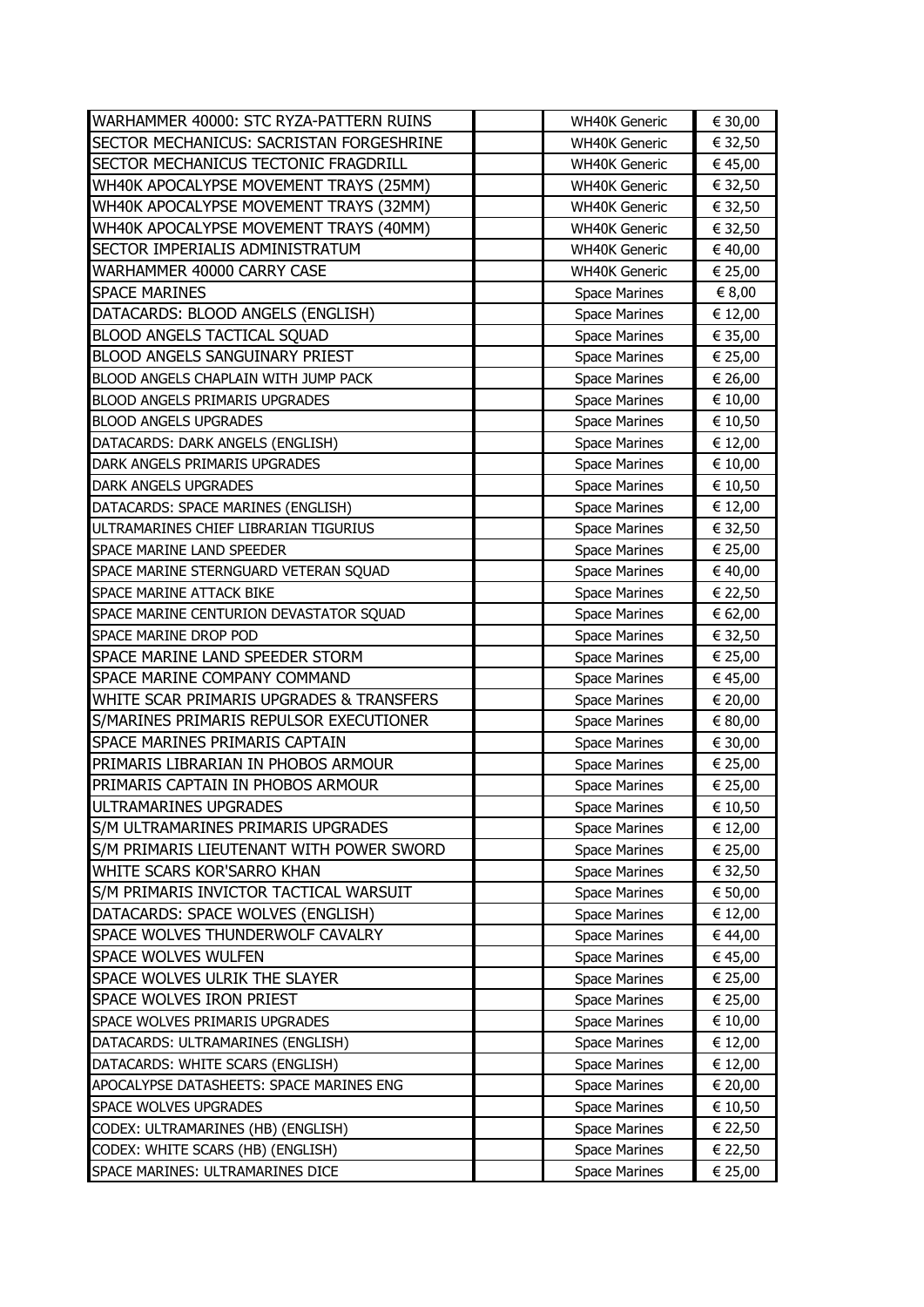| | | | |
|---|---|---|---|
| WARHAMMER 40000: STC RYZA-PATTERN RUINS | | WH40K Generic | € 30,00 |
| SECTOR MECHANICUS: SACRISTAN FORGESHRINE | | WH40K Generic | € 32,50 |
| SECTOR MECHANICUS TECTONIC FRAGDRILL | | WH40K Generic | € 45,00 |
| WH40K APOCALYPSE MOVEMENT TRAYS (25MM) | | WH40K Generic | € 32,50 |
| WH40K APOCALYPSE MOVEMENT TRAYS (32MM) | | WH40K Generic | € 32,50 |
| WH40K APOCALYPSE MOVEMENT TRAYS (40MM) | | WH40K Generic | € 32,50 |
| SECTOR IMPERIALIS ADMINISTRATUM | | WH40K Generic | € 40,00 |
| WARHAMMER 40000 CARRY CASE | | WH40K Generic | € 25,00 |
| SPACE MARINES | | Space Marines | € 8,00 |
| DATACARDS: BLOOD ANGELS (ENGLISH) | | Space Marines | € 12,00 |
| BLOOD ANGELS TACTICAL SQUAD | | Space Marines | € 35,00 |
| BLOOD ANGELS SANGUINARY PRIEST | | Space Marines | € 25,00 |
| BLOOD ANGELS CHAPLAIN WITH JUMP PACK | | Space Marines | € 26,00 |
| BLOOD ANGELS PRIMARIS UPGRADES | | Space Marines | € 10,00 |
| BLOOD ANGELS UPGRADES | | Space Marines | € 10,50 |
| DATACARDS: DARK ANGELS (ENGLISH) | | Space Marines | € 12,00 |
| DARK ANGELS PRIMARIS UPGRADES | | Space Marines | € 10,00 |
| DARK ANGELS UPGRADES | | Space Marines | € 10,50 |
| DATACARDS: SPACE MARINES (ENGLISH) | | Space Marines | € 12,00 |
| ULTRAMARINES CHIEF LIBRARIAN TIGURIUS | | Space Marines | € 32,50 |
| SPACE MARINE LAND SPEEDER | | Space Marines | € 25,00 |
| SPACE MARINE STERNGUARD VETERAN SQUAD | | Space Marines | € 40,00 |
| SPACE MARINE ATTACK BIKE | | Space Marines | € 22,50 |
| SPACE MARINE CENTURION DEVASTATOR SQUAD | | Space Marines | € 62,00 |
| SPACE MARINE DROP POD | | Space Marines | € 32,50 |
| SPACE MARINE LAND SPEEDER STORM | | Space Marines | € 25,00 |
| SPACE MARINE COMPANY COMMAND | | Space Marines | € 45,00 |
| WHITE SCAR PRIMARIS UPGRADES & TRANSFERS | | Space Marines | € 20,00 |
| S/MARINES PRIMARIS REPULSOR EXECUTIONER | | Space Marines | € 80,00 |
| SPACE MARINES PRIMARIS CAPTAIN | | Space Marines | € 30,00 |
| PRIMARIS LIBRARIAN IN PHOBOS ARMOUR | | Space Marines | € 25,00 |
| PRIMARIS CAPTAIN IN PHOBOS ARMOUR | | Space Marines | € 25,00 |
| ULTRAMARINES UPGRADES | | Space Marines | € 10,50 |
| S/M ULTRAMARINES PRIMARIS UPGRADES | | Space Marines | € 12,00 |
| S/M PRIMARIS LIEUTENANT WITH POWER SWORD | | Space Marines | € 25,00 |
| WHITE SCARS KOR'SARRO KHAN | | Space Marines | € 32,50 |
| S/M PRIMARIS INVICTOR TACTICAL WARSUIT | | Space Marines | € 50,00 |
| DATACARDS: SPACE WOLVES (ENGLISH) | | Space Marines | € 12,00 |
| SPACE WOLVES THUNDERWOLF CAVALRY | | Space Marines | € 44,00 |
| SPACE WOLVES WULFEN | | Space Marines | € 45,00 |
| SPACE WOLVES ULRIK THE SLAYER | | Space Marines | € 25,00 |
| SPACE WOLVES IRON PRIEST | | Space Marines | € 25,00 |
| SPACE WOLVES PRIMARIS UPGRADES | | Space Marines | € 10,00 |
| DATACARDS: ULTRAMARINES (ENGLISH) | | Space Marines | € 12,00 |
| DATACARDS: WHITE SCARS (ENGLISH) | | Space Marines | € 12,00 |
| APOCALYPSE DATASHEETS: SPACE MARINES ENG | | Space Marines | € 20,00 |
| SPACE WOLVES UPGRADES | | Space Marines | € 10,50 |
| CODEX: ULTRAMARINES (HB) (ENGLISH) | | Space Marines | € 22,50 |
| CODEX: WHITE SCARS (HB) (ENGLISH) | | Space Marines | € 22,50 |
| SPACE MARINES: ULTRAMARINES DICE | | Space Marines | € 25,00 |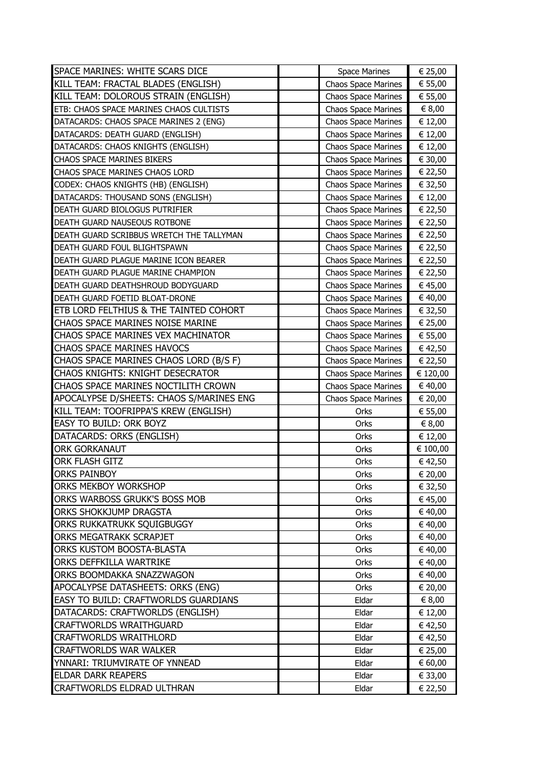| | | | |
|---|---|---|---|
| SPACE MARINES: WHITE SCARS DICE | | Space Marines | € 25,00 |
| KILL TEAM: FRACTAL BLADES (ENGLISH) | | Chaos Space Marines | € 55,00 |
| KILL TEAM: DOLOROUS STRAIN (ENGLISH) | | Chaos Space Marines | € 55,00 |
| ETB: CHAOS SPACE MARINES CHAOS CULTISTS | | Chaos Space Marines | € 8,00 |
| DATACARDS: CHAOS SPACE MARINES 2 (ENG) | | Chaos Space Marines | € 12,00 |
| DATACARDS: DEATH GUARD (ENGLISH) | | Chaos Space Marines | € 12,00 |
| DATACARDS: CHAOS KNIGHTS (ENGLISH) | | Chaos Space Marines | € 12,00 |
| CHAOS SPACE MARINES BIKERS | | Chaos Space Marines | € 30,00 |
| CHAOS SPACE MARINES CHAOS LORD | | Chaos Space Marines | € 22,50 |
| CODEX: CHAOS KNIGHTS (HB) (ENGLISH) | | Chaos Space Marines | € 32,50 |
| DATACARDS: THOUSAND SONS (ENGLISH) | | Chaos Space Marines | € 12,00 |
| DEATH GUARD BIOLOGUS PUTRIFIER | | Chaos Space Marines | € 22,50 |
| DEATH GUARD NAUSEOUS ROTBONE | | Chaos Space Marines | € 22,50 |
| DEATH GUARD SCRIBBUS WRETCH THE TALLYMAN | | Chaos Space Marines | € 22,50 |
| DEATH GUARD FOUL BLIGHTSPAWN | | Chaos Space Marines | € 22,50 |
| DEATH GUARD PLAGUE MARINE ICON BEARER | | Chaos Space Marines | € 22,50 |
| DEATH GUARD PLAGUE MARINE CHAMPION | | Chaos Space Marines | € 22,50 |
| DEATH GUARD DEATHSHROUD BODYGUARD | | Chaos Space Marines | € 45,00 |
| DEATH GUARD FOETID BLOAT-DRONE | | Chaos Space Marines | € 40,00 |
| ETB LORD FELTHIUS & THE TAINTED COHORT | | Chaos Space Marines | € 32,50 |
| CHAOS SPACE MARINES NOISE MARINE | | Chaos Space Marines | € 25,00 |
| CHAOS SPACE MARINES VEX MACHINATOR | | Chaos Space Marines | € 55,00 |
| CHAOS SPACE MARINES HAVOCS | | Chaos Space Marines | € 42,50 |
| CHAOS SPACE MARINES CHAOS LORD (B/S F) | | Chaos Space Marines | € 22,50 |
| CHAOS KNIGHTS: KNIGHT DESECRATOR | | Chaos Space Marines | € 120,00 |
| CHAOS SPACE MARINES NOCTILITH CROWN | | Chaos Space Marines | € 40,00 |
| APOCALYPSE D/SHEETS: CHAOS S/MARINES ENG | | Chaos Space Marines | € 20,00 |
| KILL TEAM: TOOFRIPPA'S KREW (ENGLISH) | | Orks | € 55,00 |
| EASY TO BUILD: ORK BOYZ | | Orks | € 8,00 |
| DATACARDS: ORKS (ENGLISH) | | Orks | € 12,00 |
| ORK GORKANAUT | | Orks | € 100,00 |
| ORK FLASH GITZ | | Orks | € 42,50 |
| ORKS PAINBOY | | Orks | € 20,00 |
| ORKS MEKBOY WORKSHOP | | Orks | € 32,50 |
| ORKS WARBOSS GRUKK'S BOSS MOB | | Orks | € 45,00 |
| ORKS SHOKKJUMP DRAGSTA | | Orks | € 40,00 |
| ORKS RUKKATRUKK SQUIGBUGGY | | Orks | € 40,00 |
| ORKS MEGATRAKK SCRAPJET | | Orks | € 40,00 |
| ORKS KUSTOM BOOSTA-BLASTA | | Orks | € 40,00 |
| ORKS DEFFKILLA WARTRIKE | | Orks | € 40,00 |
| ORKS BOOMDAKKA SNAZZWAGON | | Orks | € 40,00 |
| APOCALYPSE DATASHEETS: ORKS (ENG) | | Orks | € 20,00 |
| EASY TO BUILD: CRAFTWORLDS GUARDIANS | | Eldar | € 8,00 |
| DATACARDS: CRAFTWORLDS (ENGLISH) | | Eldar | € 12,00 |
| CRAFTWORLDS WRAITHGUARD | | Eldar | € 42,50 |
| CRAFTWORLDS WRAITHLORD | | Eldar | € 42,50 |
| CRAFTWORLDS WAR WALKER | | Eldar | € 25,00 |
| YNNARI: TRIUMVIRATE OF YNNEAD | | Eldar | € 60,00 |
| ELDAR DARK REAPERS | | Eldar | € 33,00 |
| CRAFTWORLDS ELDRAD ULTHRAN | | Eldar | € 22,50 |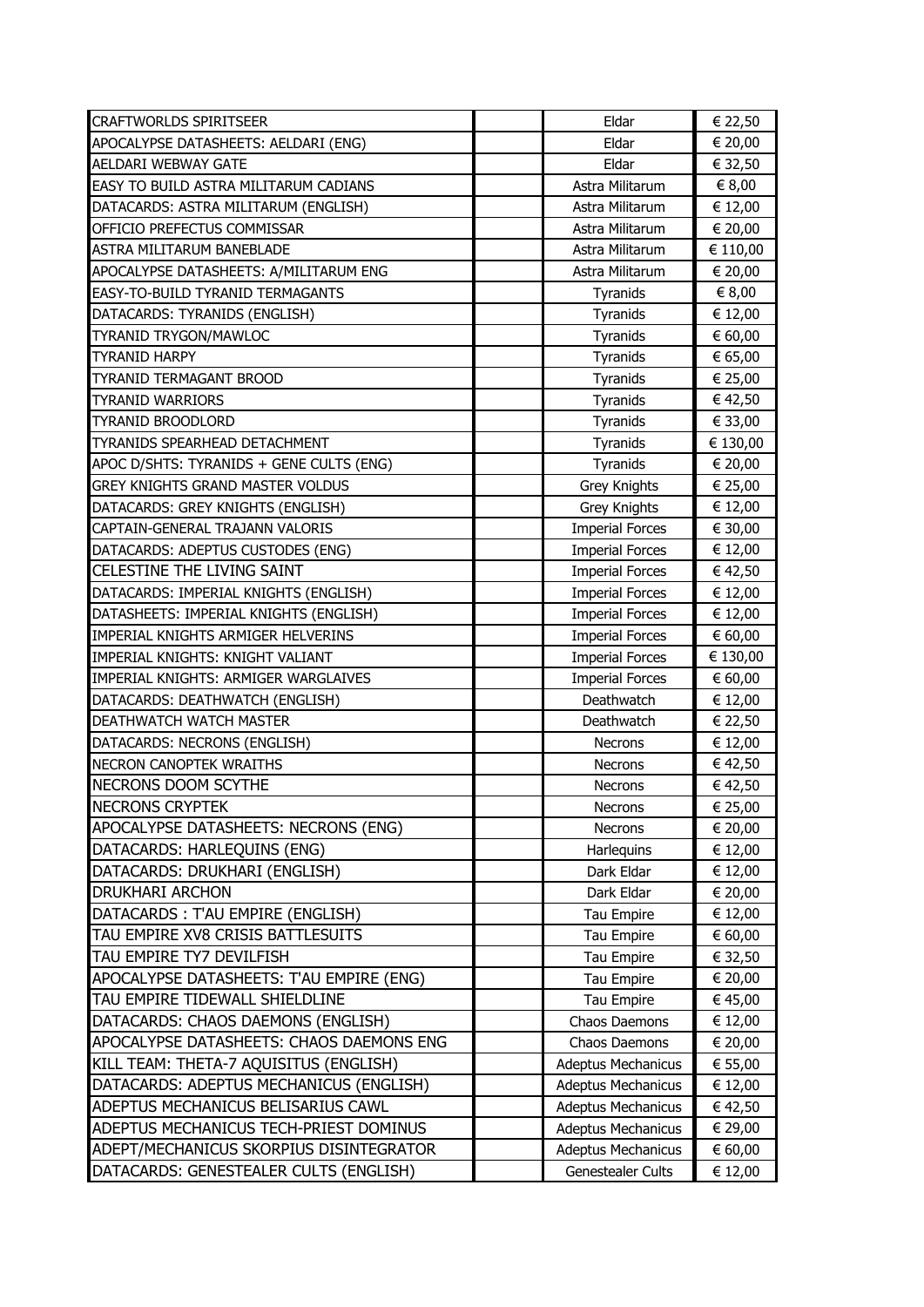| | | | |
|---|---|---|---|
| CRAFTWORLDS SPIRITSEER | | Eldar | € 22,50 |
| APOCALYPSE DATASHEETS: AELDARI (ENG) | | Eldar | € 20,00 |
| AELDARI WEBWAY GATE | | Eldar | € 32,50 |
| EASY TO BUILD ASTRA MILITARUM CADIANS | | Astra Militarum | € 8,00 |
| DATACARDS: ASTRA MILITARUM (ENGLISH) | | Astra Militarum | € 12,00 |
| OFFICIO PREFECTUS COMMISSAR | | Astra Militarum | € 20,00 |
| ASTRA MILITARUM BANEBLADE | | Astra Militarum | € 110,00 |
| APOCALYPSE DATASHEETS: A/MILITARUM ENG | | Astra Militarum | € 20,00 |
| EASY-TO-BUILD TYRANID TERMAGANTS | | Tyranids | € 8,00 |
| DATACARDS: TYRANIDS (ENGLISH) | | Tyranids | € 12,00 |
| TYRANID TRYGON/MAWLOC | | Tyranids | € 60,00 |
| TYRANID HARPY | | Tyranids | € 65,00 |
| TYRANID TERMAGANT BROOD | | Tyranids | € 25,00 |
| TYRANID WARRIORS | | Tyranids | € 42,50 |
| TYRANID BROODLORD | | Tyranids | € 33,00 |
| TYRANIDS SPEARHEAD DETACHMENT | | Tyranids | € 130,00 |
| APOC D/SHTS: TYRANIDS + GENE CULTS (ENG) | | Tyranids | € 20,00 |
| GREY KNIGHTS GRAND MASTER VOLDUS | | Grey Knights | € 25,00 |
| DATACARDS: GREY KNIGHTS (ENGLISH) | | Grey Knights | € 12,00 |
| CAPTAIN-GENERAL TRAJANN VALORIS | | Imperial Forces | € 30,00 |
| DATACARDS: ADEPTUS CUSTODES (ENG) | | Imperial Forces | € 12,00 |
| CELESTINE THE LIVING SAINT | | Imperial Forces | € 42,50 |
| DATACARDS: IMPERIAL KNIGHTS (ENGLISH) | | Imperial Forces | € 12,00 |
| DATASHEETS: IMPERIAL KNIGHTS (ENGLISH) | | Imperial Forces | € 12,00 |
| IMPERIAL KNIGHTS ARMIGER HELVERINS | | Imperial Forces | € 60,00 |
| IMPERIAL KNIGHTS: KNIGHT VALIANT | | Imperial Forces | € 130,00 |
| IMPERIAL KNIGHTS: ARMIGER WARGLAIVES | | Imperial Forces | € 60,00 |
| DATACARDS: DEATHWATCH (ENGLISH) | | Deathwatch | € 12,00 |
| DEATHWATCH WATCH MASTER | | Deathwatch | € 22,50 |
| DATACARDS: NECRONS (ENGLISH) | | Necrons | € 12,00 |
| NECRON CANOPTEK WRAITHS | | Necrons | € 42,50 |
| NECRONS DOOM SCYTHE | | Necrons | € 42,50 |
| NECRONS CRYPTEK | | Necrons | € 25,00 |
| APOCALYPSE DATASHEETS: NECRONS (ENG) | | Necrons | € 20,00 |
| DATACARDS: HARLEQUINS (ENG) | | Harlequins | € 12,00 |
| DATACARDS: DRUKHARI (ENGLISH) | | Dark Eldar | € 12,00 |
| DRUKHARI ARCHON | | Dark Eldar | € 20,00 |
| DATACARDS : T'AU EMPIRE (ENGLISH) | | Tau Empire | € 12,00 |
| TAU EMPIRE XV8 CRISIS BATTLESUITS | | Tau Empire | € 60,00 |
| TAU EMPIRE TY7 DEVILFISH | | Tau Empire | € 32,50 |
| APOCALYPSE DATASHEETS: T'AU EMPIRE (ENG) | | Tau Empire | € 20,00 |
| TAU EMPIRE TIDEWALL SHIELDLINE | | Tau Empire | € 45,00 |
| DATACARDS: CHAOS DAEMONS (ENGLISH) | | Chaos Daemons | € 12,00 |
| APOCALYPSE DATASHEETS: CHAOS DAEMONS ENG | | Chaos Daemons | € 20,00 |
| KILL TEAM: THETA-7 AQUISITUS (ENGLISH) | | Adeptus Mechanicus | € 55,00 |
| DATACARDS: ADEPTUS MECHANICUS (ENGLISH) | | Adeptus Mechanicus | € 12,00 |
| ADEPTUS MECHANICUS BELISARIUS CAWL | | Adeptus Mechanicus | € 42,50 |
| ADEPTUS MECHANICUS TECH-PRIEST DOMINUS | | Adeptus Mechanicus | € 29,00 |
| ADEPT/MECHANICUS SKORPIUS DISINTEGRATOR | | Adeptus Mechanicus | € 60,00 |
| DATACARDS: GENESTEALER CULTS (ENGLISH) | | Genestealer Cults | € 12,00 |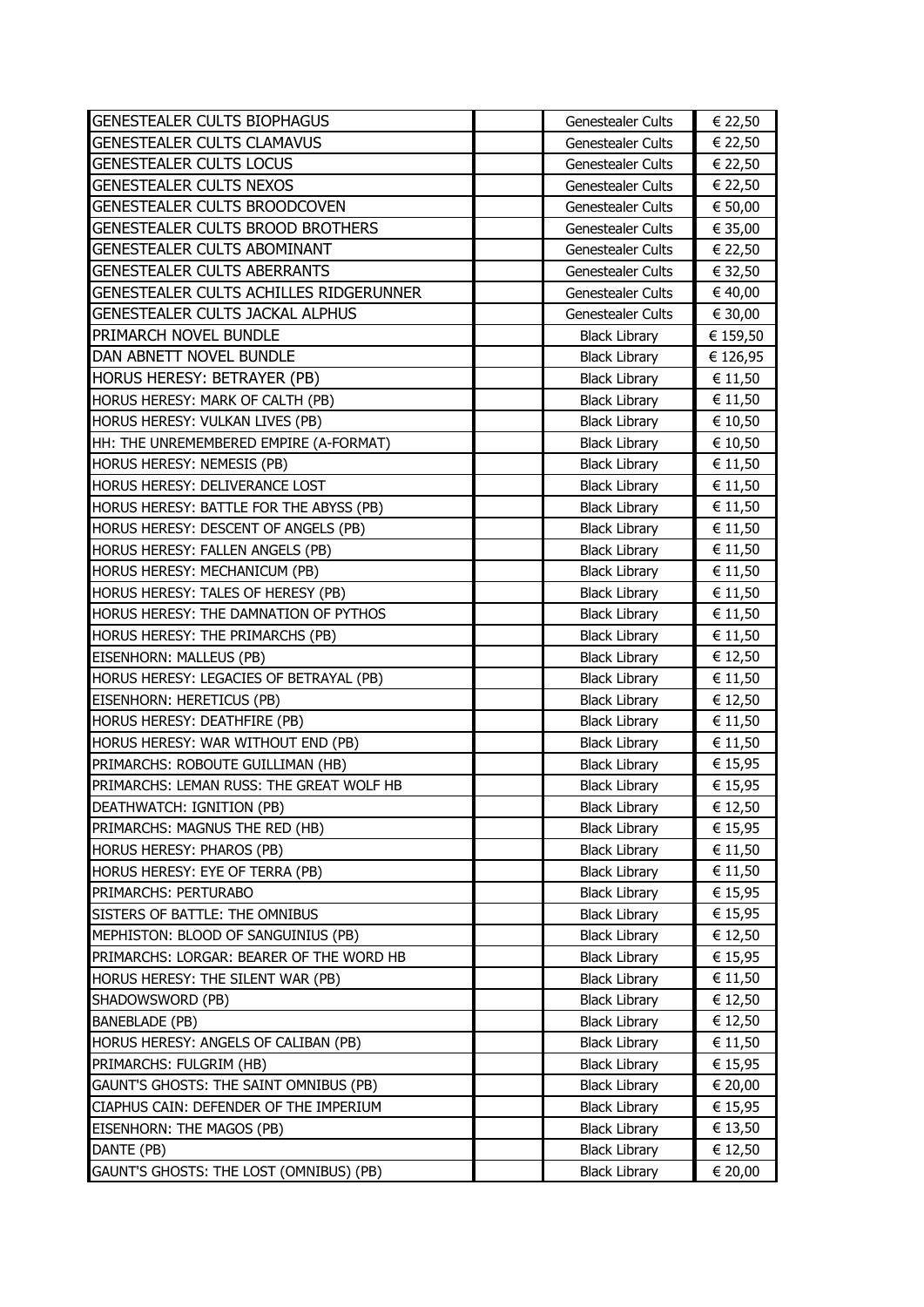| | | | |
|---|---|---|---|
| GENESTEALER CULTS BIOPHAGUS | | Genestealer Cults | € 22,50 |
| GENESTEALER CULTS CLAMAVUS | | Genestealer Cults | € 22,50 |
| GENESTEALER CULTS LOCUS | | Genestealer Cults | € 22,50 |
| GENESTEALER CULTS NEXOS | | Genestealer Cults | € 22,50 |
| GENESTEALER CULTS BROODCOVEN | | Genestealer Cults | € 50,00 |
| GENESTEALER CULTS BROOD BROTHERS | | Genestealer Cults | € 35,00 |
| GENESTEALER CULTS ABOMINANT | | Genestealer Cults | € 22,50 |
| GENESTEALER CULTS ABERRANTS | | Genestealer Cults | € 32,50 |
| GENESTEALER CULTS ACHILLES RIDGERUNNER | | Genestealer Cults | € 40,00 |
| GENESTEALER CULTS JACKAL ALPHUS | | Genestealer Cults | € 30,00 |
| PRIMARCH NOVEL BUNDLE | | Black Library | € 159,50 |
| DAN ABNETT NOVEL BUNDLE | | Black Library | € 126,95 |
| HORUS HERESY: BETRAYER (PB) | | Black Library | € 11,50 |
| HORUS HERESY: MARK OF CALTH (PB) | | Black Library | € 11,50 |
| HORUS HERESY: VULKAN LIVES (PB) | | Black Library | € 10,50 |
| HH: THE UNREMEMBERED EMPIRE (A-FORMAT) | | Black Library | € 10,50 |
| HORUS HERESY: NEMESIS (PB) | | Black Library | € 11,50 |
| HORUS HERESY: DELIVERANCE LOST | | Black Library | € 11,50 |
| HORUS HERESY: BATTLE FOR THE ABYSS (PB) | | Black Library | € 11,50 |
| HORUS HERESY: DESCENT OF ANGELS (PB) | | Black Library | € 11,50 |
| HORUS HERESY: FALLEN ANGELS (PB) | | Black Library | € 11,50 |
| HORUS HERESY: MECHANICUM (PB) | | Black Library | € 11,50 |
| HORUS HERESY: TALES OF HERESY (PB) | | Black Library | € 11,50 |
| HORUS HERESY: THE DAMNATION OF PYTHOS | | Black Library | € 11,50 |
| HORUS HERESY: THE PRIMARCHS (PB) | | Black Library | € 11,50 |
| EISENHORN: MALLEUS (PB) | | Black Library | € 12,50 |
| HORUS HERESY: LEGACIES OF BETRAYAL (PB) | | Black Library | € 11,50 |
| EISENHORN: HERETICUS (PB) | | Black Library | € 12,50 |
| HORUS HERESY: DEATHFIRE (PB) | | Black Library | € 11,50 |
| HORUS HERESY: WAR WITHOUT END (PB) | | Black Library | € 11,50 |
| PRIMARCHS: ROBOUTE GUILLIMAN (HB) | | Black Library | € 15,95 |
| PRIMARCHS: LEMAN RUSS: THE GREAT WOLF HB | | Black Library | € 15,95 |
| DEATHWATCH: IGNITION (PB) | | Black Library | € 12,50 |
| PRIMARCHS: MAGNUS THE RED (HB) | | Black Library | € 15,95 |
| HORUS HERESY: PHAROS (PB) | | Black Library | € 11,50 |
| HORUS HERESY: EYE OF TERRA (PB) | | Black Library | € 11,50 |
| PRIMARCHS: PERTURABO | | Black Library | € 15,95 |
| SISTERS OF BATTLE: THE OMNIBUS | | Black Library | € 15,95 |
| MEPHISTON: BLOOD OF SANGUINIUS (PB) | | Black Library | € 12,50 |
| PRIMARCHS: LORGAR: BEARER OF THE WORD HB | | Black Library | € 15,95 |
| HORUS HERESY: THE SILENT WAR (PB) | | Black Library | € 11,50 |
| SHADOWSWORD (PB) | | Black Library | € 12,50 |
| BANEBLADE (PB) | | Black Library | € 12,50 |
| HORUS HERESY: ANGELS OF CALIBAN (PB) | | Black Library | € 11,50 |
| PRIMARCHS: FULGRIM (HB) | | Black Library | € 15,95 |
| GAUNT'S GHOSTS: THE SAINT OMNIBUS (PB) | | Black Library | € 20,00 |
| CIAPHUS CAIN: DEFENDER OF THE IMPERIUM | | Black Library | € 15,95 |
| EISENHORN: THE MAGOS (PB) | | Black Library | € 13,50 |
| DANTE (PB) | | Black Library | € 12,50 |
| GAUNT'S GHOSTS: THE LOST (OMNIBUS) (PB) | | Black Library | € 20,00 |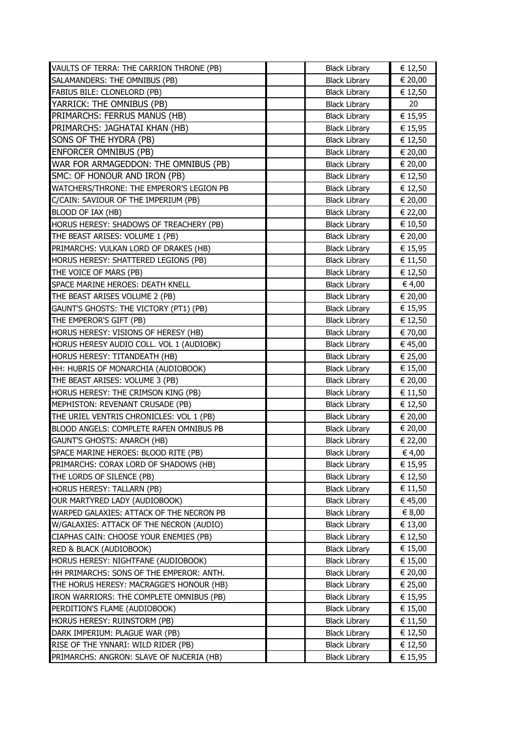| | | | |
|---|---|---|---|
| VAULTS OF TERRA: THE CARRION THRONE (PB) | | Black Library | € 12,50 |
| SALAMANDERS: THE OMNIBUS (PB) | | Black Library | € 20,00 |
| FABIUS BILE: CLONELORD (PB) | | Black Library | € 12,50 |
| YARRICK: THE OMNIBUS (PB) | | Black Library | 20 |
| PRIMARCHS: FERRUS MANUS (HB) | | Black Library | € 15,95 |
| PRIMARCHS: JAGHATAI KHAN (HB) | | Black Library | € 15,95 |
| SONS OF THE HYDRA (PB) | | Black Library | € 12,50 |
| ENFORCER OMNIBUS (PB) | | Black Library | € 20,00 |
| WAR FOR ARMAGEDDON: THE OMNIBUS (PB) | | Black Library | € 20,00 |
| SMC: OF HONOUR AND IRON (PB) | | Black Library | € 12,50 |
| WATCHERS/THRONE: THE EMPEROR'S LEGION PB | | Black Library | € 12,50 |
| C/CAIN: SAVIOUR OF THE IMPERIUM (PB) | | Black Library | € 20,00 |
| BLOOD OF IAX (HB) | | Black Library | € 22,00 |
| HORUS HERESY: SHADOWS OF TREACHERY (PB) | | Black Library | € 10,50 |
| THE BEAST ARISES: VOLUME 1 (PB) | | Black Library | € 20,00 |
| PRIMARCHS: VULKAN LORD OF DRAKES (HB) | | Black Library | € 15,95 |
| HORUS HERESY: SHATTERED LEGIONS (PB) | | Black Library | € 11,50 |
| THE VOICE OF MARS (PB) | | Black Library | € 12,50 |
| SPACE MARINE HEROES: DEATH KNELL | | Black Library | € 4,00 |
| THE BEAST ARISES VOLUME 2 (PB) | | Black Library | € 20,00 |
| GAUNT'S GHOSTS: THE VICTORY (PT1) (PB) | | Black Library | € 15,95 |
| THE EMPEROR'S GIFT (PB) | | Black Library | € 12,50 |
| HORUS HERESY: VISIONS OF HERESY (HB) | | Black Library | € 70,00 |
| HORUS HERESY AUDIO COLL. VOL 1 (AUDIOBK) | | Black Library | € 45,00 |
| HORUS HERESY: TITANDEATH (HB) | | Black Library | € 25,00 |
| HH: HUBRIS OF MONARCHIA (AUDIOBOOK) | | Black Library | € 15,00 |
| THE BEAST ARISES: VOLUME 3 (PB) | | Black Library | € 20,00 |
| HORUS HERESY: THE CRIMSON KING (PB) | | Black Library | € 11,50 |
| MEPHISTON: REVENANT CRUSADE (PB) | | Black Library | € 12,50 |
| THE URIEL VENTRIS CHRONICLES: VOL 1 (PB) | | Black Library | € 20,00 |
| BLOOD ANGELS: COMPLETE RAFEN OMNIBUS PB | | Black Library | € 20,00 |
| GAUNT'S GHOSTS: ANARCH (HB) | | Black Library | € 22,00 |
| SPACE MARINE HEROES: BLOOD RITE (PB) | | Black Library | € 4,00 |
| PRIMARCHS: CORAX LORD OF SHADOWS (HB) | | Black Library | € 15,95 |
| THE LORDS OF SILENCE (PB) | | Black Library | € 12,50 |
| HORUS HERESY: TALLARN (PB) | | Black Library | € 11,50 |
| OUR MARTYRED LADY (AUDIOBOOK) | | Black Library | € 45,00 |
| WARPED GALAXIES: ATTACK OF THE NECRON PB | | Black Library | € 8,00 |
| W/GALAXIES: ATTACK OF THE NECRON (AUDIO) | | Black Library | € 13,00 |
| CIAPHAS CAIN: CHOOSE YOUR ENEMIES (PB) | | Black Library | € 12,50 |
| RED & BLACK (AUDIOBOOK) | | Black Library | € 15,00 |
| HORUS HERESY: NIGHTFANE (AUDIOBOOK) | | Black Library | € 15,00 |
| HH PRIMARCHS: SONS OF THE EMPEROR: ANTH. | | Black Library | € 20,00 |
| THE HORUS HERESY: MACRAGGE'S HONOUR (HB) | | Black Library | € 25,00 |
| IRON WARRIORS: THE COMPLETE OMNIBUS (PB) | | Black Library | € 15,95 |
| PERDITION'S FLAME (AUDIOBOOK) | | Black Library | € 15,00 |
| HORUS HERESY: RUINSTORM (PB) | | Black Library | € 11,50 |
| DARK IMPERIUM: PLAGUE WAR (PB) | | Black Library | € 12,50 |
| RISE OF THE YNNARI: WILD RIDER (PB) | | Black Library | € 12,50 |
| PRIMARCHS: ANGRON: SLAVE OF NUCERIA (HB) | | Black Library | € 15,95 |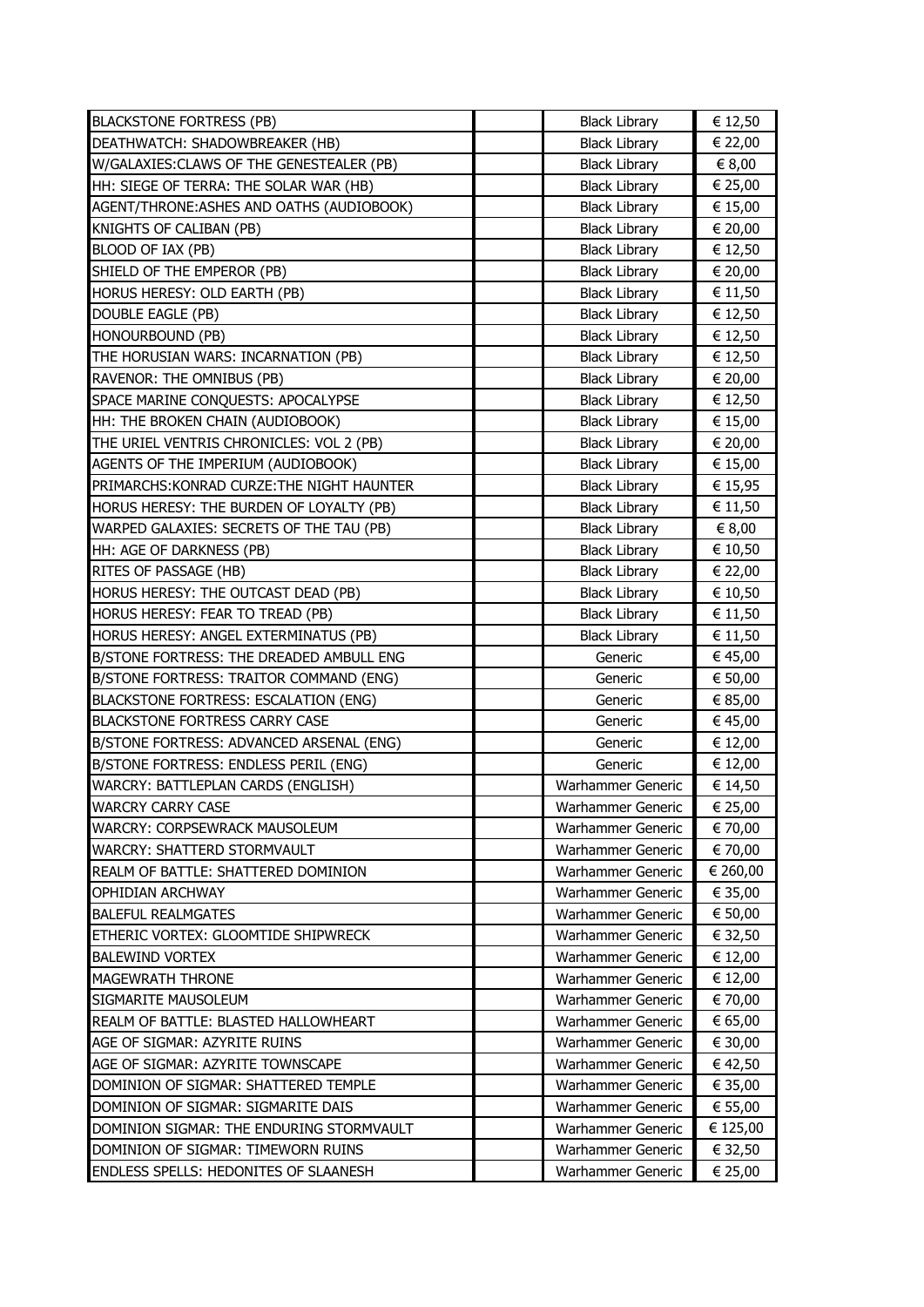| | | | |
|---|---|---|---|
| BLACKSTONE FORTRESS (PB) | | Black Library | € 12,50 |
| DEATHWATCH: SHADOWBREAKER (HB) | | Black Library | € 22,00 |
| W/GALAXIES:CLAWS OF THE GENESTEALER (PB) | | Black Library | € 8,00 |
| HH: SIEGE OF TERRA: THE SOLAR WAR (HB) | | Black Library | € 25,00 |
| AGENT/THRONE:ASHES AND OATHS (AUDIOBOOK) | | Black Library | € 15,00 |
| KNIGHTS OF CALIBAN (PB) | | Black Library | € 20,00 |
| BLOOD OF IAX (PB) | | Black Library | € 12,50 |
| SHIELD OF THE EMPEROR (PB) | | Black Library | € 20,00 |
| HORUS HERESY: OLD EARTH (PB) | | Black Library | € 11,50 |
| DOUBLE EAGLE (PB) | | Black Library | € 12,50 |
| HONOURBOUND (PB) | | Black Library | € 12,50 |
| THE HORUSIAN WARS: INCARNATION (PB) | | Black Library | € 12,50 |
| RAVENOR: THE OMNIBUS (PB) | | Black Library | € 20,00 |
| SPACE MARINE CONQUESTS: APOCALYPSE | | Black Library | € 12,50 |
| HH: THE BROKEN CHAIN (AUDIOBOOK) | | Black Library | € 15,00 |
| THE URIEL VENTRIS CHRONICLES: VOL 2 (PB) | | Black Library | € 20,00 |
| AGENTS OF THE IMPERIUM (AUDIOBOOK) | | Black Library | € 15,00 |
| PRIMARCHS:KONRAD CURZE:THE NIGHT HAUNTER | | Black Library | € 15,95 |
| HORUS HERESY: THE BURDEN OF LOYALTY (PB) | | Black Library | € 11,50 |
| WARPED GALAXIES: SECRETS OF THE TAU (PB) | | Black Library | € 8,00 |
| HH: AGE OF DARKNESS (PB) | | Black Library | € 10,50 |
| RITES OF PASSAGE (HB) | | Black Library | € 22,00 |
| HORUS HERESY: THE OUTCAST DEAD (PB) | | Black Library | € 10,50 |
| HORUS HERESY: FEAR TO TREAD (PB) | | Black Library | € 11,50 |
| HORUS HERESY: ANGEL EXTERMINATUS (PB) | | Black Library | € 11,50 |
| B/STONE FORTRESS: THE DREADED AMBULL ENG | | Generic | € 45,00 |
| B/STONE FORTRESS: TRAITOR COMMAND (ENG) | | Generic | € 50,00 |
| BLACKSTONE FORTRESS: ESCALATION (ENG) | | Generic | € 85,00 |
| BLACKSTONE FORTRESS CARRY CASE | | Generic | € 45,00 |
| B/STONE FORTRESS: ADVANCED ARSENAL (ENG) | | Generic | € 12,00 |
| B/STONE FORTRESS: ENDLESS PERIL (ENG) | | Generic | € 12,00 |
| WARCRY: BATTLEPLAN CARDS (ENGLISH) | | Warhammer Generic | € 14,50 |
| WARCRY CARRY CASE | | Warhammer Generic | € 25,00 |
| WARCRY: CORPSEWRACK MAUSOLEUM | | Warhammer Generic | € 70,00 |
| WARCRY: SHATTERD STORMVAULT | | Warhammer Generic | € 70,00 |
| REALM OF BATTLE: SHATTERED DOMINION | | Warhammer Generic | € 260,00 |
| OPHIDIAN ARCHWAY | | Warhammer Generic | € 35,00 |
| BALEFUL REALMGATES | | Warhammer Generic | € 50,00 |
| ETHERIC VORTEX: GLOOMTIDE SHIPWRECK | | Warhammer Generic | € 32,50 |
| BALEWIND VORTEX | | Warhammer Generic | € 12,00 |
| MAGEWRATH THRONE | | Warhammer Generic | € 12,00 |
| SIGMARITE MAUSOLEUM | | Warhammer Generic | € 70,00 |
| REALM OF BATTLE: BLASTED HALLOWHEART | | Warhammer Generic | € 65,00 |
| AGE OF SIGMAR: AZYRITE RUINS | | Warhammer Generic | € 30,00 |
| AGE OF SIGMAR: AZYRITE TOWNSCAPE | | Warhammer Generic | € 42,50 |
| DOMINION OF SIGMAR: SHATTERED TEMPLE | | Warhammer Generic | € 35,00 |
| DOMINION OF SIGMAR: SIGMARITE DAIS | | Warhammer Generic | € 55,00 |
| DOMINION SIGMAR: THE ENDURING STORMVAULT | | Warhammer Generic | € 125,00 |
| DOMINION OF SIGMAR: TIMEWORN RUINS | | Warhammer Generic | € 32,50 |
| ENDLESS SPELLS: HEDONITES OF SLAANESH | | Warhammer Generic | € 25,00 |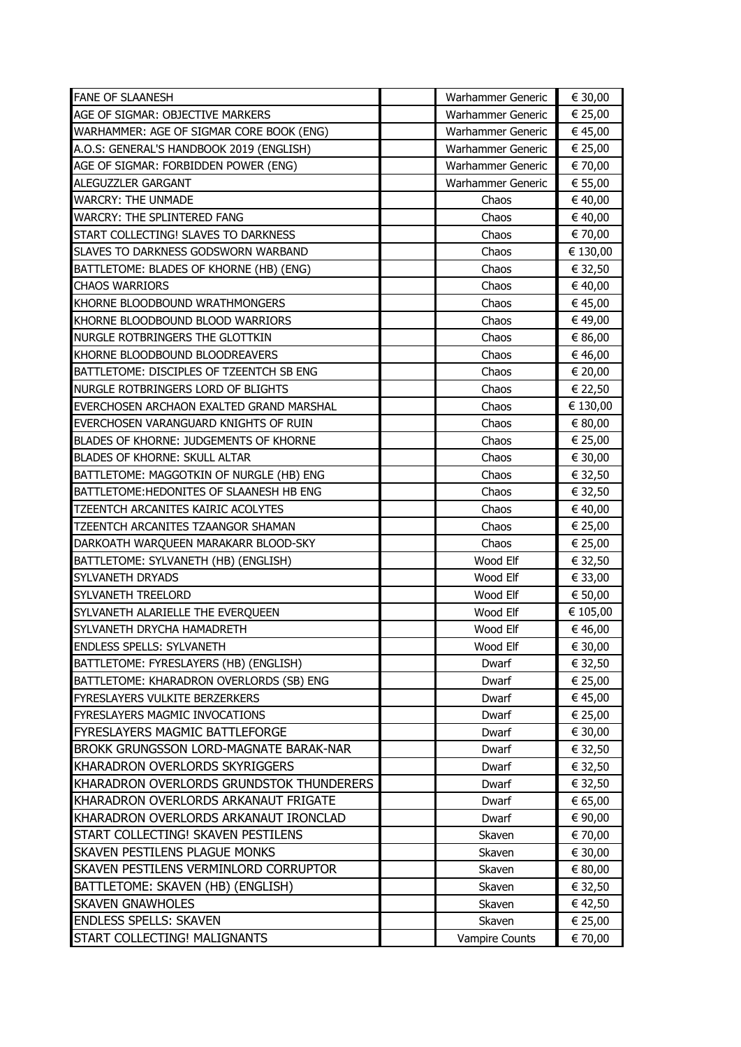| | | | |
|---|---|---|---|
| FANE OF SLAANESH | | Warhammer Generic | € 30,00 |
| AGE OF SIGMAR: OBJECTIVE MARKERS | | Warhammer Generic | € 25,00 |
| WARHAMMER: AGE OF SIGMAR CORE BOOK (ENG) | | Warhammer Generic | € 45,00 |
| A.O.S: GENERAL'S HANDBOOK 2019 (ENGLISH) | | Warhammer Generic | € 25,00 |
| AGE OF SIGMAR: FORBIDDEN POWER (ENG) | | Warhammer Generic | € 70,00 |
| ALEGUZZLER GARGANT | | Warhammer Generic | € 55,00 |
| WARCRY: THE UNMADE | | Chaos | € 40,00 |
| WARCRY: THE SPLINTERED FANG | | Chaos | € 40,00 |
| START COLLECTING! SLAVES TO DARKNESS | | Chaos | € 70,00 |
| SLAVES TO DARKNESS GODSWORN WARBAND | | Chaos | € 130,00 |
| BATTLETOME: BLADES OF KHORNE (HB) (ENG) | | Chaos | € 32,50 |
| CHAOS WARRIORS | | Chaos | € 40,00 |
| KHORNE BLOODBOUND WRATHMONGERS | | Chaos | € 45,00 |
| KHORNE BLOODBOUND BLOOD WARRIORS | | Chaos | € 49,00 |
| NURGLE ROTBRINGERS THE GLOTTKIN | | Chaos | € 86,00 |
| KHORNE BLOODBOUND BLOODREAVERS | | Chaos | € 46,00 |
| BATTLETOME: DISCIPLES OF TZEENTCH SB ENG | | Chaos | € 20,00 |
| NURGLE ROTBRINGERS LORD OF BLIGHTS | | Chaos | € 22,50 |
| EVERCHOSEN ARCHAON EXALTED GRAND MARSHAL | | Chaos | € 130,00 |
| EVERCHOSEN VARANGUARD KNIGHTS OF RUIN | | Chaos | € 80,00 |
| BLADES OF KHORNE: JUDGEMENTS OF KHORNE | | Chaos | € 25,00 |
| BLADES OF KHORNE: SKULL ALTAR | | Chaos | € 30,00 |
| BATTLETOME: MAGGOTKIN OF NURGLE (HB) ENG | | Chaos | € 32,50 |
| BATTLETOME:HEDONITES OF SLAANESH HB ENG | | Chaos | € 32,50 |
| TZEENTCH ARCANITES KAIRIC ACOLYTES | | Chaos | € 40,00 |
| TZEENTCH ARCANITES TZAANGOR SHAMAN | | Chaos | € 25,00 |
| DARKOATH WARQUEEN MARAKARR BLOOD-SKY | | Chaos | € 25,00 |
| BATTLETOME: SYLVANETH (HB) (ENGLISH) | | Wood Elf | € 32,50 |
| SYLVANETH DRYADS | | Wood Elf | € 33,00 |
| SYLVANETH TREELORD | | Wood Elf | € 50,00 |
| SYLVANETH ALARIELLE THE EVERQUEEN | | Wood Elf | € 105,00 |
| SYLVANETH DRYCHA HAMADRETH | | Wood Elf | € 46,00 |
| ENDLESS SPELLS: SYLVANETH | | Wood Elf | € 30,00 |
| BATTLETOME: FYRESLAYERS (HB) (ENGLISH) | | Dwarf | € 32,50 |
| BATTLETOME: KHARADRON OVERLORDS (SB) ENG | | Dwarf | € 25,00 |
| FYRESLAYERS VULKITE BERZERKERS | | Dwarf | € 45,00 |
| FYRESLAYERS MAGMIC INVOCATIONS | | Dwarf | € 25,00 |
| FYRESLAYERS MAGMIC BATTLEFORGE | | Dwarf | € 30,00 |
| BROKK GRUNGSSON LORD-MAGNATE BARAK-NAR | | Dwarf | € 32,50 |
| KHARADRON OVERLORDS SKYRIGGERS | | Dwarf | € 32,50 |
| KHARADRON OVERLORDS GRUNDSTOK THUNDERERS | | Dwarf | € 32,50 |
| KHARADRON OVERLORDS ARKANAUT FRIGATE | | Dwarf | € 65,00 |
| KHARADRON OVERLORDS ARKANAUT IRONCLAD | | Dwarf | € 90,00 |
| START COLLECTING! SKAVEN PESTILENS | | Skaven | € 70,00 |
| SKAVEN PESTILENS PLAGUE MONKS | | Skaven | € 30,00 |
| SKAVEN PESTILENS VERMINLORD CORRUPTOR | | Skaven | € 80,00 |
| BATTLETOME: SKAVEN (HB) (ENGLISH) | | Skaven | € 32,50 |
| SKAVEN GNAWHOLES | | Skaven | € 42,50 |
| ENDLESS SPELLS: SKAVEN | | Skaven | € 25,00 |
| START COLLECTING! MALIGNANTS | | Vampire Counts | € 70,00 |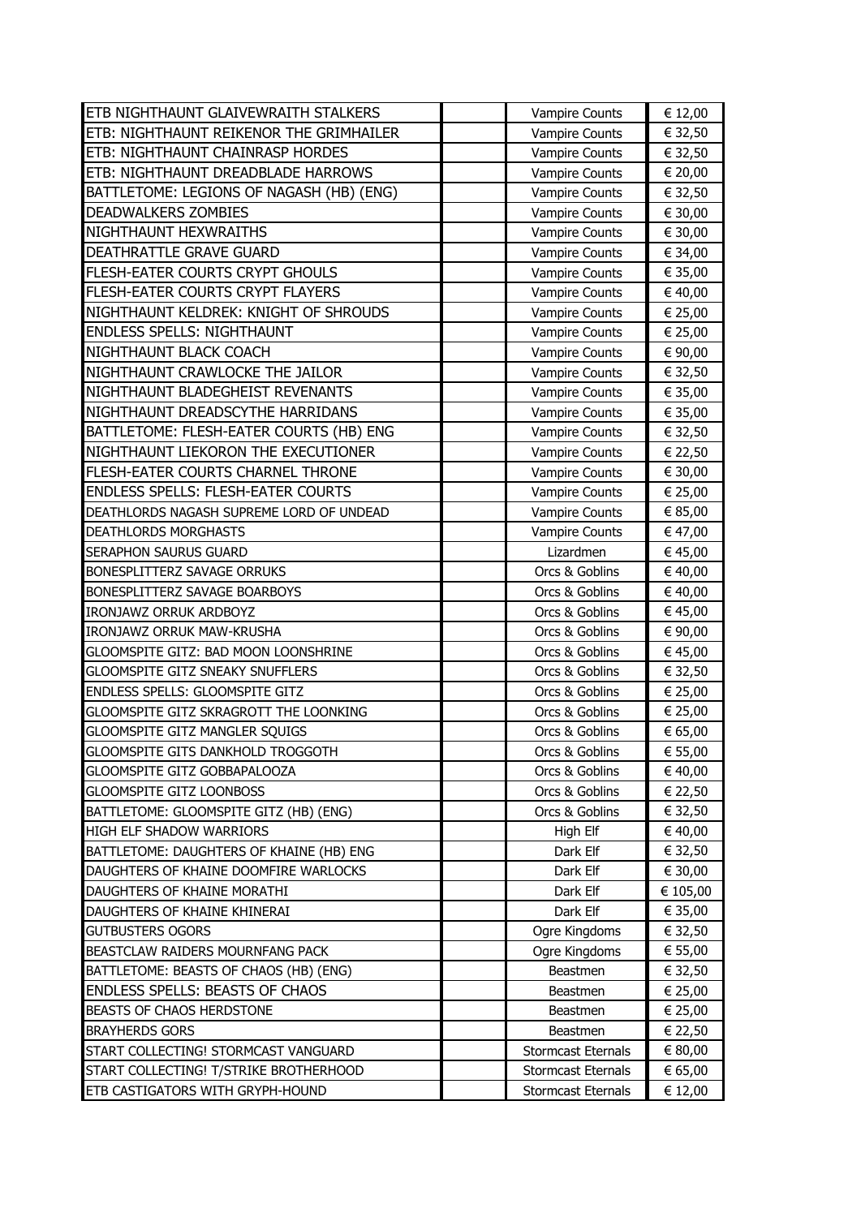| | | | |
|---|---|---|---|
| ETB NIGHTHAUNT GLAIVEWRAITH STALKERS | | Vampire Counts | € 12,00 |
| ETB: NIGHTHAUNT REIKENOR THE GRIMHAILER | | Vampire Counts | € 32,50 |
| ETB: NIGHTHAUNT CHAINRASP HORDES | | Vampire Counts | € 32,50 |
| ETB: NIGHTHAUNT DREADBLADE HARROWS | | Vampire Counts | € 20,00 |
| BATTLETOME: LEGIONS OF NAGASH (HB) (ENG) | | Vampire Counts | € 32,50 |
| DEADWALKERS ZOMBIES | | Vampire Counts | € 30,00 |
| NIGHTHAUNT HEXWRAITHS | | Vampire Counts | € 30,00 |
| DEATHRATTLE GRAVE GUARD | | Vampire Counts | € 34,00 |
| FLESH-EATER COURTS CRYPT GHOULS | | Vampire Counts | € 35,00 |
| FLESH-EATER COURTS CRYPT FLAYERS | | Vampire Counts | € 40,00 |
| NIGHTHAUNT KELDREK: KNIGHT OF SHROUDS | | Vampire Counts | € 25,00 |
| ENDLESS SPELLS: NIGHTHAUNT | | Vampire Counts | € 25,00 |
| NIGHTHAUNT BLACK COACH | | Vampire Counts | € 90,00 |
| NIGHTHAUNT CRAWLOCKE THE JAILOR | | Vampire Counts | € 32,50 |
| NIGHTHAUNT BLADEGHEIST REVENANTS | | Vampire Counts | € 35,00 |
| NIGHTHAUNT DREADSCYTHE HARRIDANS | | Vampire Counts | € 35,00 |
| BATTLETOME: FLESH-EATER COURTS (HB) ENG | | Vampire Counts | € 32,50 |
| NIGHTHAUNT LIEKORON THE EXECUTIONER | | Vampire Counts | € 22,50 |
| FLESH-EATER COURTS CHARNEL THRONE | | Vampire Counts | € 30,00 |
| ENDLESS SPELLS: FLESH-EATER COURTS | | Vampire Counts | € 25,00 |
| DEATHLORDS NAGASH SUPREME LORD OF UNDEAD | | Vampire Counts | € 85,00 |
| DEATHLORDS MORGHASTS | | Vampire Counts | € 47,00 |
| SERAPHON SAURUS GUARD | | Lizardmen | € 45,00 |
| BONESPLITTERZ SAVAGE ORRUKS | | Orcs & Goblins | € 40,00 |
| BONESPLITTERZ SAVAGE BOARBOYS | | Orcs & Goblins | € 40,00 |
| IRONJAWZ ORRUK ARDBOYZ | | Orcs & Goblins | € 45,00 |
| IRONJAWZ ORRUK MAW-KRUSHA | | Orcs & Goblins | € 90,00 |
| GLOOMSPITE GITZ: BAD MOON LOONSHRINE | | Orcs & Goblins | € 45,00 |
| GLOOMSPITE GITZ SNEAKY SNUFFLERS | | Orcs & Goblins | € 32,50 |
| ENDLESS SPELLS: GLOOMSPITE GITZ | | Orcs & Goblins | € 25,00 |
| GLOOMSPITE GITZ SKRAGROTT THE LOONKING | | Orcs & Goblins | € 25,00 |
| GLOOMSPITE GITZ MANGLER SQUIGS | | Orcs & Goblins | € 65,00 |
| GLOOMSPITE GITS DANKHOLD TROGGOTH | | Orcs & Goblins | € 55,00 |
| GLOOMSPITE GITZ GOBBAPALOOZA | | Orcs & Goblins | € 40,00 |
| GLOOMSPITE GITZ LOONBOSS | | Orcs & Goblins | € 22,50 |
| BATTLETOME: GLOOMSPITE GITZ (HB) (ENG) | | Orcs & Goblins | € 32,50 |
| HIGH ELF SHADOW WARRIORS | | High Elf | € 40,00 |
| BATTLETOME: DAUGHTERS OF KHAINE (HB) ENG | | Dark Elf | € 32,50 |
| DAUGHTERS OF KHAINE DOOMFIRE WARLOCKS | | Dark Elf | € 30,00 |
| DAUGHTERS OF KHAINE MORATHI | | Dark Elf | € 105,00 |
| DAUGHTERS OF KHAINE KHINERAI | | Dark Elf | € 35,00 |
| GUTBUSTERS OGORS | | Ogre Kingdoms | € 32,50 |
| BEASTCLAW RAIDERS MOURNFANG PACK | | Ogre Kingdoms | € 55,00 |
| BATTLETOME: BEASTS OF CHAOS (HB) (ENG) | | Beastmen | € 32,50 |
| ENDLESS SPELLS: BEASTS OF CHAOS | | Beastmen | € 25,00 |
| BEASTS OF CHAOS HERDSTONE | | Beastmen | € 25,00 |
| BRAYHERDS GORS | | Beastmen | € 22,50 |
| START COLLECTING! STORMCAST VANGUARD | | Stormcast Eternals | € 80,00 |
| START COLLECTING! T/STRIKE BROTHERHOOD | | Stormcast Eternals | € 65,00 |
| ETB CASTIGATORS WITH GRYPH-HOUND | | Stormcast Eternals | € 12,00 |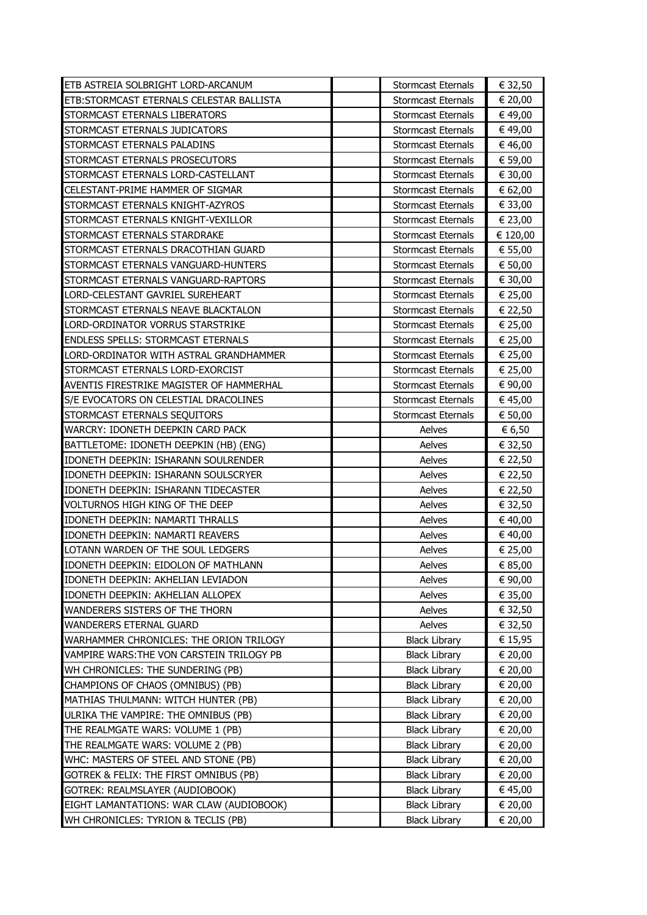| | | | |
|---|---|---|---|
| ETB ASTREIA SOLBRIGHT LORD-ARCANUM | | Stormcast Eternals | € 32,50 |
| ETB:STORMCAST ETERNALS CELESTAR BALLISTA | | Stormcast Eternals | € 20,00 |
| STORMCAST ETERNALS LIBERATORS | | Stormcast Eternals | € 49,00 |
| STORMCAST ETERNALS JUDICATORS | | Stormcast Eternals | € 49,00 |
| STORMCAST ETERNALS PALADINS | | Stormcast Eternals | € 46,00 |
| STORMCAST ETERNALS PROSECUTORS | | Stormcast Eternals | € 59,00 |
| STORMCAST ETERNALS LORD-CASTELLANT | | Stormcast Eternals | € 30,00 |
| CELESTANT-PRIME HAMMER OF SIGMAR | | Stormcast Eternals | € 62,00 |
| STORMCAST ETERNALS KNIGHT-AZYROS | | Stormcast Eternals | € 33,00 |
| STORMCAST ETERNALS KNIGHT-VEXILLOR | | Stormcast Eternals | € 23,00 |
| STORMCAST ETERNALS STARDRAKE | | Stormcast Eternals | € 120,00 |
| STORMCAST ETERNALS DRACOTHIAN GUARD | | Stormcast Eternals | € 55,00 |
| STORMCAST ETERNALS VANGUARD-HUNTERS | | Stormcast Eternals | € 50,00 |
| STORMCAST ETERNALS VANGUARD-RAPTORS | | Stormcast Eternals | € 30,00 |
| LORD-CELESTANT GAVRIEL SUREHEART | | Stormcast Eternals | € 25,00 |
| STORMCAST ETERNALS NEAVE BLACKTALON | | Stormcast Eternals | € 22,50 |
| LORD-ORDINATOR VORRUS STARSTRIKE | | Stormcast Eternals | € 25,00 |
| ENDLESS SPELLS: STORMCAST ETERNALS | | Stormcast Eternals | € 25,00 |
| LORD-ORDINATOR WITH ASTRAL GRANDHAMMER | | Stormcast Eternals | € 25,00 |
| STORMCAST ETERNALS LORD-EXORCIST | | Stormcast Eternals | € 25,00 |
| AVENTIS FIRESTRIKE MAGISTER OF HAMMERHAL | | Stormcast Eternals | € 90,00 |
| S/E EVOCATORS ON CELESTIAL DRACOLINES | | Stormcast Eternals | € 45,00 |
| STORMCAST ETERNALS SEQUITORS | | Stormcast Eternals | € 50,00 |
| WARCRY: IDONETH DEEPKIN CARD PACK | | Aelves | € 6,50 |
| BATTLETOME: IDONETH DEEPKIN (HB) (ENG) | | Aelves | € 32,50 |
| IDONETH DEEPKIN: ISHARANN SOULRENDER | | Aelves | € 22,50 |
| IDONETH DEEPKIN: ISHARANN SOULSCRYER | | Aelves | € 22,50 |
| IDONETH DEEPKIN: ISHARANN TIDECASTER | | Aelves | € 22,50 |
| VOLTURNOS HIGH KING OF THE DEEP | | Aelves | € 32,50 |
| IDONETH DEEPKIN: NAMARTI THRALLS | | Aelves | € 40,00 |
| IDONETH DEEPKIN: NAMARTI REAVERS | | Aelves | € 40,00 |
| LOTANN WARDEN OF THE SOUL LEDGERS | | Aelves | € 25,00 |
| IDONETH DEEPKIN: EIDOLON OF MATHLANN | | Aelves | € 85,00 |
| IDONETH DEEPKIN: AKHELIAN LEVIADON | | Aelves | € 90,00 |
| IDONETH DEEPKIN: AKHELIAN ALLOPEX | | Aelves | € 35,00 |
| WANDERERS SISTERS OF THE THORN | | Aelves | € 32,50 |
| WANDERERS ETERNAL GUARD | | Aelves | € 32,50 |
| WARHAMMER CHRONICLES: THE ORION TRILOGY | | Black Library | € 15,95 |
| VAMPIRE WARS:THE VON CARSTEIN TRILOGY PB | | Black Library | € 20,00 |
| WH CHRONICLES: THE SUNDERING (PB) | | Black Library | € 20,00 |
| CHAMPIONS OF CHAOS (OMNIBUS) (PB) | | Black Library | € 20,00 |
| MATHIAS THULMANN: WITCH HUNTER (PB) | | Black Library | € 20,00 |
| ULRIKA THE VAMPIRE: THE OMNIBUS (PB) | | Black Library | € 20,00 |
| THE REALMGATE WARS: VOLUME 1 (PB) | | Black Library | € 20,00 |
| THE REALMGATE WARS: VOLUME 2 (PB) | | Black Library | € 20,00 |
| WHC: MASTERS OF STEEL AND STONE (PB) | | Black Library | € 20,00 |
| GOTREK & FELIX: THE FIRST OMNIBUS (PB) | | Black Library | € 20,00 |
| GOTREK: REALMSLAYER (AUDIOBOOK) | | Black Library | € 45,00 |
| EIGHT LAMANTATIONS: WAR CLAW (AUDIOBOOK) | | Black Library | € 20,00 |
| WH CHRONICLES: TYRION & TECLIS (PB) | | Black Library | € 20,00 |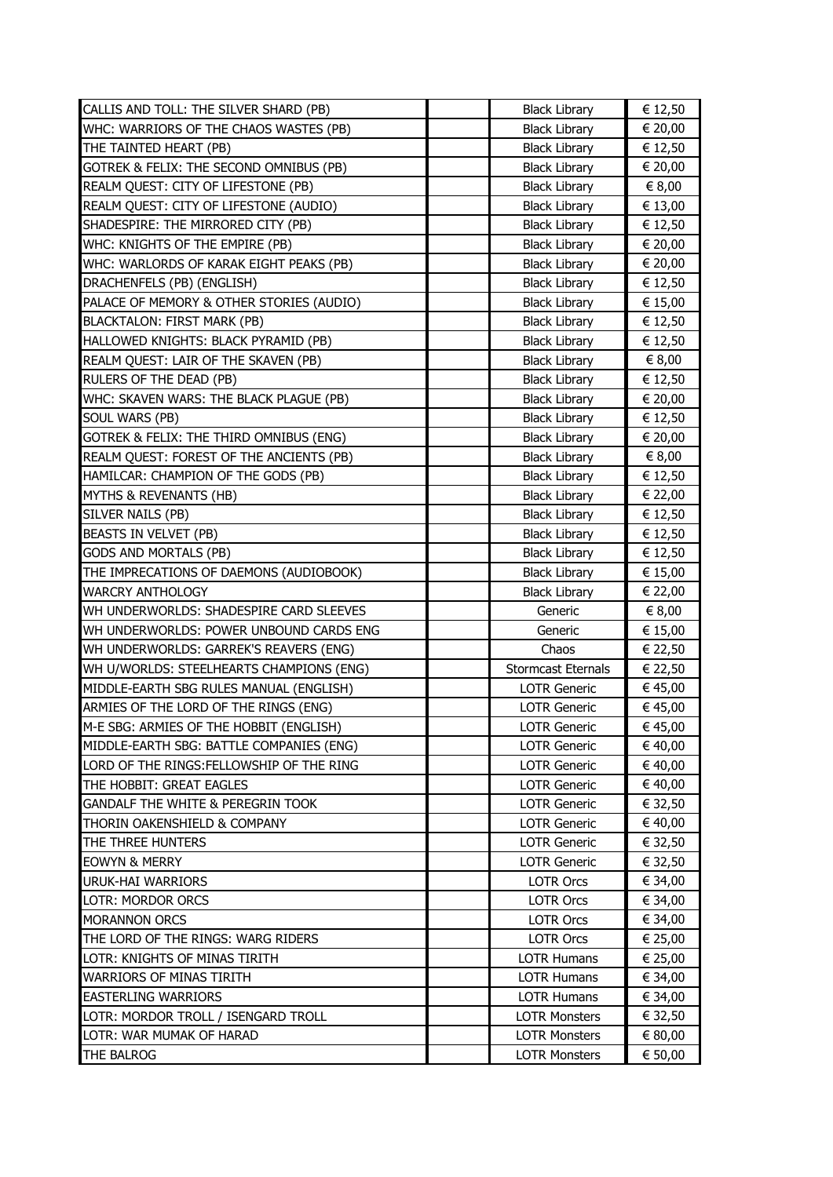| | | | |
|---|---|---|---|
| CALLIS AND TOLL: THE SILVER SHARD (PB) | | Black Library | € 12,50 |
| WHC: WARRIORS OF THE CHAOS WASTES (PB) | | Black Library | € 20,00 |
| THE TAINTED HEART (PB) | | Black Library | € 12,50 |
| GOTREK & FELIX: THE SECOND OMNIBUS (PB) | | Black Library | € 20,00 |
| REALM QUEST: CITY OF LIFESTONE (PB) | | Black Library | € 8,00 |
| REALM QUEST: CITY OF LIFESTONE (AUDIO) | | Black Library | € 13,00 |
| SHADESPIRE: THE MIRRORED CITY (PB) | | Black Library | € 12,50 |
| WHC: KNIGHTS OF THE EMPIRE (PB) | | Black Library | € 20,00 |
| WHC: WARLORDS OF KARAK EIGHT PEAKS (PB) | | Black Library | € 20,00 |
| DRACHENFELS (PB) (ENGLISH) | | Black Library | € 12,50 |
| PALACE OF MEMORY & OTHER STORIES (AUDIO) | | Black Library | € 15,00 |
| BLACKTALON: FIRST MARK (PB) | | Black Library | € 12,50 |
| HALLOWED KNIGHTS: BLACK PYRAMID (PB) | | Black Library | € 12,50 |
| REALM QUEST: LAIR OF THE SKAVEN (PB) | | Black Library | € 8,00 |
| RULERS OF THE DEAD (PB) | | Black Library | € 12,50 |
| WHC: SKAVEN WARS: THE BLACK PLAGUE (PB) | | Black Library | € 20,00 |
| SOUL WARS (PB) | | Black Library | € 12,50 |
| GOTREK & FELIX: THE THIRD OMNIBUS (ENG) | | Black Library | € 20,00 |
| REALM QUEST: FOREST OF THE ANCIENTS (PB) | | Black Library | € 8,00 |
| HAMILCAR: CHAMPION OF THE GODS (PB) | | Black Library | € 12,50 |
| MYTHS & REVENANTS (HB) | | Black Library | € 22,00 |
| SILVER NAILS (PB) | | Black Library | € 12,50 |
| BEASTS IN VELVET (PB) | | Black Library | € 12,50 |
| GODS AND MORTALS (PB) | | Black Library | € 12,50 |
| THE IMPRECATIONS OF DAEMONS (AUDIOBOOK) | | Black Library | € 15,00 |
| WARCRY ANTHOLOGY | | Black Library | € 22,00 |
| WH UNDERWORLDS: SHADESPIRE CARD SLEEVES | | Generic | € 8,00 |
| WH UNDERWORLDS: POWER UNBOUND CARDS ENG | | Generic | € 15,00 |
| WH UNDERWORLDS: GARREK'S REAVERS (ENG) | | Chaos | € 22,50 |
| WH U/WORLDS: STEELHEARTS CHAMPIONS (ENG) | | Stormcast Eternals | € 22,50 |
| MIDDLE-EARTH SBG RULES MANUAL (ENGLISH) | | LOTR Generic | € 45,00 |
| ARMIES OF THE LORD OF THE RINGS (ENG) | | LOTR Generic | € 45,00 |
| M-E SBG: ARMIES OF THE HOBBIT (ENGLISH) | | LOTR Generic | € 45,00 |
| MIDDLE-EARTH SBG: BATTLE COMPANIES (ENG) | | LOTR Generic | € 40,00 |
| LORD OF THE RINGS:FELLOWSHIP OF THE RING | | LOTR Generic | € 40,00 |
| THE HOBBIT: GREAT EAGLES | | LOTR Generic | € 40,00 |
| GANDALF THE WHITE & PEREGRIN TOOK | | LOTR Generic | € 32,50 |
| THORIN OAKENSHIELD & COMPANY | | LOTR Generic | € 40,00 |
| THE THREE HUNTERS | | LOTR Generic | € 32,50 |
| EOWYN & MERRY | | LOTR Generic | € 32,50 |
| URUK-HAI WARRIORS | | LOTR Orcs | € 34,00 |
| LOTR: MORDOR ORCS | | LOTR Orcs | € 34,00 |
| MORANNON ORCS | | LOTR Orcs | € 34,00 |
| THE LORD OF THE RINGS: WARG RIDERS | | LOTR Orcs | € 25,00 |
| LOTR: KNIGHTS OF MINAS TIRITH | | LOTR Humans | € 25,00 |
| WARRIORS OF MINAS TIRITH | | LOTR Humans | € 34,00 |
| EASTERLING WARRIORS | | LOTR Humans | € 34,00 |
| LOTR: MORDOR TROLL / ISENGARD TROLL | | LOTR Monsters | € 32,50 |
| LOTR: WAR MUMAK OF HARAD | | LOTR Monsters | € 80,00 |
| THE BALROG | | LOTR Monsters | € 50,00 |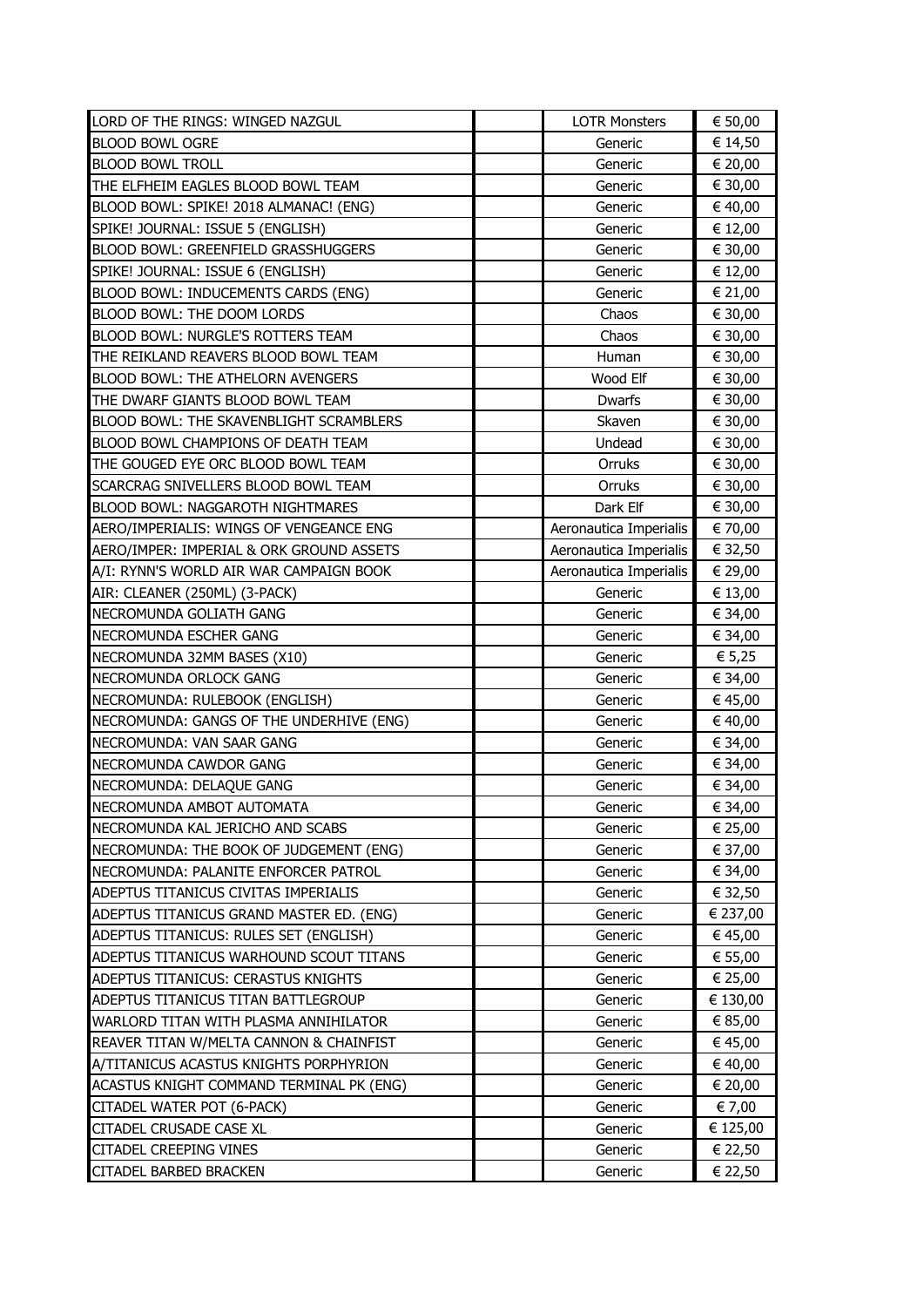| | | | |
|---|---|---|---|
| LORD OF THE RINGS: WINGED NAZGUL | | LOTR Monsters | € 50,00 |
| BLOOD BOWL OGRE | | Generic | € 14,50 |
| BLOOD BOWL TROLL | | Generic | € 20,00 |
| THE ELFHEIM EAGLES BLOOD BOWL TEAM | | Generic | € 30,00 |
| BLOOD BOWL: SPIKE! 2018 ALMANAC! (ENG) | | Generic | € 40,00 |
| SPIKE! JOURNAL: ISSUE 5 (ENGLISH) | | Generic | € 12,00 |
| BLOOD BOWL: GREENFIELD GRASSHUGGERS | | Generic | € 30,00 |
| SPIKE! JOURNAL: ISSUE 6 (ENGLISH) | | Generic | € 12,00 |
| BLOOD BOWL: INDUCEMENTS CARDS (ENG) | | Generic | € 21,00 |
| BLOOD BOWL: THE DOOM LORDS | | Chaos | € 30,00 |
| BLOOD BOWL: NURGLE'S ROTTERS TEAM | | Chaos | € 30,00 |
| THE REIKLAND REAVERS BLOOD BOWL TEAM | | Human | € 30,00 |
| BLOOD BOWL: THE ATHELORN AVENGERS | | Wood Elf | € 30,00 |
| THE DWARF GIANTS BLOOD BOWL TEAM | | Dwarfs | € 30,00 |
| BLOOD BOWL: THE SKAVENBLIGHT SCRAMBLERS | | Skaven | € 30,00 |
| BLOOD BOWL CHAMPIONS OF DEATH TEAM | | Undead | € 30,00 |
| THE GOUGED EYE ORC BLOOD BOWL TEAM | | Orruks | € 30,00 |
| SCARCRAG SNIVELLERS BLOOD BOWL TEAM | | Orruks | € 30,00 |
| BLOOD BOWL: NAGGAROTH NIGHTMARES | | Dark Elf | € 30,00 |
| AERO/IMPERIALIS: WINGS OF VENGEANCE ENG | | Aeronautica Imperialis | € 70,00 |
| AERO/IMPER: IMPERIAL & ORK GROUND ASSETS | | Aeronautica Imperialis | € 32,50 |
| A/I: RYNN'S WORLD AIR WAR CAMPAIGN BOOK | | Aeronautica Imperialis | € 29,00 |
| AIR: CLEANER (250ML) (3-PACK) | | Generic | € 13,00 |
| NECROMUNDA GOLIATH GANG | | Generic | € 34,00 |
| NECROMUNDA ESCHER GANG | | Generic | € 34,00 |
| NECROMUNDA 32MM BASES (X10) | | Generic | € 5,25 |
| NECROMUNDA ORLOCK GANG | | Generic | € 34,00 |
| NECROMUNDA: RULEBOOK (ENGLISH) | | Generic | € 45,00 |
| NECROMUNDA: GANGS OF THE UNDERHIVE (ENG) | | Generic | € 40,00 |
| NECROMUNDA: VAN SAAR GANG | | Generic | € 34,00 |
| NECROMUNDA CAWDOR GANG | | Generic | € 34,00 |
| NECROMUNDA: DELAQUE GANG | | Generic | € 34,00 |
| NECROMUNDA AMBOT AUTOMATA | | Generic | € 34,00 |
| NECROMUNDA KAL JERICHO AND SCABS | | Generic | € 25,00 |
| NECROMUNDA: THE BOOK OF JUDGEMENT (ENG) | | Generic | € 37,00 |
| NECROMUNDA: PALANITE ENFORCER PATROL | | Generic | € 34,00 |
| ADEPTUS TITANICUS CIVITAS IMPERIALIS | | Generic | € 32,50 |
| ADEPTUS TITANICUS GRAND MASTER ED. (ENG) | | Generic | € 237,00 |
| ADEPTUS TITANICUS: RULES SET (ENGLISH) | | Generic | € 45,00 |
| ADEPTUS TITANICUS WARHOUND SCOUT TITANS | | Generic | € 55,00 |
| ADEPTUS TITANICUS: CERASTUS KNIGHTS | | Generic | € 25,00 |
| ADEPTUS TITANICUS TITAN BATTLEGROUP | | Generic | € 130,00 |
| WARLORD TITAN WITH PLASMA ANNIHILATOR | | Generic | € 85,00 |
| REAVER TITAN W/MELTA CANNON & CHAINFIST | | Generic | € 45,00 |
| A/TITANICUS ACASTUS KNIGHTS PORPHYRION | | Generic | € 40,00 |
| ACASTUS KNIGHT COMMAND TERMINAL PK (ENG) | | Generic | € 20,00 |
| CITADEL WATER POT (6-PACK) | | Generic | € 7,00 |
| CITADEL CRUSADE CASE XL | | Generic | € 125,00 |
| CITADEL CREEPING VINES | | Generic | € 22,50 |
| CITADEL BARBED BRACKEN | | Generic | € 22,50 |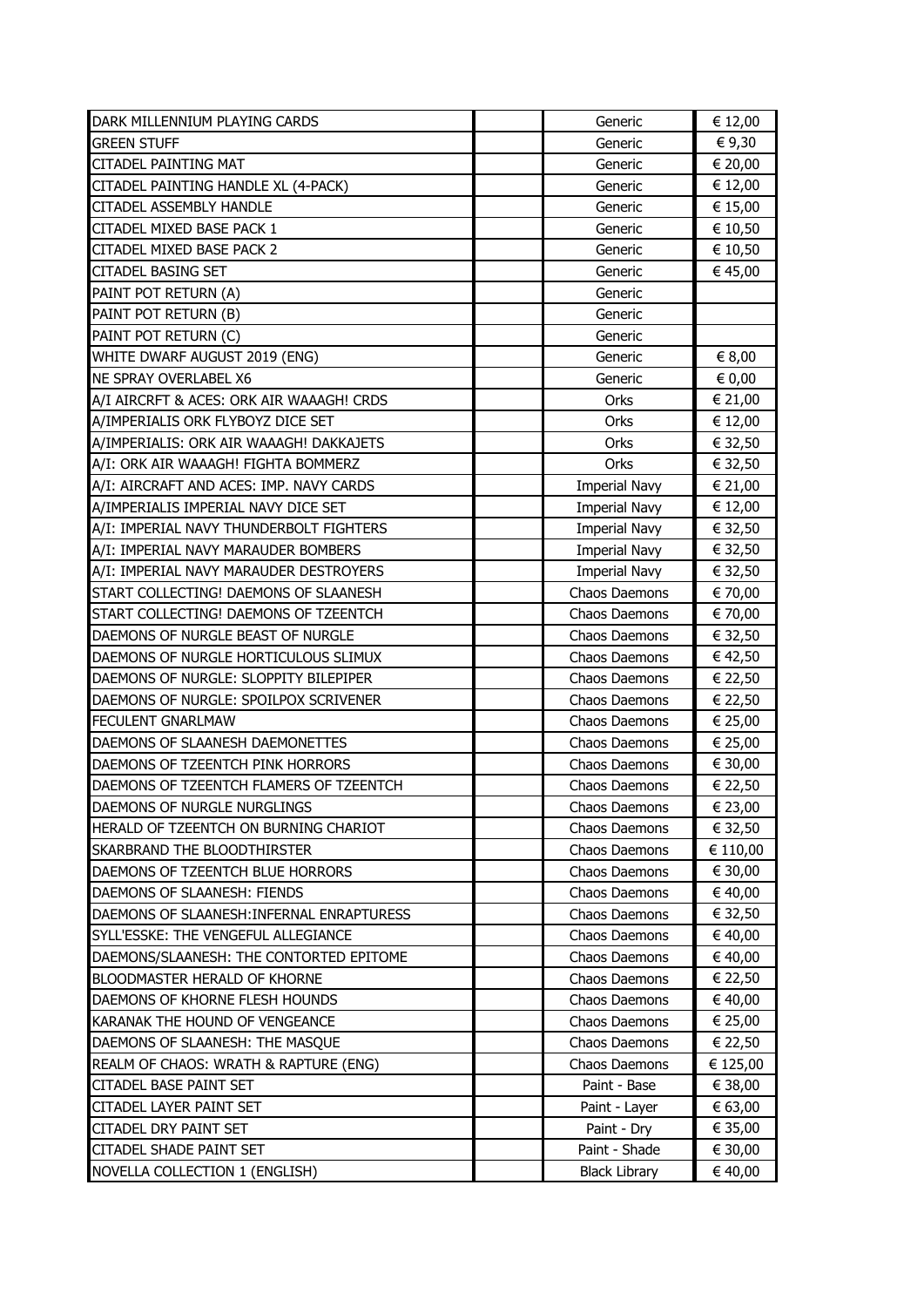| | | | |
|---|---|---|---|
| DARK MILLENNIUM PLAYING CARDS | | Generic | € 12,00 |
| GREEN STUFF | | Generic | € 9,30 |
| CITADEL PAINTING MAT | | Generic | € 20,00 |
| CITADEL PAINTING HANDLE XL (4-PACK) | | Generic | € 12,00 |
| CITADEL ASSEMBLY HANDLE | | Generic | € 15,00 |
| CITADEL MIXED BASE PACK 1 | | Generic | € 10,50 |
| CITADEL MIXED BASE PACK 2 | | Generic | € 10,50 |
| CITADEL BASING SET | | Generic | € 45,00 |
| PAINT POT RETURN (A) | | Generic | |
| PAINT POT RETURN (B) | | Generic | |
| PAINT POT RETURN (C) | | Generic | |
| WHITE DWARF AUGUST 2019 (ENG) | | Generic | € 8,00 |
| NE SPRAY OVERLABEL X6 | | Generic | € 0,00 |
| A/I AIRCRFT & ACES: ORK AIR WAAAGH! CRDS | | Orks | € 21,00 |
| A/IMPERIALIS ORK FLYBOYZ DICE SET | | Orks | € 12,00 |
| A/IMPERIALIS: ORK AIR WAAAGH! DAKKAJETS | | Orks | € 32,50 |
| A/I: ORK AIR WAAAGH! FIGHTA BOMMERZ | | Orks | € 32,50 |
| A/I: AIRCRAFT AND ACES: IMP. NAVY CARDS | | Imperial Navy | € 21,00 |
| A/IMPERIALIS IMPERIAL NAVY DICE SET | | Imperial Navy | € 12,00 |
| A/I: IMPERIAL NAVY THUNDERBOLT FIGHTERS | | Imperial Navy | € 32,50 |
| A/I: IMPERIAL NAVY MARAUDER BOMBERS | | Imperial Navy | € 32,50 |
| A/I: IMPERIAL NAVY MARAUDER DESTROYERS | | Imperial Navy | € 32,50 |
| START COLLECTING! DAEMONS OF SLAANESH | | Chaos Daemons | € 70,00 |
| START COLLECTING! DAEMONS OF TZEENTCH | | Chaos Daemons | € 70,00 |
| DAEMONS OF NURGLE BEAST OF NURGLE | | Chaos Daemons | € 32,50 |
| DAEMONS OF NURGLE HORTICULOUS SLIMUX | | Chaos Daemons | € 42,50 |
| DAEMONS OF NURGLE: SLOPPITY BILEPIPER | | Chaos Daemons | € 22,50 |
| DAEMONS OF NURGLE: SPOILPOX SCRIVENER | | Chaos Daemons | € 22,50 |
| FECULENT GNARLMAW | | Chaos Daemons | € 25,00 |
| DAEMONS OF SLAANESH DAEMONETTES | | Chaos Daemons | € 25,00 |
| DAEMONS OF TZEENTCH PINK HORRORS | | Chaos Daemons | € 30,00 |
| DAEMONS OF TZEENTCH FLAMERS OF TZEENTCH | | Chaos Daemons | € 22,50 |
| DAEMONS OF NURGLE NURGLINGS | | Chaos Daemons | € 23,00 |
| HERALD OF TZEENTCH ON BURNING CHARIOT | | Chaos Daemons | € 32,50 |
| SKARBRAND THE BLOODTHIRSTER | | Chaos Daemons | € 110,00 |
| DAEMONS OF TZEENTCH BLUE HORRORS | | Chaos Daemons | € 30,00 |
| DAEMONS OF SLAANESH: FIENDS | | Chaos Daemons | € 40,00 |
| DAEMONS OF SLAANESH:INFERNAL ENRAPTURESS | | Chaos Daemons | € 32,50 |
| SYLL'ESSKE: THE VENGEFUL ALLEGIANCE | | Chaos Daemons | € 40,00 |
| DAEMONS/SLAANESH: THE CONTORTED EPITOME | | Chaos Daemons | € 40,00 |
| BLOODMASTER HERALD OF KHORNE | | Chaos Daemons | € 22,50 |
| DAEMONS OF KHORNE FLESH HOUNDS | | Chaos Daemons | € 40,00 |
| KARANAK THE HOUND OF VENGEANCE | | Chaos Daemons | € 25,00 |
| DAEMONS OF SLAANESH: THE MASQUE | | Chaos Daemons | € 22,50 |
| REALM OF CHAOS: WRATH & RAPTURE (ENG) | | Chaos Daemons | € 125,00 |
| CITADEL BASE PAINT SET | | Paint - Base | € 38,00 |
| CITADEL LAYER PAINT SET | | Paint - Layer | € 63,00 |
| CITADEL DRY PAINT SET | | Paint - Dry | € 35,00 |
| CITADEL SHADE PAINT SET | | Paint - Shade | € 30,00 |
| NOVELLA COLLECTION 1 (ENGLISH) | | Black Library | € 40,00 |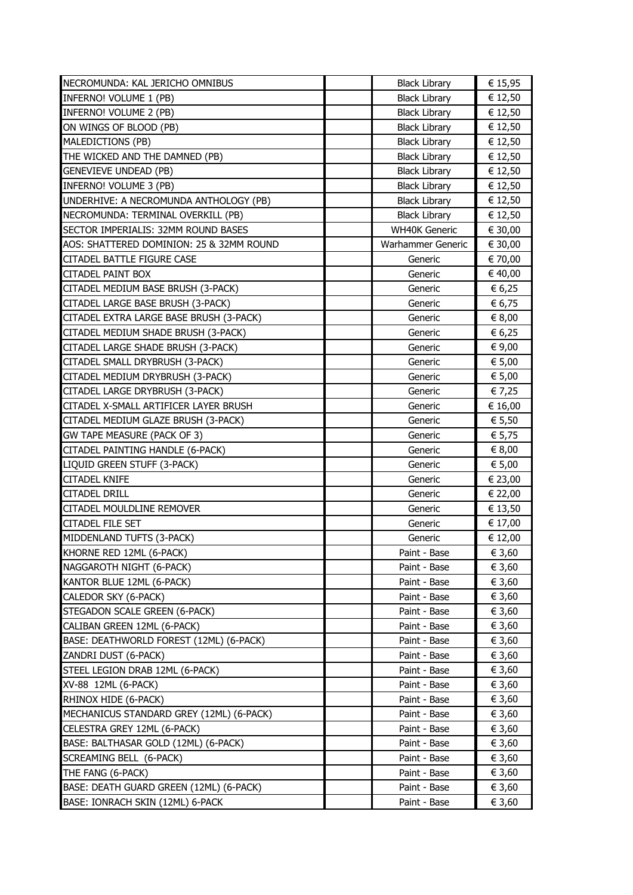| | | | |
|---|---|---|---|
| NECROMUNDA: KAL JERICHO OMNIBUS | | Black Library | € 15,95 |
| INFERNO! VOLUME 1 (PB) | | Black Library | € 12,50 |
| INFERNO! VOLUME 2 (PB) | | Black Library | € 12,50 |
| ON WINGS OF BLOOD (PB) | | Black Library | € 12,50 |
| MALEDICTIONS (PB) | | Black Library | € 12,50 |
| THE WICKED AND THE DAMNED (PB) | | Black Library | € 12,50 |
| GENEVIEVE UNDEAD (PB) | | Black Library | € 12,50 |
| INFERNO! VOLUME 3 (PB) | | Black Library | € 12,50 |
| UNDERHIVE: A NECROMUNDA ANTHOLOGY (PB) | | Black Library | € 12,50 |
| NECROMUNDA: TERMINAL OVERKILL (PB) | | Black Library | € 12,50 |
| SECTOR IMPERIALIS: 32MM ROUND BASES | | WH40K Generic | € 30,00 |
| AOS: SHATTERED DOMINION: 25 & 32MM ROUND | | Warhammer Generic | € 30,00 |
| CITADEL BATTLE FIGURE CASE | | Generic | € 70,00 |
| CITADEL PAINT BOX | | Generic | € 40,00 |
| CITADEL MEDIUM BASE BRUSH (3-PACK) | | Generic | € 6,25 |
| CITADEL LARGE BASE BRUSH (3-PACK) | | Generic | € 6,75 |
| CITADEL EXTRA LARGE BASE BRUSH (3-PACK) | | Generic | € 8,00 |
| CITADEL MEDIUM SHADE BRUSH (3-PACK) | | Generic | € 6,25 |
| CITADEL LARGE SHADE BRUSH (3-PACK) | | Generic | € 9,00 |
| CITADEL SMALL DRYBRUSH (3-PACK) | | Generic | € 5,00 |
| CITADEL MEDIUM DRYBRUSH (3-PACK) | | Generic | € 5,00 |
| CITADEL LARGE DRYBRUSH (3-PACK) | | Generic | € 7,25 |
| CITADEL X-SMALL ARTIFICER LAYER BRUSH | | Generic | € 16,00 |
| CITADEL MEDIUM GLAZE BRUSH (3-PACK) | | Generic | € 5,50 |
| GW TAPE MEASURE (PACK OF 3) | | Generic | € 5,75 |
| CITADEL PAINTING HANDLE (6-PACK) | | Generic | € 8,00 |
| LIQUID GREEN STUFF (3-PACK) | | Generic | € 5,00 |
| CITADEL KNIFE | | Generic | € 23,00 |
| CITADEL DRILL | | Generic | € 22,00 |
| CITADEL MOULDLINE REMOVER | | Generic | € 13,50 |
| CITADEL FILE SET | | Generic | € 17,00 |
| MIDDENLAND TUFTS (3-PACK) | | Generic | € 12,00 |
| KHORNE RED 12ML (6-PACK) | | Paint - Base | € 3,60 |
| NAGGAROTH NIGHT (6-PACK) | | Paint - Base | € 3,60 |
| KANTOR BLUE 12ML (6-PACK) | | Paint - Base | € 3,60 |
| CALEDOR SKY (6-PACK) | | Paint - Base | € 3,60 |
| STEGADON SCALE GREEN (6-PACK) | | Paint - Base | € 3,60 |
| CALIBAN GREEN 12ML (6-PACK) | | Paint - Base | € 3,60 |
| BASE: DEATHWORLD FOREST (12ML) (6-PACK) | | Paint - Base | € 3,60 |
| ZANDRI DUST (6-PACK) | | Paint - Base | € 3,60 |
| STEEL LEGION DRAB 12ML (6-PACK) | | Paint - Base | € 3,60 |
| XV-88 12ML (6-PACK) | | Paint - Base | € 3,60 |
| RHINOX HIDE (6-PACK) | | Paint - Base | € 3,60 |
| MECHANICUS STANDARD GREY (12ML) (6-PACK) | | Paint - Base | € 3,60 |
| CELESTRA GREY 12ML (6-PACK) | | Paint - Base | € 3,60 |
| BASE: BALTHASAR GOLD (12ML) (6-PACK) | | Paint - Base | € 3,60 |
| SCREAMING BELL (6-PACK) | | Paint - Base | € 3,60 |
| THE FANG (6-PACK) | | Paint - Base | € 3,60 |
| BASE: DEATH GUARD GREEN (12ML) (6-PACK) | | Paint - Base | € 3,60 |
| BASE: IONRACH SKIN (12ML) 6-PACK | | Paint - Base | € 3,60 |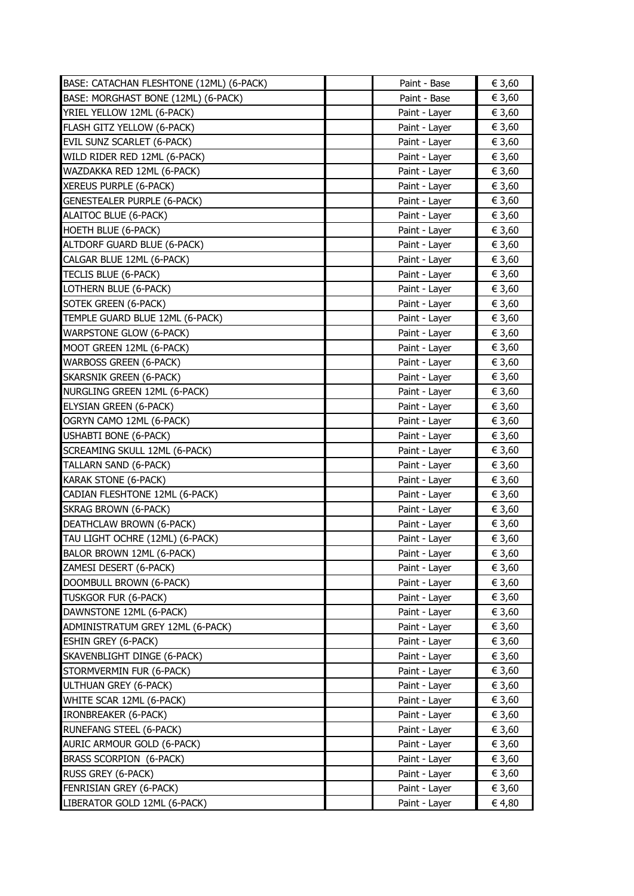| | | | |
|---|---|---|---|
| BASE: CATACHAN FLESHTONE (12ML) (6-PACK) | | Paint - Base | € 3,60 |
| BASE: MORGHAST BONE (12ML) (6-PACK) | | Paint - Base | € 3,60 |
| YRIEL YELLOW 12ML (6-PACK) | | Paint - Layer | € 3,60 |
| FLASH GITZ YELLOW (6-PACK) | | Paint - Layer | € 3,60 |
| EVIL SUNZ SCARLET (6-PACK) | | Paint - Layer | € 3,60 |
| WILD RIDER RED 12ML (6-PACK) | | Paint - Layer | € 3,60 |
| WAZDAKKA RED 12ML (6-PACK) | | Paint - Layer | € 3,60 |
| XEREUS PURPLE (6-PACK) | | Paint - Layer | € 3,60 |
| GENESTEALER PURPLE (6-PACK) | | Paint - Layer | € 3,60 |
| ALAITOC BLUE (6-PACK) | | Paint - Layer | € 3,60 |
| HOETH BLUE (6-PACK) | | Paint - Layer | € 3,60 |
| ALTDORF GUARD BLUE (6-PACK) | | Paint - Layer | € 3,60 |
| CALGAR BLUE 12ML (6-PACK) | | Paint - Layer | € 3,60 |
| TECLIS BLUE (6-PACK) | | Paint - Layer | € 3,60 |
| LOTHERN BLUE (6-PACK) | | Paint - Layer | € 3,60 |
| SOTEK GREEN (6-PACK) | | Paint - Layer | € 3,60 |
| TEMPLE GUARD BLUE 12ML (6-PACK) | | Paint - Layer | € 3,60 |
| WARPSTONE GLOW (6-PACK) | | Paint - Layer | € 3,60 |
| MOOT GREEN 12ML (6-PACK) | | Paint - Layer | € 3,60 |
| WARBOSS GREEN (6-PACK) | | Paint - Layer | € 3,60 |
| SKARSNIK GREEN (6-PACK) | | Paint - Layer | € 3,60 |
| NURGLING GREEN 12ML (6-PACK) | | Paint - Layer | € 3,60 |
| ELYSIAN GREEN (6-PACK) | | Paint - Layer | € 3,60 |
| OGRYN CAMO 12ML (6-PACK) | | Paint - Layer | € 3,60 |
| USHABTI BONE (6-PACK) | | Paint - Layer | € 3,60 |
| SCREAMING SKULL 12ML (6-PACK) | | Paint - Layer | € 3,60 |
| TALLARN SAND (6-PACK) | | Paint - Layer | € 3,60 |
| KARAK STONE (6-PACK) | | Paint - Layer | € 3,60 |
| CADIAN FLESHTONE 12ML (6-PACK) | | Paint - Layer | € 3,60 |
| SKRAG BROWN (6-PACK) | | Paint - Layer | € 3,60 |
| DEATHCLAW BROWN (6-PACK) | | Paint - Layer | € 3,60 |
| TAU LIGHT OCHRE (12ML) (6-PACK) | | Paint - Layer | € 3,60 |
| BALOR BROWN 12ML (6-PACK) | | Paint - Layer | € 3,60 |
| ZAMESI DESERT (6-PACK) | | Paint - Layer | € 3,60 |
| DOOMBULL BROWN (6-PACK) | | Paint - Layer | € 3,60 |
| TUSKGOR FUR (6-PACK) | | Paint - Layer | € 3,60 |
| DAWNSTONE 12ML (6-PACK) | | Paint - Layer | € 3,60 |
| ADMINISTRATUM GREY 12ML (6-PACK) | | Paint - Layer | € 3,60 |
| ESHIN GREY (6-PACK) | | Paint - Layer | € 3,60 |
| SKAVENBLIGHT DINGE (6-PACK) | | Paint - Layer | € 3,60 |
| STORMVERMIN FUR (6-PACK) | | Paint - Layer | € 3,60 |
| ULTHUAN GREY (6-PACK) | | Paint - Layer | € 3,60 |
| WHITE SCAR 12ML (6-PACK) | | Paint - Layer | € 3,60 |
| IRONBREAKER (6-PACK) | | Paint - Layer | € 3,60 |
| RUNEFANG STEEL (6-PACK) | | Paint - Layer | € 3,60 |
| AURIC ARMOUR GOLD (6-PACK) | | Paint - Layer | € 3,60 |
| BRASS SCORPION (6-PACK) | | Paint - Layer | € 3,60 |
| RUSS GREY (6-PACK) | | Paint - Layer | € 3,60 |
| FENRISIAN GREY (6-PACK) | | Paint - Layer | € 3,60 |
| LIBERATOR GOLD 12ML (6-PACK) | | Paint - Layer | € 4,80 |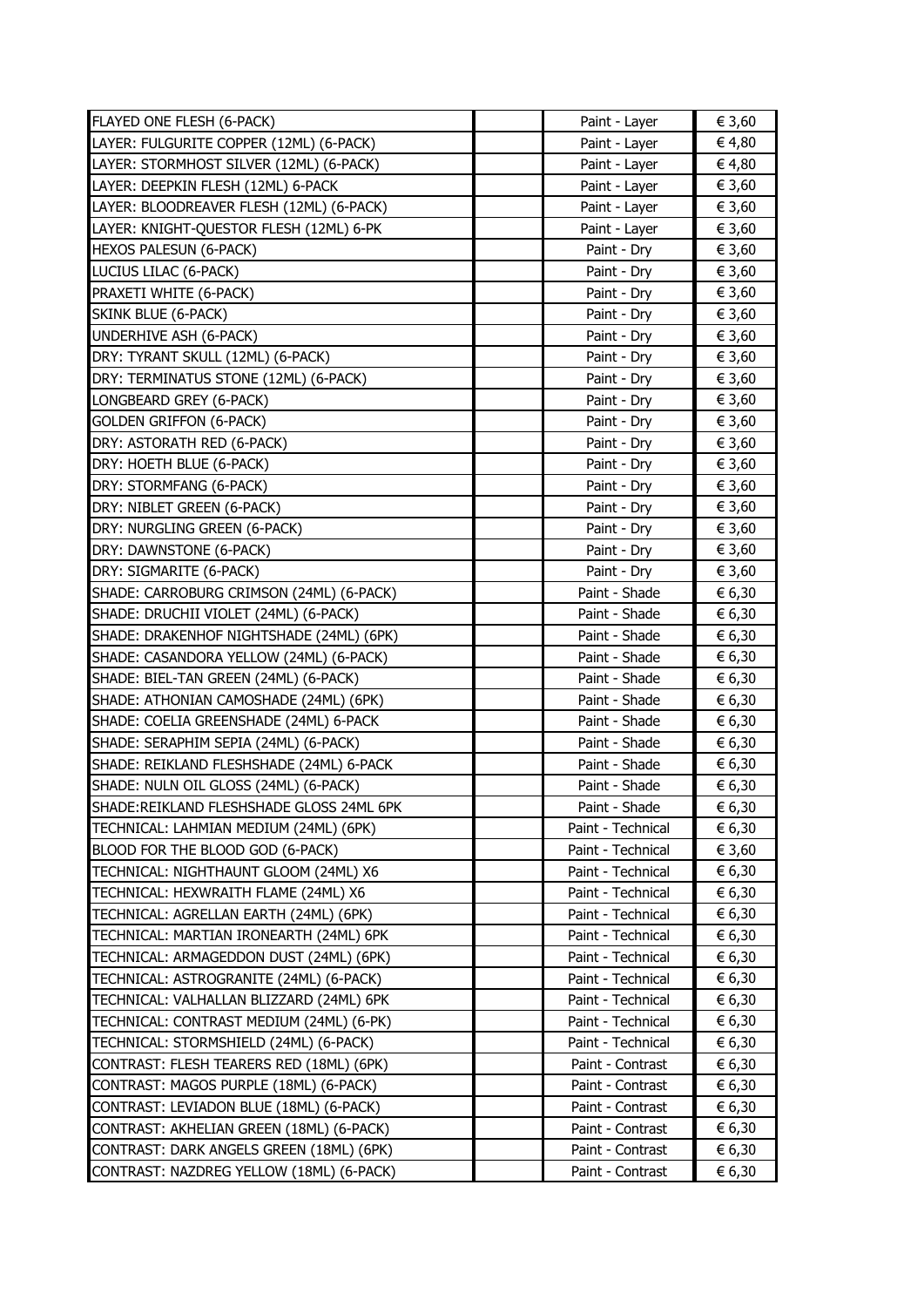| | | | |
|---|---|---|---|
| FLAYED ONE FLESH (6-PACK) | | Paint - Layer | € 3,60 |
| LAYER: FULGURITE COPPER (12ML) (6-PACK) | | Paint - Layer | € 4,80 |
| LAYER: STORMHOST SILVER (12ML) (6-PACK) | | Paint - Layer | € 4,80 |
| LAYER: DEEPKIN FLESH (12ML) 6-PACK | | Paint - Layer | € 3,60 |
| LAYER: BLOODREAVER FLESH (12ML) (6-PACK) | | Paint - Layer | € 3,60 |
| LAYER: KNIGHT-QUESTOR FLESH (12ML) 6-PK | | Paint - Layer | € 3,60 |
| HEXOS PALESUN (6-PACK) | | Paint - Dry | € 3,60 |
| LUCIUS LILAC (6-PACK) | | Paint - Dry | € 3,60 |
| PRAXETI WHITE (6-PACK) | | Paint - Dry | € 3,60 |
| SKINK BLUE (6-PACK) | | Paint - Dry | € 3,60 |
| UNDERHIVE ASH (6-PACK) | | Paint - Dry | € 3,60 |
| DRY: TYRANT SKULL (12ML) (6-PACK) | | Paint - Dry | € 3,60 |
| DRY: TERMINATUS STONE (12ML) (6-PACK) | | Paint - Dry | € 3,60 |
| LONGBEARD GREY (6-PACK) | | Paint - Dry | € 3,60 |
| GOLDEN GRIFFON (6-PACK) | | Paint - Dry | € 3,60 |
| DRY: ASTORATH RED (6-PACK) | | Paint - Dry | € 3,60 |
| DRY: HOETH BLUE (6-PACK) | | Paint - Dry | € 3,60 |
| DRY: STORMFANG (6-PACK) | | Paint - Dry | € 3,60 |
| DRY: NIBLET GREEN (6-PACK) | | Paint - Dry | € 3,60 |
| DRY: NURGLING GREEN (6-PACK) | | Paint - Dry | € 3,60 |
| DRY: DAWNSTONE (6-PACK) | | Paint - Dry | € 3,60 |
| DRY: SIGMARITE (6-PACK) | | Paint - Dry | € 3,60 |
| SHADE: CARROBURG CRIMSON (24ML) (6-PACK) | | Paint - Shade | € 6,30 |
| SHADE: DRUCHII VIOLET (24ML) (6-PACK) | | Paint - Shade | € 6,30 |
| SHADE: DRAKENHOF NIGHTSHADE (24ML) (6PK) | | Paint - Shade | € 6,30 |
| SHADE: CASANDORA YELLOW (24ML) (6-PACK) | | Paint - Shade | € 6,30 |
| SHADE: BIEL-TAN GREEN (24ML) (6-PACK) | | Paint - Shade | € 6,30 |
| SHADE: ATHONIAN CAMOSHADE (24ML) (6PK) | | Paint - Shade | € 6,30 |
| SHADE: COELIA GREENSHADE (24ML) 6-PACK | | Paint - Shade | € 6,30 |
| SHADE: SERAPHIM SEPIA (24ML) (6-PACK) | | Paint - Shade | € 6,30 |
| SHADE: REIKLAND FLESHSHADE (24ML) 6-PACK | | Paint - Shade | € 6,30 |
| SHADE: NULN OIL GLOSS (24ML) (6-PACK) | | Paint - Shade | € 6,30 |
| SHADE:REIKLAND FLESHSHADE GLOSS 24ML 6PK | | Paint - Shade | € 6,30 |
| TECHNICAL: LAHMIAN MEDIUM (24ML) (6PK) | | Paint - Technical | € 6,30 |
| BLOOD FOR THE BLOOD GOD (6-PACK) | | Paint - Technical | € 3,60 |
| TECHNICAL: NIGHTHAUNT GLOOM (24ML) X6 | | Paint - Technical | € 6,30 |
| TECHNICAL: HEXWRAITH FLAME (24ML) X6 | | Paint - Technical | € 6,30 |
| TECHNICAL: AGRELLAN EARTH (24ML) (6PK) | | Paint - Technical | € 6,30 |
| TECHNICAL: MARTIAN IRONEARTH (24ML) 6PK | | Paint - Technical | € 6,30 |
| TECHNICAL: ARMAGEDDON DUST (24ML) (6PK) | | Paint - Technical | € 6,30 |
| TECHNICAL: ASTROGRANITE (24ML) (6-PACK) | | Paint - Technical | € 6,30 |
| TECHNICAL: VALHALLAN BLIZZARD (24ML) 6PK | | Paint - Technical | € 6,30 |
| TECHNICAL: CONTRAST MEDIUM (24ML) (6-PK) | | Paint - Technical | € 6,30 |
| TECHNICAL: STORMSHIELD (24ML) (6-PACK) | | Paint - Technical | € 6,30 |
| CONTRAST: FLESH TEARERS RED (18ML) (6PK) | | Paint - Contrast | € 6,30 |
| CONTRAST: MAGOS PURPLE (18ML) (6-PACK) | | Paint - Contrast | € 6,30 |
| CONTRAST: LEVIADON BLUE (18ML) (6-PACK) | | Paint - Contrast | € 6,30 |
| CONTRAST: AKHELIAN GREEN (18ML) (6-PACK) | | Paint - Contrast | € 6,30 |
| CONTRAST: DARK ANGELS GREEN (18ML) (6PK) | | Paint - Contrast | € 6,30 |
| CONTRAST: NAZDREG YELLOW (18ML) (6-PACK) | | Paint - Contrast | € 6,30 |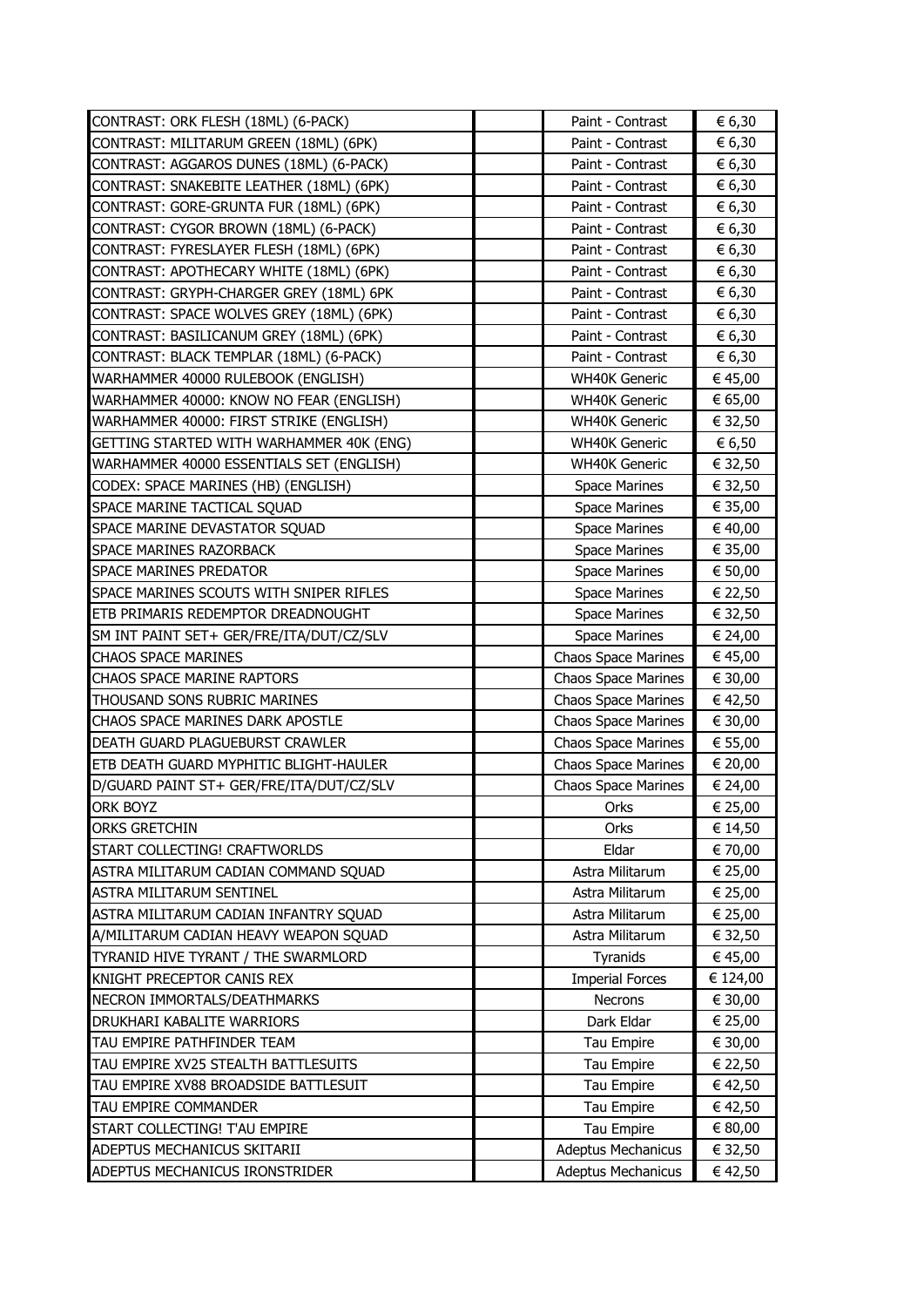| | | | |
|---|---|---|---|
| CONTRAST: ORK FLESH (18ML) (6-PACK) | | Paint - Contrast | € 6,30 |
| CONTRAST: MILITARUM GREEN (18ML) (6PK) | | Paint - Contrast | € 6,30 |
| CONTRAST: AGGAROS DUNES (18ML) (6-PACK) | | Paint - Contrast | € 6,30 |
| CONTRAST: SNAKEBITE LEATHER (18ML) (6PK) | | Paint - Contrast | € 6,30 |
| CONTRAST: GORE-GRUNTA FUR (18ML) (6PK) | | Paint - Contrast | € 6,30 |
| CONTRAST: CYGOR BROWN (18ML) (6-PACK) | | Paint - Contrast | € 6,30 |
| CONTRAST: FYRESLAYER FLESH (18ML) (6PK) | | Paint - Contrast | € 6,30 |
| CONTRAST: APOTHECARY WHITE (18ML) (6PK) | | Paint - Contrast | € 6,30 |
| CONTRAST: GRYPH-CHARGER GREY (18ML) 6PK | | Paint - Contrast | € 6,30 |
| CONTRAST: SPACE WOLVES GREY (18ML) (6PK) | | Paint - Contrast | € 6,30 |
| CONTRAST: BASILICANUM GREY (18ML) (6PK) | | Paint - Contrast | € 6,30 |
| CONTRAST: BLACK TEMPLAR (18ML) (6-PACK) | | Paint - Contrast | € 6,30 |
| WARHAMMER 40000 RULEBOOK (ENGLISH) | | WH40K Generic | € 45,00 |
| WARHAMMER 40000: KNOW NO FEAR (ENGLISH) | | WH40K Generic | € 65,00 |
| WARHAMMER 40000: FIRST STRIKE (ENGLISH) | | WH40K Generic | € 32,50 |
| GETTING STARTED WITH WARHAMMER 40K (ENG) | | WH40K Generic | € 6,50 |
| WARHAMMER 40000 ESSENTIALS SET (ENGLISH) | | WH40K Generic | € 32,50 |
| CODEX: SPACE MARINES (HB) (ENGLISH) | | Space Marines | € 32,50 |
| SPACE MARINE TACTICAL SQUAD | | Space Marines | € 35,00 |
| SPACE MARINE DEVASTATOR SQUAD | | Space Marines | € 40,00 |
| SPACE MARINES RAZORBACK | | Space Marines | € 35,00 |
| SPACE MARINES PREDATOR | | Space Marines | € 50,00 |
| SPACE MARINES SCOUTS WITH SNIPER RIFLES | | Space Marines | € 22,50 |
| ETB PRIMARIS REDEMPTOR DREADNOUGHT | | Space Marines | € 32,50 |
| SM INT PAINT SET+ GER/FRE/ITA/DUT/CZ/SLV | | Space Marines | € 24,00 |
| CHAOS SPACE MARINES | | Chaos Space Marines | € 45,00 |
| CHAOS SPACE MARINE RAPTORS | | Chaos Space Marines | € 30,00 |
| THOUSAND SONS RUBRIC MARINES | | Chaos Space Marines | € 42,50 |
| CHAOS SPACE MARINES DARK APOSTLE | | Chaos Space Marines | € 30,00 |
| DEATH GUARD PLAGUEBURST CRAWLER | | Chaos Space Marines | € 55,00 |
| ETB DEATH GUARD MYPHITIC BLIGHT-HAULER | | Chaos Space Marines | € 20,00 |
| D/GUARD PAINT ST+ GER/FRE/ITA/DUT/CZ/SLV | | Chaos Space Marines | € 24,00 |
| ORK BOYZ | | Orks | € 25,00 |
| ORKS GRETCHIN | | Orks | € 14,50 |
| START COLLECTING! CRAFTWORLDS | | Eldar | € 70,00 |
| ASTRA MILITARUM CADIAN COMMAND SQUAD | | Astra Militarum | € 25,00 |
| ASTRA MILITARUM SENTINEL | | Astra Militarum | € 25,00 |
| ASTRA MILITARUM CADIAN INFANTRY SQUAD | | Astra Militarum | € 25,00 |
| A/MILITARUM CADIAN HEAVY WEAPON SQUAD | | Astra Militarum | € 32,50 |
| TYRANID HIVE TYRANT / THE SWARMLORD | | Tyranids | € 45,00 |
| KNIGHT PRECEPTOR CANIS REX | | Imperial Forces | € 124,00 |
| NECRON IMMORTALS/DEATHMARKS | | Necrons | € 30,00 |
| DRUKHARI KABALITE WARRIORS | | Dark Eldar | € 25,00 |
| TAU EMPIRE PATHFINDER TEAM | | Tau Empire | € 30,00 |
| TAU EMPIRE XV25 STEALTH BATTLESUITS | | Tau Empire | € 22,50 |
| TAU EMPIRE XV88 BROADSIDE BATTLESUIT | | Tau Empire | € 42,50 |
| TAU EMPIRE COMMANDER | | Tau Empire | € 42,50 |
| START COLLECTING! T'AU EMPIRE | | Tau Empire | € 80,00 |
| ADEPTUS MECHANICUS SKITARII | | Adeptus Mechanicus | € 32,50 |
| ADEPTUS MECHANICUS IRONSTRIDER | | Adeptus Mechanicus | € 42,50 |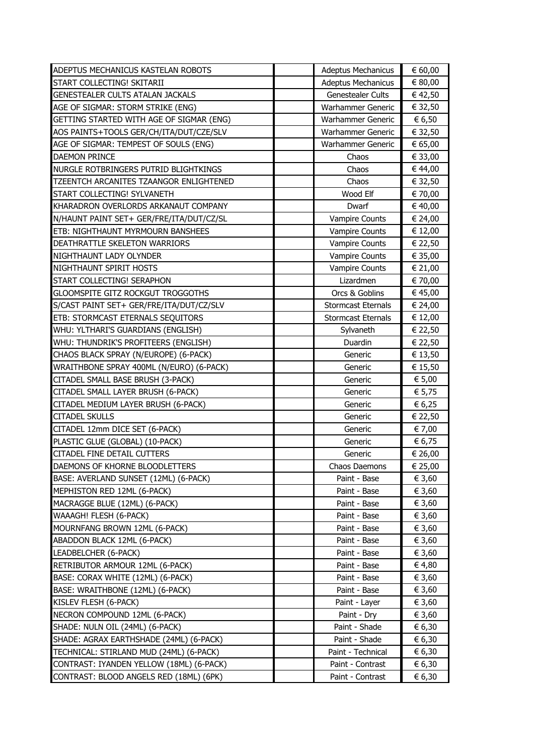| | | | |
|---|---|---|---|
| ADEPTUS MECHANICUS KASTELAN ROBOTS | | Adeptus Mechanicus | € 60,00 |
| START COLLECTING! SKITARII | | Adeptus Mechanicus | € 80,00 |
| GENESTEALER CULTS ATALAN JACKALS | | Genestealer Cults | € 42,50 |
| AGE OF SIGMAR: STORM STRIKE (ENG) | | Warhammer Generic | € 32,50 |
| GETTING STARTED WITH AGE OF SIGMAR (ENG) | | Warhammer Generic | € 6,50 |
| AOS PAINTS+TOOLS GER/CH/ITA/DUT/CZE/SLV | | Warhammer Generic | € 32,50 |
| AGE OF SIGMAR: TEMPEST OF SOULS (ENG) | | Warhammer Generic | € 65,00 |
| DAEMON PRINCE | | Chaos | € 33,00 |
| NURGLE ROTBRINGERS PUTRID BLIGHTKINGS | | Chaos | € 44,00 |
| TZEENTCH ARCANITES TZAANGOR ENLIGHTENED | | Chaos | € 32,50 |
| START COLLECTING! SYLVANETH | | Wood Elf | € 70,00 |
| KHARADRON OVERLORDS ARKANAUT COMPANY | | Dwarf | € 40,00 |
| N/HAUNT PAINT SET+ GER/FRE/ITA/DUT/CZ/SL | | Vampire Counts | € 24,00 |
| ETB: NIGHTHAUNT MYRMOURN BANSHEES | | Vampire Counts | € 12,00 |
| DEATHRATTLE SKELETON WARRIORS | | Vampire Counts | € 22,50 |
| NIGHTHAUNT LADY OLYNDER | | Vampire Counts | € 35,00 |
| NIGHTHAUNT SPIRIT HOSTS | | Vampire Counts | € 21,00 |
| START COLLECTING! SERAPHON | | Lizardmen | € 70,00 |
| GLOOMSPITE GITZ ROCKGUT TROGGOTHS | | Orcs & Goblins | € 45,00 |
| S/CAST PAINT SET+ GER/FRE/ITA/DUT/CZ/SLV | | Stormcast Eternals | € 24,00 |
| ETB: STORMCAST ETERNALS SEQUITORS | | Stormcast Eternals | € 12,00 |
| WHU: YLTHARI'S GUARDIANS (ENGLISH) | | Sylvaneth | € 22,50 |
| WHU: THUNDRIK'S PROFITEERS (ENGLISH) | | Duardin | € 22,50 |
| CHAOS BLACK SPRAY (N/EUROPE) (6-PACK) | | Generic | € 13,50 |
| WRAITHBONE SPRAY 400ML (N/EURO) (6-PACK) | | Generic | € 15,50 |
| CITADEL SMALL BASE BRUSH (3-PACK) | | Generic | € 5,00 |
| CITADEL SMALL LAYER BRUSH (6-PACK) | | Generic | € 5,75 |
| CITADEL MEDIUM LAYER BRUSH (6-PACK) | | Generic | € 6,25 |
| CITADEL SKULLS | | Generic | € 22,50 |
| CITADEL 12mm DICE SET (6-PACK) | | Generic | € 7,00 |
| PLASTIC GLUE (GLOBAL) (10-PACK) | | Generic | € 6,75 |
| CITADEL FINE DETAIL CUTTERS | | Generic | € 26,00 |
| DAEMONS OF KHORNE BLOODLETTERS | | Chaos Daemons | € 25,00 |
| BASE: AVERLAND SUNSET (12ML) (6-PACK) | | Paint - Base | € 3,60 |
| MEPHISTON RED 12ML (6-PACK) | | Paint - Base | € 3,60 |
| MACRAGGE BLUE (12ML) (6-PACK) | | Paint - Base | € 3,60 |
| WAAAGH! FLESH (6-PACK) | | Paint - Base | € 3,60 |
| MOURNFANG BROWN 12ML (6-PACK) | | Paint - Base | € 3,60 |
| ABADDON BLACK 12ML (6-PACK) | | Paint - Base | € 3,60 |
| LEADBELCHER (6-PACK) | | Paint - Base | € 3,60 |
| RETRIBUTOR ARMOUR 12ML (6-PACK) | | Paint - Base | € 4,80 |
| BASE: CORAX WHITE (12ML) (6-PACK) | | Paint - Base | € 3,60 |
| BASE: WRAITHBONE (12ML) (6-PACK) | | Paint - Base | € 3,60 |
| KISLEV FLESH (6-PACK) | | Paint - Layer | € 3,60 |
| NECRON COMPOUND 12ML (6-PACK) | | Paint - Dry | € 3,60 |
| SHADE: NULN OIL (24ML) (6-PACK) | | Paint - Shade | € 6,30 |
| SHADE: AGRAX EARTHSHADE (24ML) (6-PACK) | | Paint - Shade | € 6,30 |
| TECHNICAL: STIRLAND MUD (24ML) (6-PACK) | | Paint - Technical | € 6,30 |
| CONTRAST: IYANDEN YELLOW (18ML) (6-PACK) | | Paint - Contrast | € 6,30 |
| CONTRAST: BLOOD ANGELS RED (18ML) (6PK) | | Paint - Contrast | € 6,30 |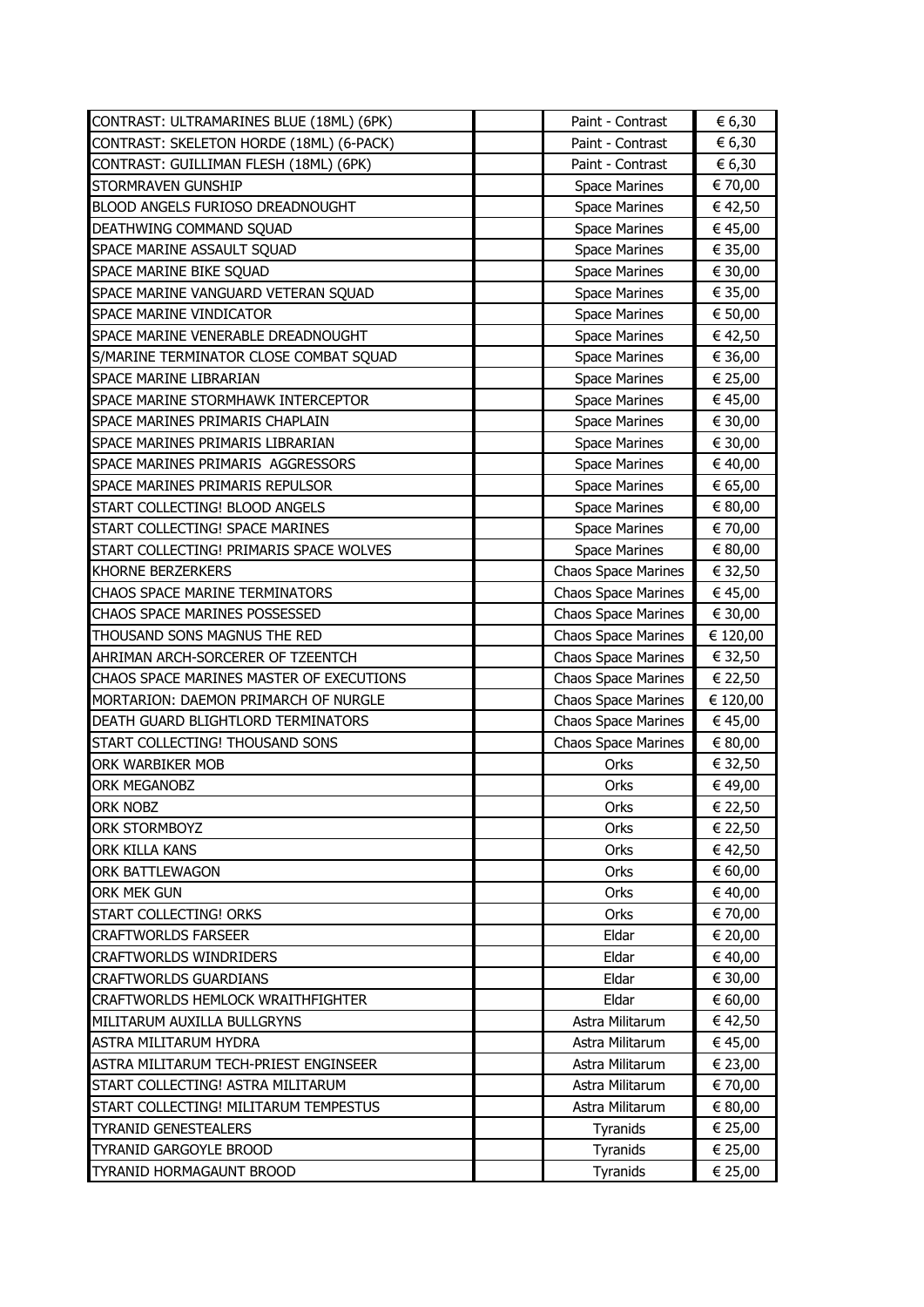| | | | |
|---|---|---|---|
| CONTRAST: ULTRAMARINES BLUE (18ML) (6PK) | | Paint - Contrast | € 6,30 |
| CONTRAST: SKELETON HORDE (18ML) (6-PACK) | | Paint - Contrast | € 6,30 |
| CONTRAST: GUILLIMAN FLESH (18ML) (6PK) | | Paint - Contrast | € 6,30 |
| STORMRAVEN GUNSHIP | | Space Marines | € 70,00 |
| BLOOD ANGELS FURIOSO DREADNOUGHT | | Space Marines | € 42,50 |
| DEATHWING COMMAND SQUAD | | Space Marines | € 45,00 |
| SPACE MARINE ASSAULT SQUAD | | Space Marines | € 35,00 |
| SPACE MARINE BIKE SQUAD | | Space Marines | € 30,00 |
| SPACE MARINE VANGUARD VETERAN SQUAD | | Space Marines | € 35,00 |
| SPACE MARINE VINDICATOR | | Space Marines | € 50,00 |
| SPACE MARINE VENERABLE DREADNOUGHT | | Space Marines | € 42,50 |
| S/MARINE TERMINATOR CLOSE COMBAT SQUAD | | Space Marines | € 36,00 |
| SPACE MARINE LIBRARIAN | | Space Marines | € 25,00 |
| SPACE MARINE STORMHAWK INTERCEPTOR | | Space Marines | € 45,00 |
| SPACE MARINES PRIMARIS CHAPLAIN | | Space Marines | € 30,00 |
| SPACE MARINES PRIMARIS LIBRARIAN | | Space Marines | € 30,00 |
| SPACE MARINES PRIMARIS AGGRESSORS | | Space Marines | € 40,00 |
| SPACE MARINES PRIMARIS REPULSOR | | Space Marines | € 65,00 |
| START COLLECTING! BLOOD ANGELS | | Space Marines | € 80,00 |
| START COLLECTING! SPACE MARINES | | Space Marines | € 70,00 |
| START COLLECTING! PRIMARIS SPACE WOLVES | | Space Marines | € 80,00 |
| KHORNE BERZERKERS | | Chaos Space Marines | € 32,50 |
| CHAOS SPACE MARINE TERMINATORS | | Chaos Space Marines | € 45,00 |
| CHAOS SPACE MARINES POSSESSED | | Chaos Space Marines | € 30,00 |
| THOUSAND SONS MAGNUS THE RED | | Chaos Space Marines | € 120,00 |
| AHRIMAN ARCH-SORCERER OF TZEENTCH | | Chaos Space Marines | € 32,50 |
| CHAOS SPACE MARINES MASTER OF EXECUTIONS | | Chaos Space Marines | € 22,50 |
| MORTARION: DAEMON PRIMARCH OF NURGLE | | Chaos Space Marines | € 120,00 |
| DEATH GUARD BLIGHTLORD TERMINATORS | | Chaos Space Marines | € 45,00 |
| START COLLECTING! THOUSAND SONS | | Chaos Space Marines | € 80,00 |
| ORK WARBIKER MOB | | Orks | € 32,50 |
| ORK MEGANOBZ | | Orks | € 49,00 |
| ORK NOBZ | | Orks | € 22,50 |
| ORK STORMBOYZ | | Orks | € 22,50 |
| ORK KILLA KANS | | Orks | € 42,50 |
| ORK BATTLEWAGON | | Orks | € 60,00 |
| ORK MEK GUN | | Orks | € 40,00 |
| START COLLECTING! ORKS | | Orks | € 70,00 |
| CRAFTWORLDS FARSEER | | Eldar | € 20,00 |
| CRAFTWORLDS WINDRIDERS | | Eldar | € 40,00 |
| CRAFTWORLDS GUARDIANS | | Eldar | € 30,00 |
| CRAFTWORLDS HEMLOCK WRAITHFIGHTER | | Eldar | € 60,00 |
| MILITARUM AUXILLA BULLGRYNS | | Astra Militarum | € 42,50 |
| ASTRA MILITARUM HYDRA | | Astra Militarum | € 45,00 |
| ASTRA MILITARUM TECH-PRIEST ENGINSEER | | Astra Militarum | € 23,00 |
| START COLLECTING! ASTRA MILITARUM | | Astra Militarum | € 70,00 |
| START COLLECTING! MILITARUM TEMPESTUS | | Astra Militarum | € 80,00 |
| TYRANID GENESTEALERS | | Tyranids | € 25,00 |
| TYRANID GARGOYLE BROOD | | Tyranids | € 25,00 |
| TYRANID HORMAGAUNT BROOD | | Tyranids | € 25,00 |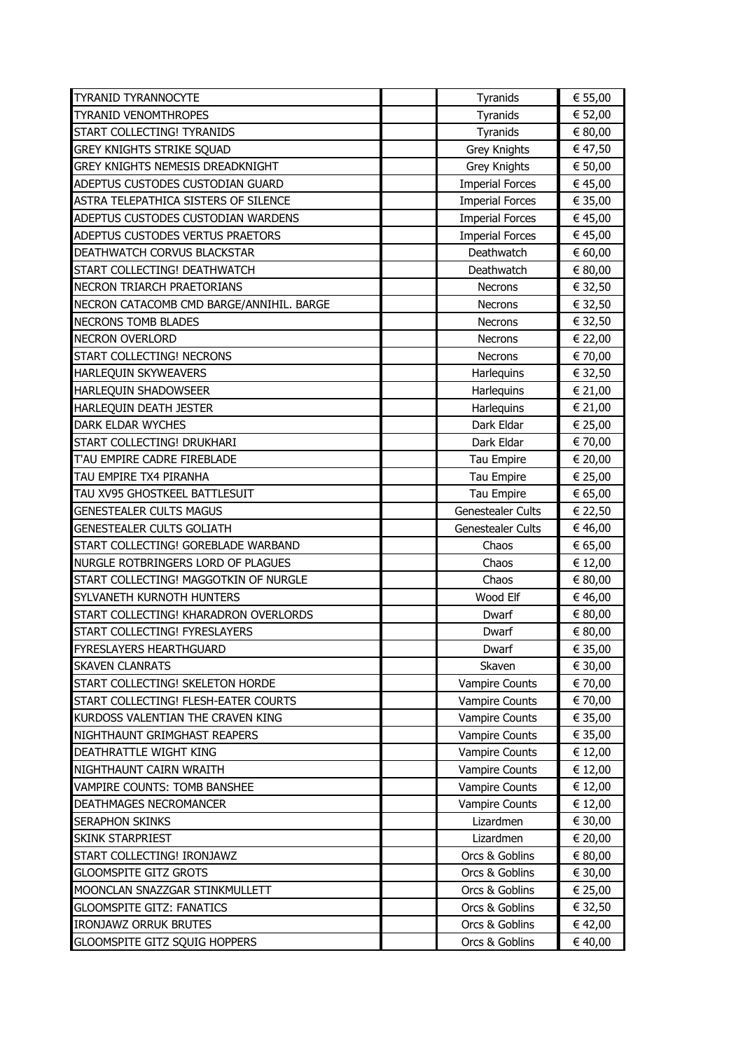| | | | |
|---|---|---|---|
| TYRANID TYRANNOCYTE | | Tyranids | € 55,00 |
| TYRANID VENOMTHROPES | | Tyranids | € 52,00 |
| START COLLECTING! TYRANIDS | | Tyranids | € 80,00 |
| GREY KNIGHTS STRIKE SQUAD | | Grey Knights | € 47,50 |
| GREY KNIGHTS NEMESIS DREADKNIGHT | | Grey Knights | € 50,00 |
| ADEPTUS CUSTODES CUSTODIAN GUARD | | Imperial Forces | € 45,00 |
| ASTRA TELEPATHICA SISTERS OF SILENCE | | Imperial Forces | € 35,00 |
| ADEPTUS CUSTODES CUSTODIAN WARDENS | | Imperial Forces | € 45,00 |
| ADEPTUS CUSTODES VERTUS PRAETORS | | Imperial Forces | € 45,00 |
| DEATHWATCH CORVUS BLACKSTAR | | Deathwatch | € 60,00 |
| START COLLECTING! DEATHWATCH | | Deathwatch | € 80,00 |
| NECRON TRIARCH PRAETORIANS | | Necrons | € 32,50 |
| NECRON CATACOMB CMD BARGE/ANNIHIL. BARGE | | Necrons | € 32,50 |
| NECRONS TOMB BLADES | | Necrons | € 32,50 |
| NECRON OVERLORD | | Necrons | € 22,00 |
| START COLLECTING! NECRONS | | Necrons | € 70,00 |
| HARLEQUIN SKYWEAVERS | | Harlequins | € 32,50 |
| HARLEQUIN SHADOWSEER | | Harlequins | € 21,00 |
| HARLEQUIN DEATH JESTER | | Harlequins | € 21,00 |
| DARK ELDAR WYCHES | | Dark Eldar | € 25,00 |
| START COLLECTING! DRUKHARI | | Dark Eldar | € 70,00 |
| T'AU EMPIRE CADRE FIREBLADE | | Tau Empire | € 20,00 |
| TAU EMPIRE TX4 PIRANHA | | Tau Empire | € 25,00 |
| TAU XV95 GHOSTKEEL BATTLESUIT | | Tau Empire | € 65,00 |
| GENESTEALER CULTS MAGUS | | Genestealer Cults | € 22,50 |
| GENESTEALER CULTS GOLIATH | | Genestealer Cults | € 46,00 |
| START COLLECTING! GOREBLADE WARBAND | | Chaos | € 65,00 |
| NURGLE ROTBRINGERS LORD OF PLAGUES | | Chaos | € 12,00 |
| START COLLECTING! MAGGOTKIN OF NURGLE | | Chaos | € 80,00 |
| SYLVANETH KURNOTH HUNTERS | | Wood Elf | € 46,00 |
| START COLLECTING! KHARADRON OVERLORDS | | Dwarf | € 80,00 |
| START COLLECTING! FYRESLAYERS | | Dwarf | € 80,00 |
| FYRESLAYERS HEARTHGUARD | | Dwarf | € 35,00 |
| SKAVEN CLANRATS | | Skaven | € 30,00 |
| START COLLECTING! SKELETON HORDE | | Vampire Counts | € 70,00 |
| START COLLECTING! FLESH-EATER COURTS | | Vampire Counts | € 70,00 |
| KURDOSS VALENTIAN THE CRAVEN KING | | Vampire Counts | € 35,00 |
| NIGHTHAUNT GRIMGHAST REAPERS | | Vampire Counts | € 35,00 |
| DEATHRATTLE WIGHT KING | | Vampire Counts | € 12,00 |
| NIGHTHAUNT CAIRN WRAITH | | Vampire Counts | € 12,00 |
| VAMPIRE COUNTS: TOMB BANSHEE | | Vampire Counts | € 12,00 |
| DEATHMAGES NECROMANCER | | Vampire Counts | € 12,00 |
| SERAPHON SKINKS | | Lizardmen | € 30,00 |
| SKINK STARPRIEST | | Lizardmen | € 20,00 |
| START COLLECTING! IRONJAWZ | | Orcs & Goblins | € 80,00 |
| GLOOMSPITE GITZ GROTS | | Orcs & Goblins | € 30,00 |
| MOONCLAN SNAZZGAR STINKMULLETT | | Orcs & Goblins | € 25,00 |
| GLOOMSPITE GITZ: FANATICS | | Orcs & Goblins | € 32,50 |
| IRONJAWZ ORRUK BRUTES | | Orcs & Goblins | € 42,00 |
| GLOOMSPITE GITZ SQUIG HOPPERS | | Orcs & Goblins | € 40,00 |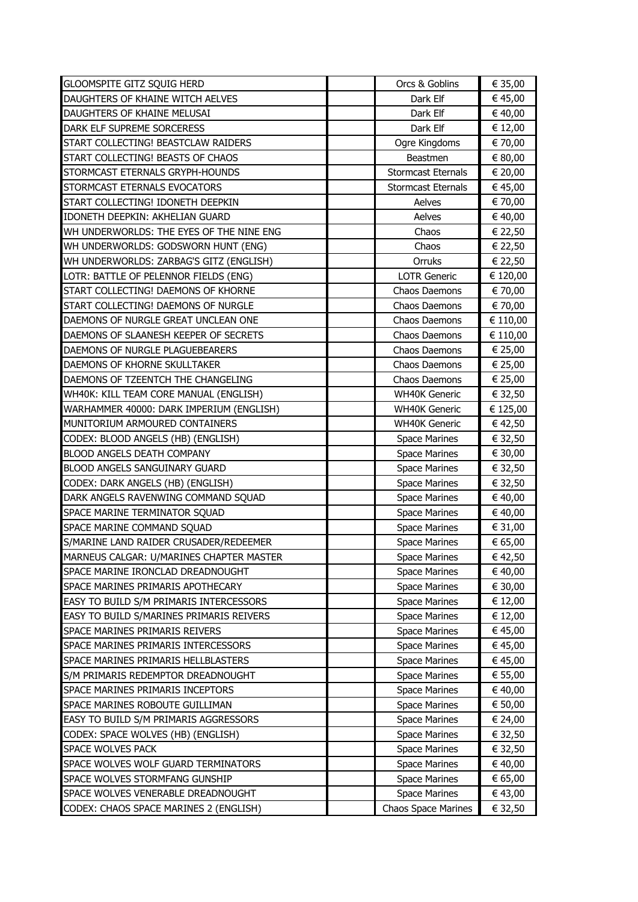| | | | |
|---|---|---|---|
| GLOOMSPITE GITZ SQUIG HERD | | Orcs & Goblins | € 35,00 |
| DAUGHTERS OF KHAINE WITCH AELVES | | Dark Elf | € 45,00 |
| DAUGHTERS OF KHAINE MELUSAI | | Dark Elf | € 40,00 |
| DARK ELF SUPREME SORCERESS | | Dark Elf | € 12,00 |
| START COLLECTING! BEASTCLAW RAIDERS | | Ogre Kingdoms | € 70,00 |
| START COLLECTING! BEASTS OF CHAOS | | Beastmen | € 80,00 |
| STORMCAST ETERNALS GRYPH-HOUNDS | | Stormcast Eternals | € 20,00 |
| STORMCAST ETERNALS EVOCATORS | | Stormcast Eternals | € 45,00 |
| START COLLECTING! IDONETH DEEPKIN | | Aelves | € 70,00 |
| IDONETH DEEPKIN: AKHELIAN GUARD | | Aelves | € 40,00 |
| WH UNDERWORLDS: THE EYES OF THE NINE ENG | | Chaos | € 22,50 |
| WH UNDERWORLDS: GODSWORN HUNT (ENG) | | Chaos | € 22,50 |
| WH UNDERWORLDS: ZARBAG'S GITZ (ENGLISH) | | Orruks | € 22,50 |
| LOTR: BATTLE OF PELENNOR FIELDS (ENG) | | LOTR Generic | € 120,00 |
| START COLLECTING! DAEMONS OF KHORNE | | Chaos Daemons | € 70,00 |
| START COLLECTING! DAEMONS OF NURGLE | | Chaos Daemons | € 70,00 |
| DAEMONS OF NURGLE GREAT UNCLEAN ONE | | Chaos Daemons | € 110,00 |
| DAEMONS OF SLAANESH KEEPER OF SECRETS | | Chaos Daemons | € 110,00 |
| DAEMONS OF NURGLE PLAGUEBEARERS | | Chaos Daemons | € 25,00 |
| DAEMONS OF KHORNE SKULLTAKER | | Chaos Daemons | € 25,00 |
| DAEMONS OF TZEENTCH THE CHANGELING | | Chaos Daemons | € 25,00 |
| WH40K: KILL TEAM CORE MANUAL (ENGLISH) | | WH40K Generic | € 32,50 |
| WARHAMMER 40000: DARK IMPERIUM (ENGLISH) | | WH40K Generic | € 125,00 |
| MUNITORIUM ARMOURED CONTAINERS | | WH40K Generic | € 42,50 |
| CODEX: BLOOD ANGELS (HB) (ENGLISH) | | Space Marines | € 32,50 |
| BLOOD ANGELS DEATH COMPANY | | Space Marines | € 30,00 |
| BLOOD ANGELS SANGUINARY GUARD | | Space Marines | € 32,50 |
| CODEX: DARK ANGELS (HB) (ENGLISH) | | Space Marines | € 32,50 |
| DARK ANGELS RAVENWING COMMAND SQUAD | | Space Marines | € 40,00 |
| SPACE MARINE TERMINATOR SQUAD | | Space Marines | € 40,00 |
| SPACE MARINE COMMAND SQUAD | | Space Marines | € 31,00 |
| S/MARINE LAND RAIDER CRUSADER/REDEEMER | | Space Marines | € 65,00 |
| MARNEUS CALGAR: U/MARINES CHAPTER MASTER | | Space Marines | € 42,50 |
| SPACE MARINE IRONCLAD DREADNOUGHT | | Space Marines | € 40,00 |
| SPACE MARINES PRIMARIS APOTHECARY | | Space Marines | € 30,00 |
| EASY TO BUILD S/M PRIMARIS INTERCESSORS | | Space Marines | € 12,00 |
| EASY TO BUILD S/MARINES PRIMARIS REIVERS | | Space Marines | € 12,00 |
| SPACE MARINES PRIMARIS REIVERS | | Space Marines | € 45,00 |
| SPACE MARINES PRIMARIS INTERCESSORS | | Space Marines | € 45,00 |
| SPACE MARINES PRIMARIS HELLBLASTERS | | Space Marines | € 45,00 |
| S/M PRIMARIS REDEMPTOR DREADNOUGHT | | Space Marines | € 55,00 |
| SPACE MARINES PRIMARIS INCEPTORS | | Space Marines | € 40,00 |
| SPACE MARINES ROBOUTE GUILLIMAN | | Space Marines | € 50,00 |
| EASY TO BUILD S/M PRIMARIS AGGRESSORS | | Space Marines | € 24,00 |
| CODEX: SPACE WOLVES (HB) (ENGLISH) | | Space Marines | € 32,50 |
| SPACE WOLVES PACK | | Space Marines | € 32,50 |
| SPACE WOLVES WOLF GUARD TERMINATORS | | Space Marines | € 40,00 |
| SPACE WOLVES STORMFANG GUNSHIP | | Space Marines | € 65,00 |
| SPACE WOLVES VENERABLE DREADNOUGHT | | Space Marines | € 43,00 |
| CODEX: CHAOS SPACE MARINES 2 (ENGLISH) | | Chaos Space Marines | € 32,50 |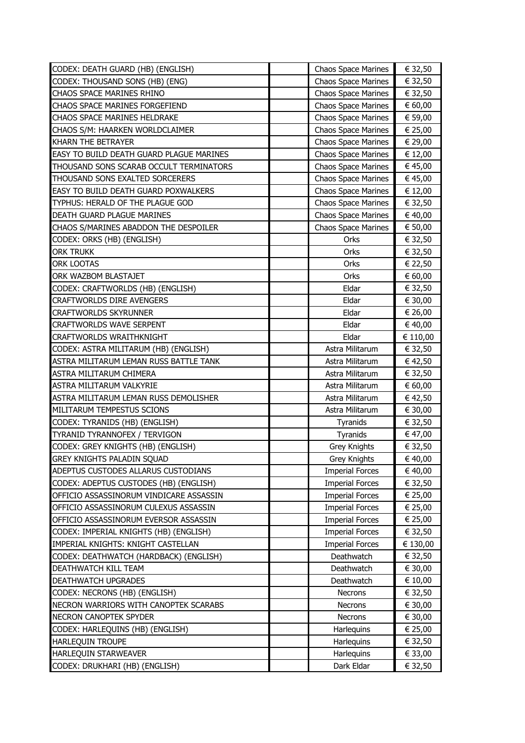| | | | |
|---|---|---|---|
| CODEX: DEATH GUARD (HB) (ENGLISH) | | Chaos Space Marines | € 32,50 |
| CODEX: THOUSAND SONS (HB) (ENG) | | Chaos Space Marines | € 32,50 |
| CHAOS SPACE MARINES RHINO | | Chaos Space Marines | € 32,50 |
| CHAOS SPACE MARINES FORGEFIEND | | Chaos Space Marines | € 60,00 |
| CHAOS SPACE MARINES HELDRAKE | | Chaos Space Marines | € 59,00 |
| CHAOS S/M: HAARKEN WORLDCLAIMER | | Chaos Space Marines | € 25,00 |
| KHARN THE BETRAYER | | Chaos Space Marines | € 29,00 |
| EASY TO BUILD DEATH GUARD PLAGUE MARINES | | Chaos Space Marines | € 12,00 |
| THOUSAND SONS SCARAB OCCULT TERMINATORS | | Chaos Space Marines | € 45,00 |
| THOUSAND SONS EXALTED SORCERERS | | Chaos Space Marines | € 45,00 |
| EASY TO BUILD DEATH GUARD POXWALKERS | | Chaos Space Marines | € 12,00 |
| TYPHUS: HERALD OF THE PLAGUE GOD | | Chaos Space Marines | € 32,50 |
| DEATH GUARD PLAGUE MARINES | | Chaos Space Marines | € 40,00 |
| CHAOS S/MARINES ABADDON THE DESPOILER | | Chaos Space Marines | € 50,00 |
| CODEX: ORKS (HB) (ENGLISH) | | Orks | € 32,50 |
| ORK TRUKK | | Orks | € 32,50 |
| ORK LOOTAS | | Orks | € 22,50 |
| ORK WAZBOM BLASTAJET | | Orks | € 60,00 |
| CODEX: CRAFTWORLDS (HB) (ENGLISH) | | Eldar | € 32,50 |
| CRAFTWORLDS DIRE AVENGERS | | Eldar | € 30,00 |
| CRAFTWORLDS SKYRUNNER | | Eldar | € 26,00 |
| CRAFTWORLDS WAVE SERPENT | | Eldar | € 40,00 |
| CRAFTWORLDS WRAITHKNIGHT | | Eldar | € 110,00 |
| CODEX: ASTRA MILITARUM (HB) (ENGLISH) | | Astra Militarum | € 32,50 |
| ASTRA MILITARUM LEMAN RUSS BATTLE TANK | | Astra Militarum | € 42,50 |
| ASTRA MILITARUM CHIMERA | | Astra Militarum | € 32,50 |
| ASTRA MILITARUM VALKYRIE | | Astra Militarum | € 60,00 |
| ASTRA MILITARUM LEMAN RUSS DEMOLISHER | | Astra Militarum | € 42,50 |
| MILITARUM TEMPESTUS SCIONS | | Astra Militarum | € 30,00 |
| CODEX: TYRANIDS (HB) (ENGLISH) | | Tyranids | € 32,50 |
| TYRANID TYRANNOFEX / TERVIGON | | Tyranids | € 47,00 |
| CODEX: GREY KNIGHTS (HB) (ENGLISH) | | Grey Knights | € 32,50 |
| GREY KNIGHTS PALADIN SQUAD | | Grey Knights | € 40,00 |
| ADEPTUS CUSTODES ALLARUS CUSTODIANS | | Imperial Forces | € 40,00 |
| CODEX: ADEPTUS CUSTODES (HB) (ENGLISH) | | Imperial Forces | € 32,50 |
| OFFICIO ASSASSINORUM VINDICARE ASSASSIN | | Imperial Forces | € 25,00 |
| OFFICIO ASSASSINORUM CULEXUS ASSASSIN | | Imperial Forces | € 25,00 |
| OFFICIO ASSASSINORUM EVERSOR ASSASSIN | | Imperial Forces | € 25,00 |
| CODEX: IMPERIAL KNIGHTS (HB) (ENGLISH) | | Imperial Forces | € 32,50 |
| IMPERIAL KNIGHTS: KNIGHT CASTELLAN | | Imperial Forces | € 130,00 |
| CODEX: DEATHWATCH (HARDBACK) (ENGLISH) | | Deathwatch | € 32,50 |
| DEATHWATCH KILL TEAM | | Deathwatch | € 30,00 |
| DEATHWATCH UPGRADES | | Deathwatch | € 10,00 |
| CODEX: NECRONS (HB) (ENGLISH) | | Necrons | € 32,50 |
| NECRON WARRIORS WITH CANOPTEK SCARABS | | Necrons | € 30,00 |
| NECRON CANOPTEK SPYDER | | Necrons | € 30,00 |
| CODEX: HARLEQUINS (HB) (ENGLISH) | | Harlequins | € 25,00 |
| HARLEQUIN TROUPE | | Harlequins | € 32,50 |
| HARLEQUIN STARWEAVER | | Harlequins | € 33,00 |
| CODEX: DRUKHARI (HB) (ENGLISH) | | Dark Eldar | € 32,50 |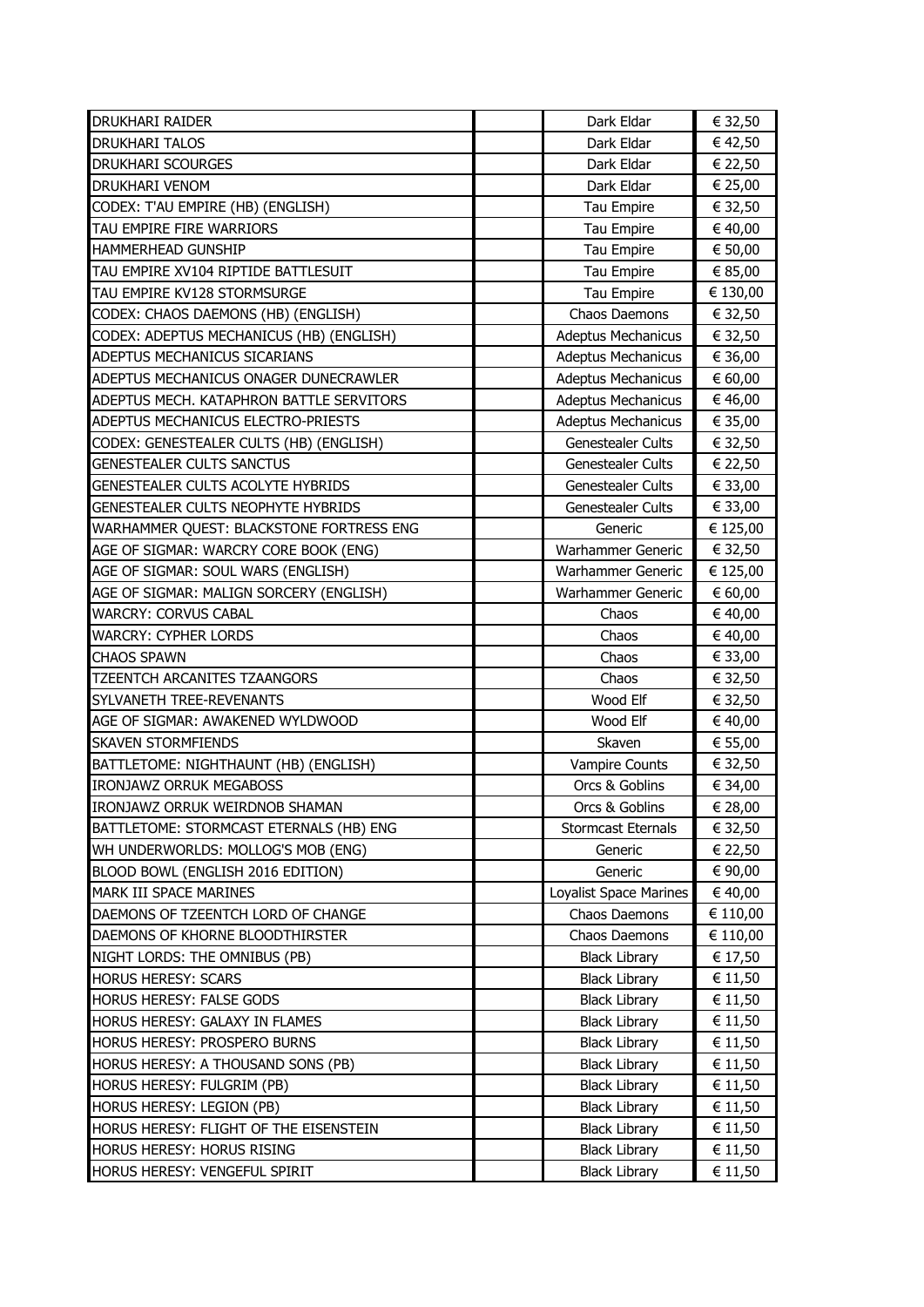| | | | |
|---|---|---|---|
| DRUKHARI RAIDER | | Dark Eldar | € 32,50 |
| DRUKHARI TALOS | | Dark Eldar | € 42,50 |
| DRUKHARI SCOURGES | | Dark Eldar | € 22,50 |
| DRUKHARI VENOM | | Dark Eldar | € 25,00 |
| CODEX: T'AU EMPIRE (HB) (ENGLISH) | | Tau Empire | € 32,50 |
| TAU EMPIRE FIRE WARRIORS | | Tau Empire | € 40,00 |
| HAMMERHEAD GUNSHIP | | Tau Empire | € 50,00 |
| TAU EMPIRE XV104 RIPTIDE BATTLESUIT | | Tau Empire | € 85,00 |
| TAU EMPIRE KV128 STORMSURGE | | Tau Empire | € 130,00 |
| CODEX: CHAOS DAEMONS (HB) (ENGLISH) | | Chaos Daemons | € 32,50 |
| CODEX: ADEPTUS MECHANICUS (HB) (ENGLISH) | | Adeptus Mechanicus | € 32,50 |
| ADEPTUS MECHANICUS SICARIANS | | Adeptus Mechanicus | € 36,00 |
| ADEPTUS MECHANICUS ONAGER DUNECRAWLER | | Adeptus Mechanicus | € 60,00 |
| ADEPTUS MECH. KATAPHRON BATTLE SERVITORS | | Adeptus Mechanicus | € 46,00 |
| ADEPTUS MECHANICUS ELECTRO-PRIESTS | | Adeptus Mechanicus | € 35,00 |
| CODEX: GENESTEALER CULTS (HB) (ENGLISH) | | Genestealer Cults | € 32,50 |
| GENESTEALER CULTS SANCTUS | | Genestealer Cults | € 22,50 |
| GENESTEALER CULTS ACOLYTE HYBRIDS | | Genestealer Cults | € 33,00 |
| GENESTEALER CULTS NEOPHYTE HYBRIDS | | Genestealer Cults | € 33,00 |
| WARHAMMER QUEST: BLACKSTONE FORTRESS ENG | | Generic | € 125,00 |
| AGE OF SIGMAR: WARCRY CORE BOOK (ENG) | | Warhammer Generic | € 32,50 |
| AGE OF SIGMAR: SOUL WARS (ENGLISH) | | Warhammer Generic | € 125,00 |
| AGE OF SIGMAR: MALIGN SORCERY (ENGLISH) | | Warhammer Generic | € 60,00 |
| WARCRY: CORVUS CABAL | | Chaos | € 40,00 |
| WARCRY: CYPHER LORDS | | Chaos | € 40,00 |
| CHAOS SPAWN | | Chaos | € 33,00 |
| TZEENTCH ARCANITES TZAANGORS | | Chaos | € 32,50 |
| SYLVANETH TREE-REVENANTS | | Wood Elf | € 32,50 |
| AGE OF SIGMAR: AWAKENED WYLDWOOD | | Wood Elf | € 40,00 |
| SKAVEN STORMFIENDS | | Skaven | € 55,00 |
| BATTLETOME: NIGHTHAUNT (HB) (ENGLISH) | | Vampire Counts | € 32,50 |
| IRONJAWZ ORRUK MEGABOSS | | Orcs & Goblins | € 34,00 |
| IRONJAWZ ORRUK WEIRDNOB SHAMAN | | Orcs & Goblins | € 28,00 |
| BATTLETOME: STORMCAST ETERNALS (HB) ENG | | Stormcast Eternals | € 32,50 |
| WH UNDERWORLDS: MOLLOG'S MOB (ENG) | | Generic | € 22,50 |
| BLOOD BOWL (ENGLISH 2016 EDITION) | | Generic | € 90,00 |
| MARK III SPACE MARINES | | Loyalist Space Marines | € 40,00 |
| DAEMONS OF TZEENTCH LORD OF CHANGE | | Chaos Daemons | € 110,00 |
| DAEMONS OF KHORNE BLOODTHIRSTER | | Chaos Daemons | € 110,00 |
| NIGHT LORDS: THE OMNIBUS (PB) | | Black Library | € 17,50 |
| HORUS HERESY: SCARS | | Black Library | € 11,50 |
| HORUS HERESY: FALSE GODS | | Black Library | € 11,50 |
| HORUS HERESY: GALAXY IN FLAMES | | Black Library | € 11,50 |
| HORUS HERESY: PROSPERO BURNS | | Black Library | € 11,50 |
| HORUS HERESY: A THOUSAND SONS (PB) | | Black Library | € 11,50 |
| HORUS HERESY: FULGRIM (PB) | | Black Library | € 11,50 |
| HORUS HERESY: LEGION (PB) | | Black Library | € 11,50 |
| HORUS HERESY: FLIGHT OF THE EISENSTEIN | | Black Library | € 11,50 |
| HORUS HERESY: HORUS RISING | | Black Library | € 11,50 |
| HORUS HERESY: VENGEFUL SPIRIT | | Black Library | € 11,50 |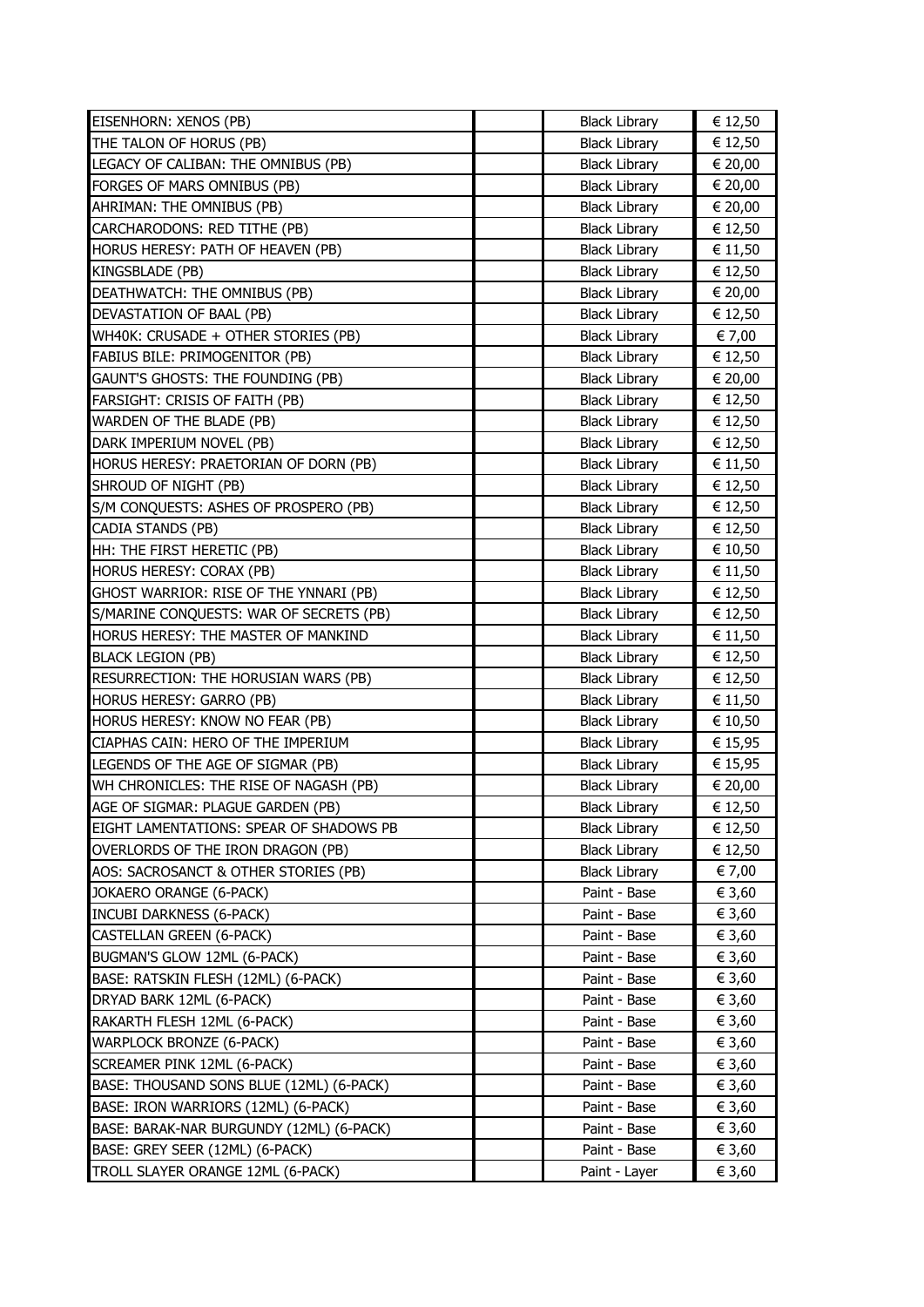| | | | |
|---|---|---|---|
| EISENHORN: XENOS (PB) | | Black Library | € 12,50 |
| THE TALON OF HORUS (PB) | | Black Library | € 12,50 |
| LEGACY OF CALIBAN: THE OMNIBUS (PB) | | Black Library | € 20,00 |
| FORGES OF MARS OMNIBUS (PB) | | Black Library | € 20,00 |
| AHRIMAN: THE OMNIBUS (PB) | | Black Library | € 20,00 |
| CARCHARODONS: RED TITHE (PB) | | Black Library | € 12,50 |
| HORUS HERESY: PATH OF HEAVEN (PB) | | Black Library | € 11,50 |
| KINGSBLADE (PB) | | Black Library | € 12,50 |
| DEATHWATCH: THE OMNIBUS (PB) | | Black Library | € 20,00 |
| DEVASTATION OF BAAL (PB) | | Black Library | € 12,50 |
| WH40K: CRUSADE + OTHER STORIES (PB) | | Black Library | € 7,00 |
| FABIUS BILE: PRIMOGENITOR (PB) | | Black Library | € 12,50 |
| GAUNT'S GHOSTS: THE FOUNDING (PB) | | Black Library | € 20,00 |
| FARSIGHT: CRISIS OF FAITH (PB) | | Black Library | € 12,50 |
| WARDEN OF THE BLADE (PB) | | Black Library | € 12,50 |
| DARK IMPERIUM NOVEL (PB) | | Black Library | € 12,50 |
| HORUS HERESY: PRAETORIAN OF DORN (PB) | | Black Library | € 11,50 |
| SHROUD OF NIGHT (PB) | | Black Library | € 12,50 |
| S/M CONQUESTS: ASHES OF PROSPERO (PB) | | Black Library | € 12,50 |
| CADIA STANDS (PB) | | Black Library | € 12,50 |
| HH: THE FIRST HERETIC (PB) | | Black Library | € 10,50 |
| HORUS HERESY: CORAX (PB) | | Black Library | € 11,50 |
| GHOST WARRIOR: RISE OF THE YNNARI (PB) | | Black Library | € 12,50 |
| S/MARINE CONQUESTS: WAR OF SECRETS (PB) | | Black Library | € 12,50 |
| HORUS HERESY: THE MASTER OF MANKIND | | Black Library | € 11,50 |
| BLACK LEGION (PB) | | Black Library | € 12,50 |
| RESURRECTION: THE HORUSIAN WARS (PB) | | Black Library | € 12,50 |
| HORUS HERESY: GARRO (PB) | | Black Library | € 11,50 |
| HORUS HERESY: KNOW NO FEAR (PB) | | Black Library | € 10,50 |
| CIAPHAS CAIN: HERO OF THE IMPERIUM | | Black Library | € 15,95 |
| LEGENDS OF THE AGE OF SIGMAR (PB) | | Black Library | € 15,95 |
| WH CHRONICLES: THE RISE OF NAGASH (PB) | | Black Library | € 20,00 |
| AGE OF SIGMAR: PLAGUE GARDEN (PB) | | Black Library | € 12,50 |
| EIGHT LAMENTATIONS: SPEAR OF SHADOWS PB | | Black Library | € 12,50 |
| OVERLORDS OF THE IRON DRAGON (PB) | | Black Library | € 12,50 |
| AOS: SACROSANCT & OTHER STORIES (PB) | | Black Library | € 7,00 |
| JOKAERO ORANGE (6-PACK) | | Paint - Base | € 3,60 |
| INCUBI DARKNESS (6-PACK) | | Paint - Base | € 3,60 |
| CASTELLAN GREEN (6-PACK) | | Paint - Base | € 3,60 |
| BUGMAN'S GLOW 12ML (6-PACK) | | Paint - Base | € 3,60 |
| BASE: RATSKIN FLESH (12ML) (6-PACK) | | Paint - Base | € 3,60 |
| DRYAD BARK 12ML (6-PACK) | | Paint - Base | € 3,60 |
| RAKARTH FLESH 12ML (6-PACK) | | Paint - Base | € 3,60 |
| WARPLOCK BRONZE (6-PACK) | | Paint - Base | € 3,60 |
| SCREAMER PINK 12ML (6-PACK) | | Paint - Base | € 3,60 |
| BASE: THOUSAND SONS BLUE (12ML) (6-PACK) | | Paint - Base | € 3,60 |
| BASE: IRON WARRIORS (12ML) (6-PACK) | | Paint - Base | € 3,60 |
| BASE: BARAK-NAR BURGUNDY (12ML) (6-PACK) | | Paint - Base | € 3,60 |
| BASE: GREY SEER (12ML) (6-PACK) | | Paint - Base | € 3,60 |
| TROLL SLAYER ORANGE 12ML (6-PACK) | | Paint - Layer | € 3,60 |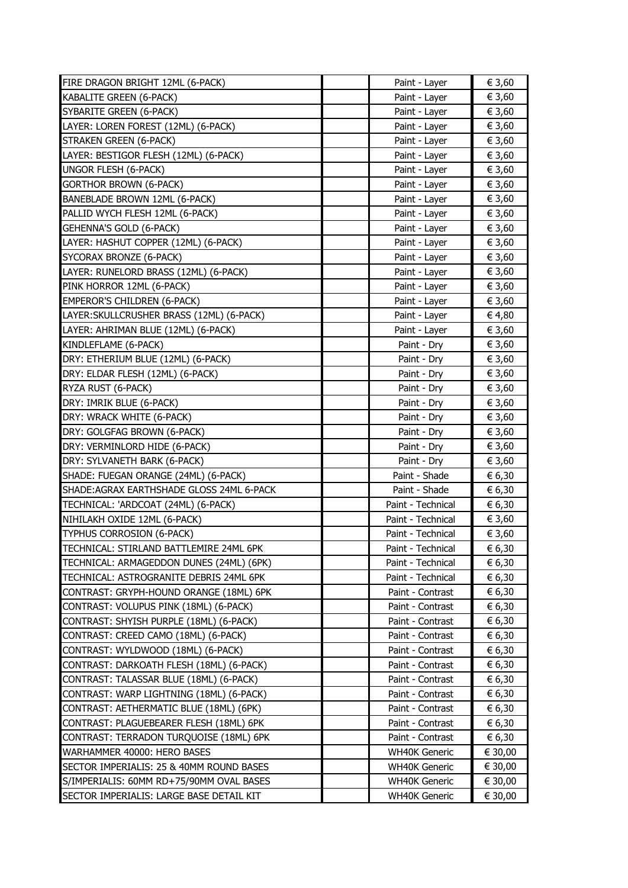| | | | |
|---|---|---|---|
| FIRE DRAGON BRIGHT 12ML (6-PACK) | | Paint - Layer | € 3,60 |
| KABALITE GREEN (6-PACK) | | Paint - Layer | € 3,60 |
| SYBARITE GREEN (6-PACK) | | Paint - Layer | € 3,60 |
| LAYER: LOREN FOREST (12ML) (6-PACK) | | Paint - Layer | € 3,60 |
| STRAKEN GREEN (6-PACK) | | Paint - Layer | € 3,60 |
| LAYER: BESTIGOR FLESH (12ML) (6-PACK) | | Paint - Layer | € 3,60 |
| UNGOR FLESH (6-PACK) | | Paint - Layer | € 3,60 |
| GORTHOR BROWN (6-PACK) | | Paint - Layer | € 3,60 |
| BANEBLADE BROWN 12ML (6-PACK) | | Paint - Layer | € 3,60 |
| PALLID WYCH FLESH 12ML (6-PACK) | | Paint - Layer | € 3,60 |
| GEHENNA'S GOLD (6-PACK) | | Paint - Layer | € 3,60 |
| LAYER: HASHUT COPPER (12ML) (6-PACK) | | Paint - Layer | € 3,60 |
| SYCORAX BRONZE (6-PACK) | | Paint - Layer | € 3,60 |
| LAYER: RUNELORD BRASS (12ML) (6-PACK) | | Paint - Layer | € 3,60 |
| PINK HORROR 12ML (6-PACK) | | Paint - Layer | € 3,60 |
| EMPEROR'S CHILDREN (6-PACK) | | Paint - Layer | € 3,60 |
| LAYER:SKULLCRUSHER BRASS (12ML) (6-PACK) | | Paint - Layer | € 4,80 |
| LAYER: AHRIMAN BLUE (12ML) (6-PACK) | | Paint - Layer | € 3,60 |
| KINDLEFLAME (6-PACK) | | Paint - Dry | € 3,60 |
| DRY: ETHERIUM BLUE (12ML) (6-PACK) | | Paint - Dry | € 3,60 |
| DRY: ELDAR FLESH (12ML) (6-PACK) | | Paint - Dry | € 3,60 |
| RYZA RUST (6-PACK) | | Paint - Dry | € 3,60 |
| DRY: IMRIK BLUE (6-PACK) | | Paint - Dry | € 3,60 |
| DRY: WRACK WHITE (6-PACK) | | Paint - Dry | € 3,60 |
| DRY: GOLGFAG BROWN (6-PACK) | | Paint - Dry | € 3,60 |
| DRY: VERMINLORD HIDE (6-PACK) | | Paint - Dry | € 3,60 |
| DRY: SYLVANETH BARK (6-PACK) | | Paint - Dry | € 3,60 |
| SHADE: FUEGAN ORANGE (24ML) (6-PACK) | | Paint - Shade | € 6,30 |
| SHADE:AGRAX EARTHSHADE GLOSS 24ML 6-PACK | | Paint - Shade | € 6,30 |
| TECHNICAL: 'ARDCOAT (24ML) (6-PACK) | | Paint - Technical | € 6,30 |
| NIHILAKH OXIDE 12ML (6-PACK) | | Paint - Technical | € 3,60 |
| TYPHUS CORROSION (6-PACK) | | Paint - Technical | € 3,60 |
| TECHNICAL: STIRLAND BATTLEMIRE 24ML 6PK | | Paint - Technical | € 6,30 |
| TECHNICAL: ARMAGEDDON DUNES (24ML) (6PK) | | Paint - Technical | € 6,30 |
| TECHNICAL: ASTROGRANITE DEBRIS 24ML 6PK | | Paint - Technical | € 6,30 |
| CONTRAST: GRYPH-HOUND ORANGE (18ML) 6PK | | Paint - Contrast | € 6,30 |
| CONTRAST: VOLUPUS PINK (18ML) (6-PACK) | | Paint - Contrast | € 6,30 |
| CONTRAST: SHYISH PURPLE (18ML) (6-PACK) | | Paint - Contrast | € 6,30 |
| CONTRAST: CREED CAMO (18ML) (6-PACK) | | Paint - Contrast | € 6,30 |
| CONTRAST: WYLDWOOD (18ML) (6-PACK) | | Paint - Contrast | € 6,30 |
| CONTRAST: DARKOATH FLESH (18ML) (6-PACK) | | Paint - Contrast | € 6,30 |
| CONTRAST: TALASSAR BLUE (18ML) (6-PACK) | | Paint - Contrast | € 6,30 |
| CONTRAST: WARP LIGHTNING (18ML) (6-PACK) | | Paint - Contrast | € 6,30 |
| CONTRAST: AETHERMATIC BLUE (18ML) (6PK) | | Paint - Contrast | € 6,30 |
| CONTRAST: PLAGUEBEARER FLESH (18ML) 6PK | | Paint - Contrast | € 6,30 |
| CONTRAST: TERRADON TURQUOISE (18ML) 6PK | | Paint - Contrast | € 6,30 |
| WARHAMMER 40000: HERO BASES | | WH40K Generic | € 30,00 |
| SECTOR IMPERIALIS: 25 & 40MM ROUND BASES | | WH40K Generic | € 30,00 |
| S/IMPERIALIS: 60MM RD+75/90MM OVAL BASES | | WH40K Generic | € 30,00 |
| SECTOR IMPERIALIS: LARGE BASE DETAIL KIT | | WH40K Generic | € 30,00 |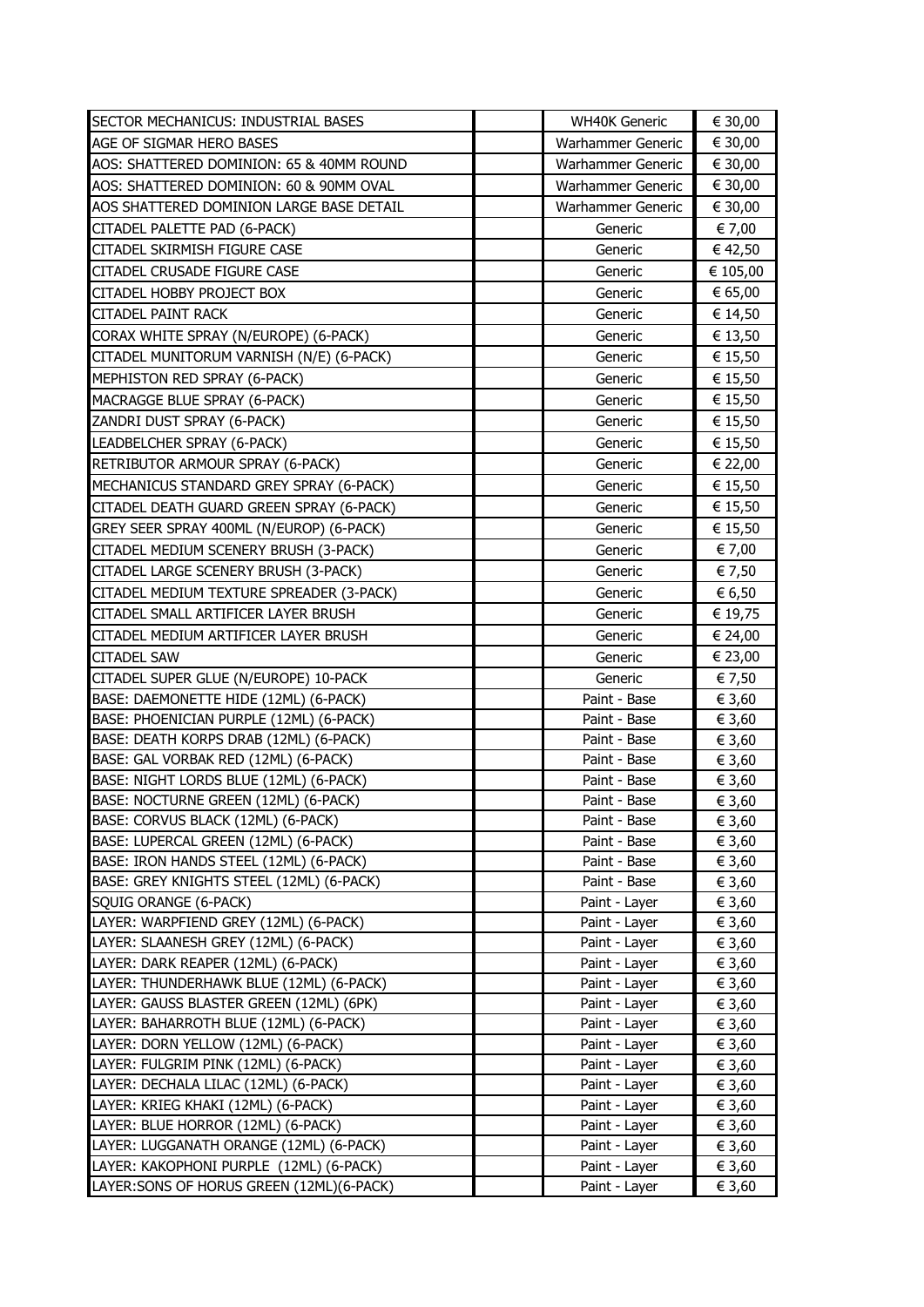| | | | |
|---|---|---|---|
| SECTOR MECHANICUS: INDUSTRIAL BASES | | WH40K Generic | € 30,00 |
| AGE OF SIGMAR HERO BASES | | Warhammer Generic | € 30,00 |
| AOS: SHATTERED DOMINION: 65 & 40MM ROUND | | Warhammer Generic | € 30,00 |
| AOS: SHATTERED DOMINION: 60 & 90MM OVAL | | Warhammer Generic | € 30,00 |
| AOS SHATTERED DOMINION LARGE BASE DETAIL | | Warhammer Generic | € 30,00 |
| CITADEL PALETTE PAD (6-PACK) | | Generic | € 7,00 |
| CITADEL SKIRMISH FIGURE CASE | | Generic | € 42,50 |
| CITADEL CRUSADE FIGURE CASE | | Generic | € 105,00 |
| CITADEL HOBBY PROJECT BOX | | Generic | € 65,00 |
| CITADEL PAINT RACK | | Generic | € 14,50 |
| CORAX WHITE SPRAY (N/EUROPE) (6-PACK) | | Generic | € 13,50 |
| CITADEL MUNITORUM VARNISH (N/E) (6-PACK) | | Generic | € 15,50 |
| MEPHISTON RED SPRAY (6-PACK) | | Generic | € 15,50 |
| MACRAGGE BLUE SPRAY (6-PACK) | | Generic | € 15,50 |
| ZANDRI DUST SPRAY (6-PACK) | | Generic | € 15,50 |
| LEADBELCHER SPRAY (6-PACK) | | Generic | € 15,50 |
| RETRIBUTOR ARMOUR SPRAY (6-PACK) | | Generic | € 22,00 |
| MECHANICUS STANDARD GREY SPRAY (6-PACK) | | Generic | € 15,50 |
| CITADEL DEATH GUARD GREEN SPRAY (6-PACK) | | Generic | € 15,50 |
| GREY SEER SPRAY 400ML (N/EUROP) (6-PACK) | | Generic | € 15,50 |
| CITADEL MEDIUM SCENERY BRUSH (3-PACK) | | Generic | € 7,00 |
| CITADEL LARGE SCENERY BRUSH (3-PACK) | | Generic | € 7,50 |
| CITADEL MEDIUM TEXTURE SPREADER (3-PACK) | | Generic | € 6,50 |
| CITADEL SMALL ARTIFICER LAYER BRUSH | | Generic | € 19,75 |
| CITADEL MEDIUM ARTIFICER LAYER BRUSH | | Generic | € 24,00 |
| CITADEL SAW | | Generic | € 23,00 |
| CITADEL SUPER GLUE (N/EUROPE) 10-PACK | | Generic | € 7,50 |
| BASE: DAEMONETTE HIDE (12ML) (6-PACK) | | Paint - Base | € 3,60 |
| BASE: PHOENICIAN PURPLE (12ML) (6-PACK) | | Paint - Base | € 3,60 |
| BASE: DEATH KORPS DRAB (12ML) (6-PACK) | | Paint - Base | € 3,60 |
| BASE: GAL VORBAK RED (12ML) (6-PACK) | | Paint - Base | € 3,60 |
| BASE: NIGHT LORDS BLUE (12ML) (6-PACK) | | Paint - Base | € 3,60 |
| BASE: NOCTURNE GREEN (12ML) (6-PACK) | | Paint - Base | € 3,60 |
| BASE: CORVUS BLACK (12ML) (6-PACK) | | Paint - Base | € 3,60 |
| BASE: LUPERCAL GREEN (12ML) (6-PACK) | | Paint - Base | € 3,60 |
| BASE: IRON HANDS STEEL (12ML) (6-PACK) | | Paint - Base | € 3,60 |
| BASE: GREY KNIGHTS STEEL (12ML) (6-PACK) | | Paint - Base | € 3,60 |
| SQUIG ORANGE (6-PACK) | | Paint - Layer | € 3,60 |
| LAYER: WARPFIEND GREY (12ML) (6-PACK) | | Paint - Layer | € 3,60 |
| LAYER: SLAANESH GREY (12ML) (6-PACK) | | Paint - Layer | € 3,60 |
| LAYER: DARK REAPER (12ML) (6-PACK) | | Paint - Layer | € 3,60 |
| LAYER: THUNDERHAWK BLUE (12ML) (6-PACK) | | Paint - Layer | € 3,60 |
| LAYER: GAUSS BLASTER GREEN (12ML) (6PK) | | Paint - Layer | € 3,60 |
| LAYER: BAHARROTH BLUE (12ML) (6-PACK) | | Paint - Layer | € 3,60 |
| LAYER: DORN YELLOW (12ML) (6-PACK) | | Paint - Layer | € 3,60 |
| LAYER: FULGRIM PINK (12ML) (6-PACK) | | Paint - Layer | € 3,60 |
| LAYER: DECHALA LILAC (12ML) (6-PACK) | | Paint - Layer | € 3,60 |
| LAYER: KRIEG KHAKI (12ML) (6-PACK) | | Paint - Layer | € 3,60 |
| LAYER: BLUE HORROR (12ML) (6-PACK) | | Paint - Layer | € 3,60 |
| LAYER: LUGGANATH ORANGE (12ML) (6-PACK) | | Paint - Layer | € 3,60 |
| LAYER: KAKOPHONI PURPLE (12ML) (6-PACK) | | Paint - Layer | € 3,60 |
| LAYER:SONS OF HORUS GREEN (12ML)(6-PACK) | | Paint - Layer | € 3,60 |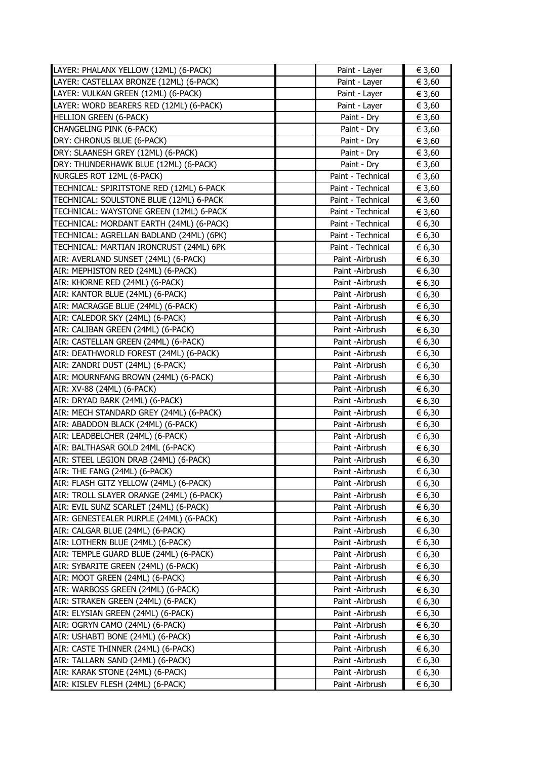| | | | |
|---|---|---|---|
| LAYER: PHALANX YELLOW (12ML) (6-PACK) | | Paint - Layer | € 3,60 |
| LAYER: CASTELLAX BRONZE (12ML) (6-PACK) | | Paint - Layer | € 3,60 |
| LAYER: VULKAN GREEN (12ML) (6-PACK) | | Paint - Layer | € 3,60 |
| LAYER: WORD BEARERS RED (12ML) (6-PACK) | | Paint - Layer | € 3,60 |
| HELLION GREEN (6-PACK) | | Paint - Dry | € 3,60 |
| CHANGELING PINK (6-PACK) | | Paint - Dry | € 3,60 |
| DRY: CHRONUS BLUE (6-PACK) | | Paint - Dry | € 3,60 |
| DRY: SLAANESH GREY (12ML) (6-PACK) | | Paint - Dry | € 3,60 |
| DRY: THUNDERHAWK BLUE (12ML) (6-PACK) | | Paint - Dry | € 3,60 |
| NURGLES ROT 12ML (6-PACK) | | Paint - Technical | € 3,60 |
| TECHNICAL: SPIRITSTONE RED (12ML) 6-PACK | | Paint - Technical | € 3,60 |
| TECHNICAL: SOULSTONE BLUE (12ML) 6-PACK | | Paint - Technical | € 3,60 |
| TECHNICAL: WAYSTONE GREEN (12ML) 6-PACK | | Paint - Technical | € 3,60 |
| TECHNICAL: MORDANT EARTH (24ML) (6-PACK) | | Paint - Technical | € 6,30 |
| TECHNICAL: AGRELLAN BADLAND (24ML) (6PK) | | Paint - Technical | € 6,30 |
| TECHNICAL: MARTIAN IRONCRUST (24ML) 6PK | | Paint - Technical | € 6,30 |
| AIR: AVERLAND SUNSET (24ML) (6-PACK) | | Paint -Airbrush | € 6,30 |
| AIR: MEPHISTON RED (24ML) (6-PACK) | | Paint -Airbrush | € 6,30 |
| AIR: KHORNE RED (24ML) (6-PACK) | | Paint -Airbrush | € 6,30 |
| AIR: KANTOR BLUE (24ML) (6-PACK) | | Paint -Airbrush | € 6,30 |
| AIR: MACRAGGE BLUE (24ML) (6-PACK) | | Paint -Airbrush | € 6,30 |
| AIR: CALEDOR SKY (24ML) (6-PACK) | | Paint -Airbrush | € 6,30 |
| AIR: CALIBAN GREEN (24ML) (6-PACK) | | Paint -Airbrush | € 6,30 |
| AIR: CASTELLAN GREEN (24ML) (6-PACK) | | Paint -Airbrush | € 6,30 |
| AIR: DEATHWORLD FOREST (24ML) (6-PACK) | | Paint -Airbrush | € 6,30 |
| AIR: ZANDRI DUST (24ML) (6-PACK) | | Paint -Airbrush | € 6,30 |
| AIR: MOURNFANG BROWN (24ML) (6-PACK) | | Paint -Airbrush | € 6,30 |
| AIR: XV-88 (24ML) (6-PACK) | | Paint -Airbrush | € 6,30 |
| AIR: DRYAD BARK (24ML) (6-PACK) | | Paint -Airbrush | € 6,30 |
| AIR: MECH STANDARD GREY (24ML) (6-PACK) | | Paint -Airbrush | € 6,30 |
| AIR: ABADDON BLACK (24ML) (6-PACK) | | Paint -Airbrush | € 6,30 |
| AIR: LEADBELCHER (24ML) (6-PACK) | | Paint -Airbrush | € 6,30 |
| AIR: BALTHASAR GOLD 24ML (6-PACK) | | Paint -Airbrush | € 6,30 |
| AIR: STEEL LEGION DRAB (24ML) (6-PACK) | | Paint -Airbrush | € 6,30 |
| AIR: THE FANG (24ML) (6-PACK) | | Paint -Airbrush | € 6,30 |
| AIR: FLASH GITZ YELLOW (24ML) (6-PACK) | | Paint -Airbrush | € 6,30 |
| AIR: TROLL SLAYER ORANGE (24ML) (6-PACK) | | Paint -Airbrush | € 6,30 |
| AIR: EVIL SUNZ SCARLET (24ML) (6-PACK) | | Paint -Airbrush | € 6,30 |
| AIR: GENESTEALER PURPLE (24ML) (6-PACK) | | Paint -Airbrush | € 6,30 |
| AIR: CALGAR BLUE (24ML) (6-PACK) | | Paint -Airbrush | € 6,30 |
| AIR: LOTHERN BLUE (24ML) (6-PACK) | | Paint -Airbrush | € 6,30 |
| AIR: TEMPLE GUARD BLUE (24ML) (6-PACK) | | Paint -Airbrush | € 6,30 |
| AIR: SYBARITE GREEN (24ML) (6-PACK) | | Paint -Airbrush | € 6,30 |
| AIR: MOOT GREEN (24ML) (6-PACK) | | Paint -Airbrush | € 6,30 |
| AIR: WARBOSS GREEN (24ML) (6-PACK) | | Paint -Airbrush | € 6,30 |
| AIR: STRAKEN GREEN (24ML) (6-PACK) | | Paint -Airbrush | € 6,30 |
| AIR: ELYSIAN GREEN (24ML) (6-PACK) | | Paint -Airbrush | € 6,30 |
| AIR: OGRYN CAMO (24ML) (6-PACK) | | Paint -Airbrush | € 6,30 |
| AIR: USHABTI BONE (24ML) (6-PACK) | | Paint -Airbrush | € 6,30 |
| AIR: CASTE THINNER (24ML) (6-PACK) | | Paint -Airbrush | € 6,30 |
| AIR: TALLARN SAND (24ML) (6-PACK) | | Paint -Airbrush | € 6,30 |
| AIR: KARAK STONE (24ML) (6-PACK) | | Paint -Airbrush | € 6,30 |
| AIR: KISLEV FLESH (24ML) (6-PACK) | | Paint -Airbrush | € 6,30 |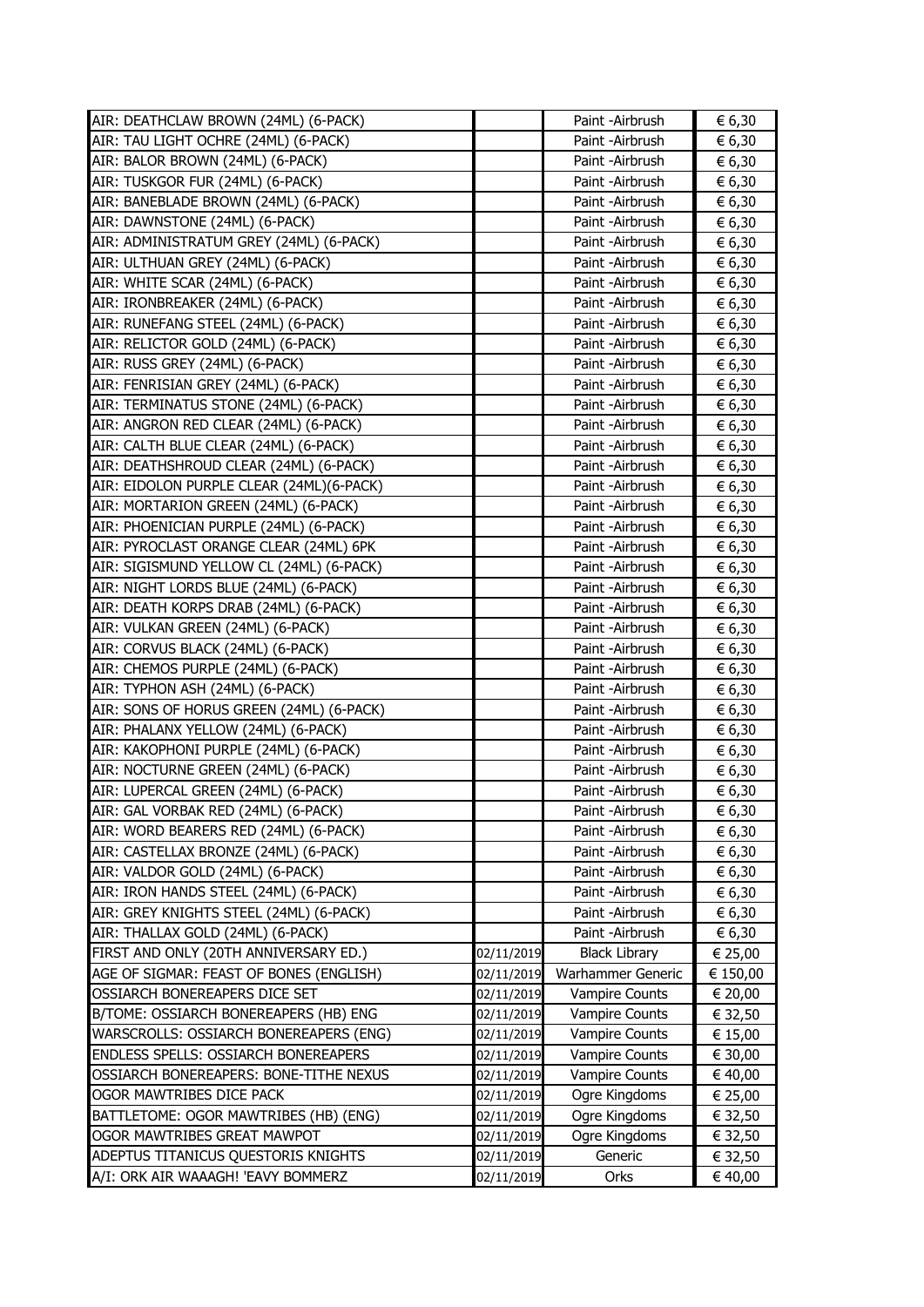| | | | |
|---|---|---|---|
| AIR: DEATHCLAW BROWN (24ML) (6-PACK) | | Paint -Airbrush | € 6,30 |
| AIR: TAU LIGHT OCHRE (24ML) (6-PACK) | | Paint -Airbrush | € 6,30 |
| AIR: BALOR BROWN (24ML) (6-PACK) | | Paint -Airbrush | € 6,30 |
| AIR: TUSKGOR FUR (24ML) (6-PACK) | | Paint -Airbrush | € 6,30 |
| AIR: BANEBLADE BROWN (24ML) (6-PACK) | | Paint -Airbrush | € 6,30 |
| AIR: DAWNSTONE (24ML) (6-PACK) | | Paint -Airbrush | € 6,30 |
| AIR: ADMINISTRATUM GREY (24ML) (6-PACK) | | Paint -Airbrush | € 6,30 |
| AIR: ULTHUAN GREY (24ML) (6-PACK) | | Paint -Airbrush | € 6,30 |
| AIR: WHITE SCAR (24ML) (6-PACK) | | Paint -Airbrush | € 6,30 |
| AIR: IRONBREAKER (24ML) (6-PACK) | | Paint -Airbrush | € 6,30 |
| AIR: RUNEFANG STEEL (24ML) (6-PACK) | | Paint -Airbrush | € 6,30 |
| AIR: RELICTOR GOLD (24ML) (6-PACK) | | Paint -Airbrush | € 6,30 |
| AIR: RUSS GREY (24ML) (6-PACK) | | Paint -Airbrush | € 6,30 |
| AIR: FENRISIAN GREY (24ML) (6-PACK) | | Paint -Airbrush | € 6,30 |
| AIR: TERMINATUS STONE (24ML) (6-PACK) | | Paint -Airbrush | € 6,30 |
| AIR: ANGRON RED CLEAR (24ML) (6-PACK) | | Paint -Airbrush | € 6,30 |
| AIR: CALTH BLUE CLEAR (24ML) (6-PACK) | | Paint -Airbrush | € 6,30 |
| AIR: DEATHSHROUD CLEAR (24ML) (6-PACK) | | Paint -Airbrush | € 6,30 |
| AIR: EIDOLON PURPLE CLEAR (24ML)(6-PACK) | | Paint -Airbrush | € 6,30 |
| AIR: MORTARION GREEN (24ML) (6-PACK) | | Paint -Airbrush | € 6,30 |
| AIR: PHOENICIAN PURPLE (24ML) (6-PACK) | | Paint -Airbrush | € 6,30 |
| AIR: PYROCLAST ORANGE CLEAR (24ML) 6PK | | Paint -Airbrush | € 6,30 |
| AIR: SIGISMUND YELLOW CL (24ML) (6-PACK) | | Paint -Airbrush | € 6,30 |
| AIR: NIGHT LORDS BLUE (24ML) (6-PACK) | | Paint -Airbrush | € 6,30 |
| AIR: DEATH KORPS DRAB (24ML) (6-PACK) | | Paint -Airbrush | € 6,30 |
| AIR: VULKAN GREEN (24ML) (6-PACK) | | Paint -Airbrush | € 6,30 |
| AIR: CORVUS BLACK (24ML) (6-PACK) | | Paint -Airbrush | € 6,30 |
| AIR: CHEMOS PURPLE (24ML) (6-PACK) | | Paint -Airbrush | € 6,30 |
| AIR: TYPHON ASH (24ML) (6-PACK) | | Paint -Airbrush | € 6,30 |
| AIR: SONS OF HORUS GREEN (24ML) (6-PACK) | | Paint -Airbrush | € 6,30 |
| AIR: PHALANX YELLOW (24ML) (6-PACK) | | Paint -Airbrush | € 6,30 |
| AIR: KAKOPHONI PURPLE (24ML) (6-PACK) | | Paint -Airbrush | € 6,30 |
| AIR: NOCTURNE GREEN (24ML) (6-PACK) | | Paint -Airbrush | € 6,30 |
| AIR: LUPERCAL GREEN (24ML) (6-PACK) | | Paint -Airbrush | € 6,30 |
| AIR: GAL VORBAK RED (24ML) (6-PACK) | | Paint -Airbrush | € 6,30 |
| AIR: WORD BEARERS RED (24ML) (6-PACK) | | Paint -Airbrush | € 6,30 |
| AIR: CASTELLAX BRONZE (24ML) (6-PACK) | | Paint -Airbrush | € 6,30 |
| AIR: VALDOR GOLD (24ML) (6-PACK) | | Paint -Airbrush | € 6,30 |
| AIR: IRON HANDS STEEL (24ML) (6-PACK) | | Paint -Airbrush | € 6,30 |
| AIR: GREY KNIGHTS STEEL (24ML) (6-PACK) | | Paint -Airbrush | € 6,30 |
| AIR: THALLAX GOLD (24ML) (6-PACK) | | Paint -Airbrush | € 6,30 |
| FIRST AND ONLY (20TH ANNIVERSARY ED.) | 02/11/2019 | Black Library | € 25,00 |
| AGE OF SIGMAR: FEAST OF BONES (ENGLISH) | 02/11/2019 | Warhammer Generic | € 150,00 |
| OSSIARCH BONEREAPERS DICE SET | 02/11/2019 | Vampire Counts | € 20,00 |
| B/TOME: OSSIARCH BONEREAPERS (HB) ENG | 02/11/2019 | Vampire Counts | € 32,50 |
| WARSCROLLS: OSSIARCH BONEREAPERS (ENG) | 02/11/2019 | Vampire Counts | € 15,00 |
| ENDLESS SPELLS: OSSIARCH BONEREAPERS | 02/11/2019 | Vampire Counts | € 30,00 |
| OSSIARCH BONEREAPERS: BONE-TITHE NEXUS | 02/11/2019 | Vampire Counts | € 40,00 |
| OGOR MAWTRIBES DICE PACK | 02/11/2019 | Ogre Kingdoms | € 25,00 |
| BATTLETOME: OGOR MAWTRIBES (HB) (ENG) | 02/11/2019 | Ogre Kingdoms | € 32,50 |
| OGOR MAWTRIBES GREAT MAWPOT | 02/11/2019 | Ogre Kingdoms | € 32,50 |
| ADEPTUS TITANICUS QUESTORIS KNIGHTS | 02/11/2019 | Generic | € 32,50 |
| A/I: ORK AIR WAAAGH! 'EAVY BOMMERZ | 02/11/2019 | Orks | € 40,00 |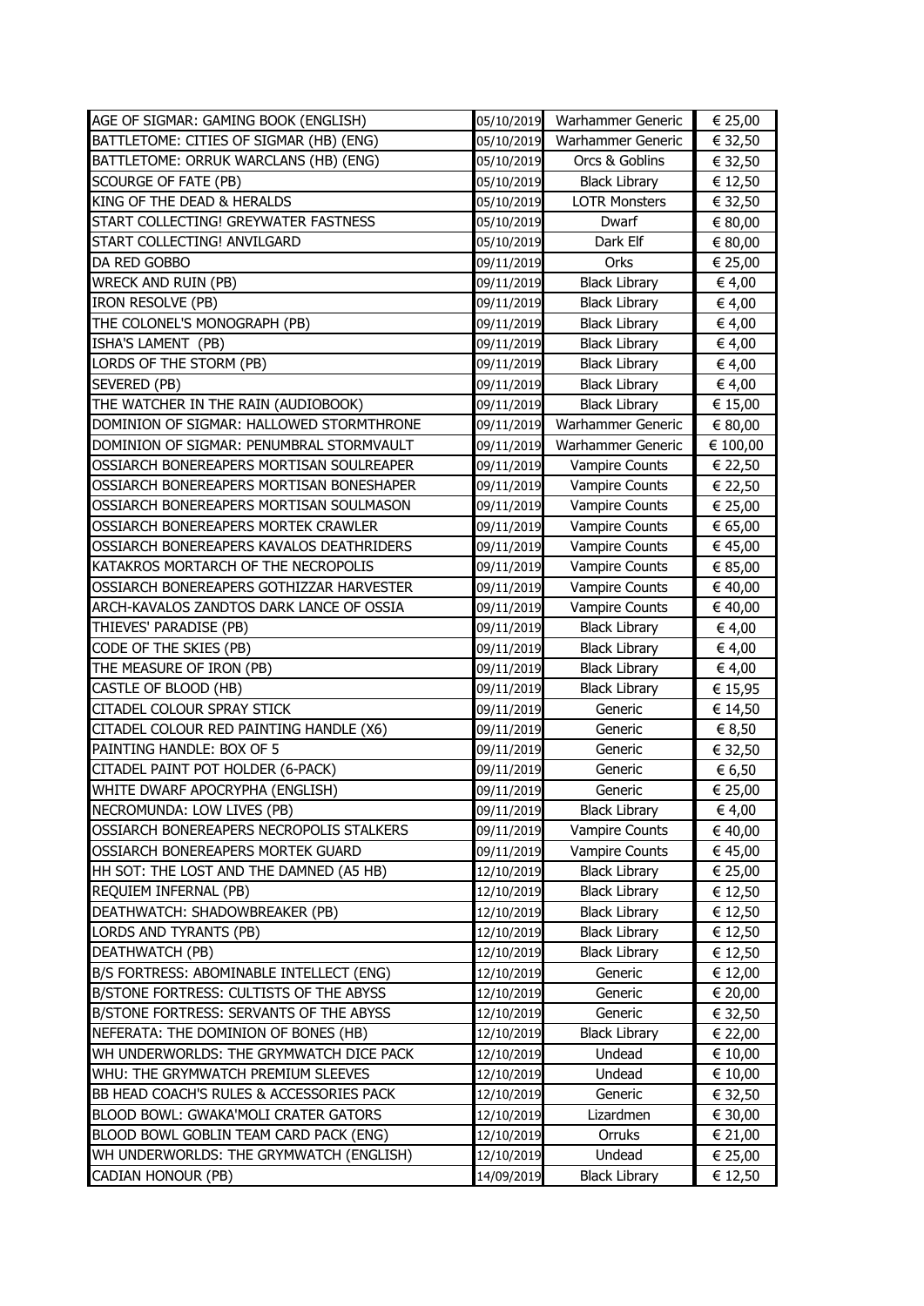| | | | |
|---|---|---|---|
| AGE OF SIGMAR: GAMING BOOK (ENGLISH) | 05/10/2019 | Warhammer Generic | € 25,00 |
| BATTLETOME: CITIES OF SIGMAR (HB) (ENG) | 05/10/2019 | Warhammer Generic | € 32,50 |
| BATTLETOME: ORRUK WARCLANS (HB) (ENG) | 05/10/2019 | Orcs & Goblins | € 32,50 |
| SCOURGE OF FATE (PB) | 05/10/2019 | Black Library | € 12,50 |
| KING OF THE DEAD & HERALDS | 05/10/2019 | LOTR Monsters | € 32,50 |
| START COLLECTING! GREYWATER FASTNESS | 05/10/2019 | Dwarf | € 80,00 |
| START COLLECTING! ANVILGARD | 05/10/2019 | Dark Elf | € 80,00 |
| DA RED GOBBO | 09/11/2019 | Orks | € 25,00 |
| WRECK AND RUIN (PB) | 09/11/2019 | Black Library | € 4,00 |
| IRON RESOLVE (PB) | 09/11/2019 | Black Library | € 4,00 |
| THE COLONEL'S MONOGRAPH (PB) | 09/11/2019 | Black Library | € 4,00 |
| ISHA'S LAMENT (PB) | 09/11/2019 | Black Library | € 4,00 |
| LORDS OF THE STORM (PB) | 09/11/2019 | Black Library | € 4,00 |
| SEVERED (PB) | 09/11/2019 | Black Library | € 4,00 |
| THE WATCHER IN THE RAIN (AUDIOBOOK) | 09/11/2019 | Black Library | € 15,00 |
| DOMINION OF SIGMAR: HALLOWED STORMTHRONE | 09/11/2019 | Warhammer Generic | € 80,00 |
| DOMINION OF SIGMAR: PENUMBRAL STORMVAULT | 09/11/2019 | Warhammer Generic | € 100,00 |
| OSSIARCH BONEREAPERS MORTISAN SOULREAPER | 09/11/2019 | Vampire Counts | € 22,50 |
| OSSIARCH BONEREAPERS MORTISAN BONESHAPER | 09/11/2019 | Vampire Counts | € 22,50 |
| OSSIARCH BONEREAPERS MORTISAN SOULMASON | 09/11/2019 | Vampire Counts | € 25,00 |
| OSSIARCH BONEREAPERS MORTEK CRAWLER | 09/11/2019 | Vampire Counts | € 65,00 |
| OSSIARCH BONEREAPERS KAVALOS DEATHRIDERS | 09/11/2019 | Vampire Counts | € 45,00 |
| KATAKROS MORTARCH OF THE NECROPOLIS | 09/11/2019 | Vampire Counts | € 85,00 |
| OSSIARCH BONEREAPERS GOTHIZZAR HARVESTER | 09/11/2019 | Vampire Counts | € 40,00 |
| ARCH-KAVALOS ZANDTOS DARK LANCE OF OSSIA | 09/11/2019 | Vampire Counts | € 40,00 |
| THIEVES' PARADISE (PB) | 09/11/2019 | Black Library | € 4,00 |
| CODE OF THE SKIES (PB) | 09/11/2019 | Black Library | € 4,00 |
| THE MEASURE OF IRON (PB) | 09/11/2019 | Black Library | € 4,00 |
| CASTLE OF BLOOD (HB) | 09/11/2019 | Black Library | € 15,95 |
| CITADEL COLOUR SPRAY STICK | 09/11/2019 | Generic | € 14,50 |
| CITADEL COLOUR RED PAINTING HANDLE (X6) | 09/11/2019 | Generic | € 8,50 |
| PAINTING HANDLE: BOX OF 5 | 09/11/2019 | Generic | € 32,50 |
| CITADEL PAINT POT HOLDER (6-PACK) | 09/11/2019 | Generic | € 6,50 |
| WHITE DWARF APOCRYPHA (ENGLISH) | 09/11/2019 | Generic | € 25,00 |
| NECROMUNDA: LOW LIVES (PB) | 09/11/2019 | Black Library | € 4,00 |
| OSSIARCH BONEREAPERS NECROPOLIS STALKERS | 09/11/2019 | Vampire Counts | € 40,00 |
| OSSIARCH BONEREAPERS MORTEK GUARD | 09/11/2019 | Vampire Counts | € 45,00 |
| HH SOT: THE LOST AND THE DAMNED (A5 HB) | 12/10/2019 | Black Library | € 25,00 |
| REQUIEM INFERNAL (PB) | 12/10/2019 | Black Library | € 12,50 |
| DEATHWATCH: SHADOWBREAKER (PB) | 12/10/2019 | Black Library | € 12,50 |
| LORDS AND TYRANTS (PB) | 12/10/2019 | Black Library | € 12,50 |
| DEATHWATCH (PB) | 12/10/2019 | Black Library | € 12,50 |
| B/S FORTRESS: ABOMINABLE INTELLECT (ENG) | 12/10/2019 | Generic | € 12,00 |
| B/STONE FORTRESS: CULTISTS OF THE ABYSS | 12/10/2019 | Generic | € 20,00 |
| B/STONE FORTRESS: SERVANTS OF THE ABYSS | 12/10/2019 | Generic | € 32,50 |
| NEFERATA: THE DOMINION OF BONES (HB) | 12/10/2019 | Black Library | € 22,00 |
| WH UNDERWORLDS: THE GRYMWATCH DICE PACK | 12/10/2019 | Undead | € 10,00 |
| WHU: THE GRYMWATCH PREMIUM SLEEVES | 12/10/2019 | Undead | € 10,00 |
| BB HEAD COACH'S RULES & ACCESSORIES PACK | 12/10/2019 | Generic | € 32,50 |
| BLOOD BOWL: GWAKA'MOLI CRATER GATORS | 12/10/2019 | Lizardmen | € 30,00 |
| BLOOD BOWL GOBLIN TEAM CARD PACK (ENG) | 12/10/2019 | Orruks | € 21,00 |
| WH UNDERWORLDS: THE GRYMWATCH (ENGLISH) | 12/10/2019 | Undead | € 25,00 |
| CADIAN HONOUR (PB) | 14/09/2019 | Black Library | € 12,50 |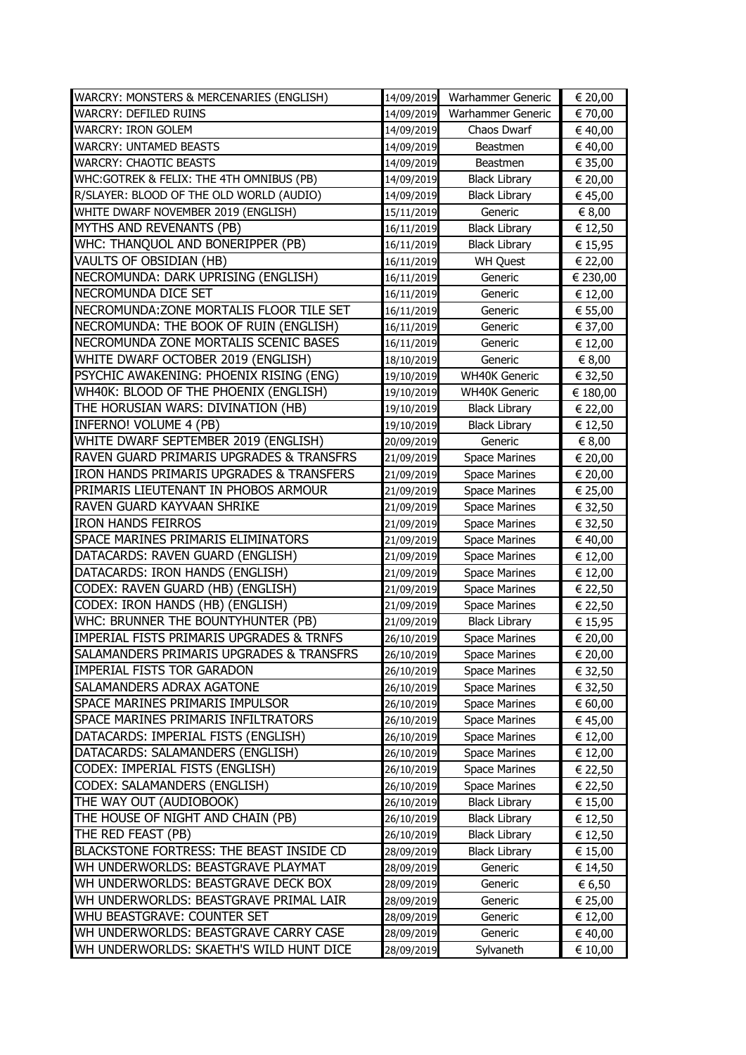| WARCRY: MONSTERS & MERCENARIES (ENGLISH) | 14/09/2019 | Warhammer Generic | € 20,00 |
|---|---|---|---|
| WARCRY: DEFILED RUINS | 14/09/2019 | Warhammer Generic | € 70,00 |
| WARCRY: IRON GOLEM | 14/09/2019 | Chaos Dwarf | € 40,00 |
| WARCRY: UNTAMED BEASTS | 14/09/2019 | Beastmen | € 40,00 |
| WARCRY: CHAOTIC BEASTS | 14/09/2019 | Beastmen | € 35,00 |
| WHC:GOTREK & FELIX: THE 4TH OMNIBUS (PB) | 14/09/2019 | Black Library | € 20,00 |
| R/SLAYER: BLOOD OF THE OLD WORLD (AUDIO) | 14/09/2019 | Black Library | € 45,00 |
| WHITE DWARF NOVEMBER 2019 (ENGLISH) | 15/11/2019 | Generic | € 8,00 |
| MYTHS AND REVENANTS (PB) | 16/11/2019 | Black Library | € 12,50 |
| WHC: THANQUOL AND BONERIPPER (PB) | 16/11/2019 | Black Library | € 15,95 |
| VAULTS OF OBSIDIAN (HB) | 16/11/2019 | WH Quest | € 22,00 |
| NECROMUNDA: DARK UPRISING (ENGLISH) | 16/11/2019 | Generic | € 230,00 |
| NECROMUNDA DICE SET | 16/11/2019 | Generic | € 12,00 |
| NECROMUNDA:ZONE MORTALIS FLOOR TILE SET | 16/11/2019 | Generic | € 55,00 |
| NECROMUNDA: THE BOOK OF RUIN (ENGLISH) | 16/11/2019 | Generic | € 37,00 |
| NECROMUNDA ZONE MORTALIS SCENIC BASES | 16/11/2019 | Generic | € 12,00 |
| WHITE DWARF OCTOBER 2019 (ENGLISH) | 18/10/2019 | Generic | € 8,00 |
| PSYCHIC AWAKENING: PHOENIX RISING (ENG) | 19/10/2019 | WH40K Generic | € 32,50 |
| WH40K: BLOOD OF THE PHOENIX (ENGLISH) | 19/10/2019 | WH40K Generic | € 180,00 |
| THE HORUSIAN WARS: DIVINATION (HB) | 19/10/2019 | Black Library | € 22,00 |
| INFERNO! VOLUME 4 (PB) | 19/10/2019 | Black Library | € 12,50 |
| WHITE DWARF SEPTEMBER 2019 (ENGLISH) | 20/09/2019 | Generic | € 8,00 |
| RAVEN GUARD PRIMARIS UPGRADES & TRANSFRS | 21/09/2019 | Space Marines | € 20,00 |
| IRON HANDS PRIMARIS UPGRADES & TRANSFERS | 21/09/2019 | Space Marines | € 20,00 |
| PRIMARIS LIEUTENANT IN PHOBOS ARMOUR | 21/09/2019 | Space Marines | € 25,00 |
| RAVEN GUARD KAYVAAN SHRIKE | 21/09/2019 | Space Marines | € 32,50 |
| IRON HANDS FEIRROS | 21/09/2019 | Space Marines | € 32,50 |
| SPACE MARINES PRIMARIS ELIMINATORS | 21/09/2019 | Space Marines | € 40,00 |
| DATACARDS: RAVEN GUARD (ENGLISH) | 21/09/2019 | Space Marines | € 12,00 |
| DATACARDS: IRON HANDS (ENGLISH) | 21/09/2019 | Space Marines | € 12,00 |
| CODEX: RAVEN GUARD (HB) (ENGLISH) | 21/09/2019 | Space Marines | € 22,50 |
| CODEX: IRON HANDS (HB) (ENGLISH) | 21/09/2019 | Space Marines | € 22,50 |
| WHC: BRUNNER THE BOUNTYHUNTER (PB) | 21/09/2019 | Black Library | € 15,95 |
| IMPERIAL FISTS PRIMARIS UPGRADES & TRNFS | 26/10/2019 | Space Marines | € 20,00 |
| SALAMANDERS PRIMARIS UPGRADES & TRANSFRS | 26/10/2019 | Space Marines | € 20,00 |
| IMPERIAL FISTS TOR GARADON | 26/10/2019 | Space Marines | € 32,50 |
| SALAMANDERS ADRAX AGATONE | 26/10/2019 | Space Marines | € 32,50 |
| SPACE MARINES PRIMARIS IMPULSOR | 26/10/2019 | Space Marines | € 60,00 |
| SPACE MARINES PRIMARIS INFILTRATORS | 26/10/2019 | Space Marines | € 45,00 |
| DATACARDS: IMPERIAL FISTS (ENGLISH) | 26/10/2019 | Space Marines | € 12,00 |
| DATACARDS: SALAMANDERS (ENGLISH) | 26/10/2019 | Space Marines | € 12,00 |
| CODEX: IMPERIAL FISTS (ENGLISH) | 26/10/2019 | Space Marines | € 22,50 |
| CODEX: SALAMANDERS (ENGLISH) | 26/10/2019 | Space Marines | € 22,50 |
| THE WAY OUT (AUDIOBOOK) | 26/10/2019 | Black Library | € 15,00 |
| THE HOUSE OF NIGHT AND CHAIN (PB) | 26/10/2019 | Black Library | € 12,50 |
| THE RED FEAST (PB) | 26/10/2019 | Black Library | € 12,50 |
| BLACKSTONE FORTRESS: THE BEAST INSIDE CD | 28/09/2019 | Black Library | € 15,00 |
| WH UNDERWORLDS: BEASTGRAVE PLAYMAT | 28/09/2019 | Generic | € 14,50 |
| WH UNDERWORLDS: BEASTGRAVE DECK BOX | 28/09/2019 | Generic | € 6,50 |
| WH UNDERWORLDS: BEASTGRAVE PRIMAL LAIR | 28/09/2019 | Generic | € 25,00 |
| WHU BEASTGRAVE: COUNTER SET | 28/09/2019 | Generic | € 12,00 |
| WH UNDERWORLDS: BEASTGRAVE CARRY CASE | 28/09/2019 | Generic | € 40,00 |
| WH UNDERWORLDS: SKAETH'S WILD HUNT DICE | 28/09/2019 | Sylvaneth | € 10,00 |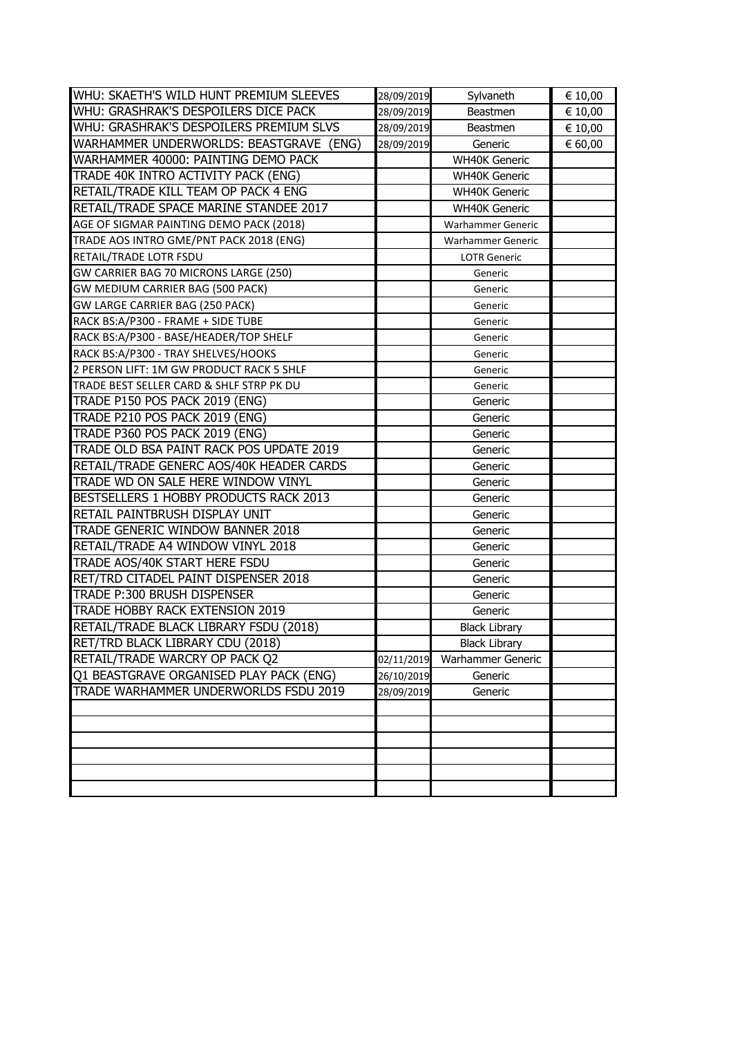| | | | |
|---|---|---|---|
| WHU: SKAETH'S WILD HUNT PREMIUM SLEEVES | 28/09/2019 | Sylvaneth | € 10,00 |
| WHU: GRASHRAK'S DESPOILERS DICE PACK | 28/09/2019 | Beastmen | € 10,00 |
| WHU: GRASHRAK'S DESPOILERS PREMIUM SLVS | 28/09/2019 | Beastmen | € 10,00 |
| WARHAMMER UNDERWORLDS: BEASTGRAVE (ENG) | 28/09/2019 | Generic | € 60,00 |
| WARHAMMER 40000: PAINTING DEMO PACK | | WH40K Generic | |
| TRADE 40K INTRO ACTIVITY PACK (ENG) | | WH40K Generic | |
| RETAIL/TRADE KILL TEAM OP PACK 4 ENG | | WH40K Generic | |
| RETAIL/TRADE SPACE MARINE STANDEE 2017 | | WH40K Generic | |
| AGE OF SIGMAR PAINTING DEMO PACK (2018) | | Warhammer Generic | |
| TRADE AOS INTRO GME/PNT PACK 2018 (ENG) | | Warhammer Generic | |
| RETAIL/TRADE LOTR FSDU | | LOTR Generic | |
| GW CARRIER BAG 70 MICRONS LARGE (250) | | Generic | |
| GW MEDIUM CARRIER BAG (500 PACK) | | Generic | |
| GW LARGE CARRIER BAG (250 PACK) | | Generic | |
| RACK BS:A/P300 - FRAME + SIDE TUBE | | Generic | |
| RACK BS:A/P300 - BASE/HEADER/TOP SHELF | | Generic | |
| RACK BS:A/P300 - TRAY SHELVES/HOOKS | | Generic | |
| 2 PERSON LIFT: 1M GW PRODUCT RACK 5 SHLF | | Generic | |
| TRADE BEST SELLER CARD & SHLF STRP PK DU | | Generic | |
| TRADE P150 POS PACK 2019 (ENG) | | Generic | |
| TRADE P210 POS PACK 2019 (ENG) | | Generic | |
| TRADE P360 POS PACK 2019 (ENG) | | Generic | |
| TRADE OLD BSA PAINT RACK POS UPDATE 2019 | | Generic | |
| RETAIL/TRADE GENERC AOS/40K HEADER CARDS | | Generic | |
| TRADE WD ON SALE HERE WINDOW VINYL | | Generic | |
| BESTSELLERS 1 HOBBY PRODUCTS RACK 2013 | | Generic | |
| RETAIL PAINTBRUSH DISPLAY UNIT | | Generic | |
| TRADE GENERIC WINDOW BANNER 2018 | | Generic | |
| RETAIL/TRADE A4 WINDOW VINYL 2018 | | Generic | |
| TRADE AOS/40K START HERE FSDU | | Generic | |
| RET/TRD CITADEL PAINT DISPENSER 2018 | | Generic | |
| TRADE P:300 BRUSH DISPENSER | | Generic | |
| TRADE HOBBY RACK EXTENSION 2019 | | Generic | |
| RETAIL/TRADE BLACK LIBRARY FSDU (2018) | | Black Library | |
| RET/TRD BLACK LIBRARY CDU (2018) | | Black Library | |
| RETAIL/TRADE WARCRY OP PACK Q2 | 02/11/2019 | Warhammer Generic | |
| Q1 BEASTGRAVE ORGANISED PLAY PACK (ENG) | 26/10/2019 | Generic | |
| TRADE WARHAMMER UNDERWORLDS FSDU 2019 | 28/09/2019 | Generic | |
| | | | |
| | | | |
| | | | |
| | | | |
| | | | |
| | | | |